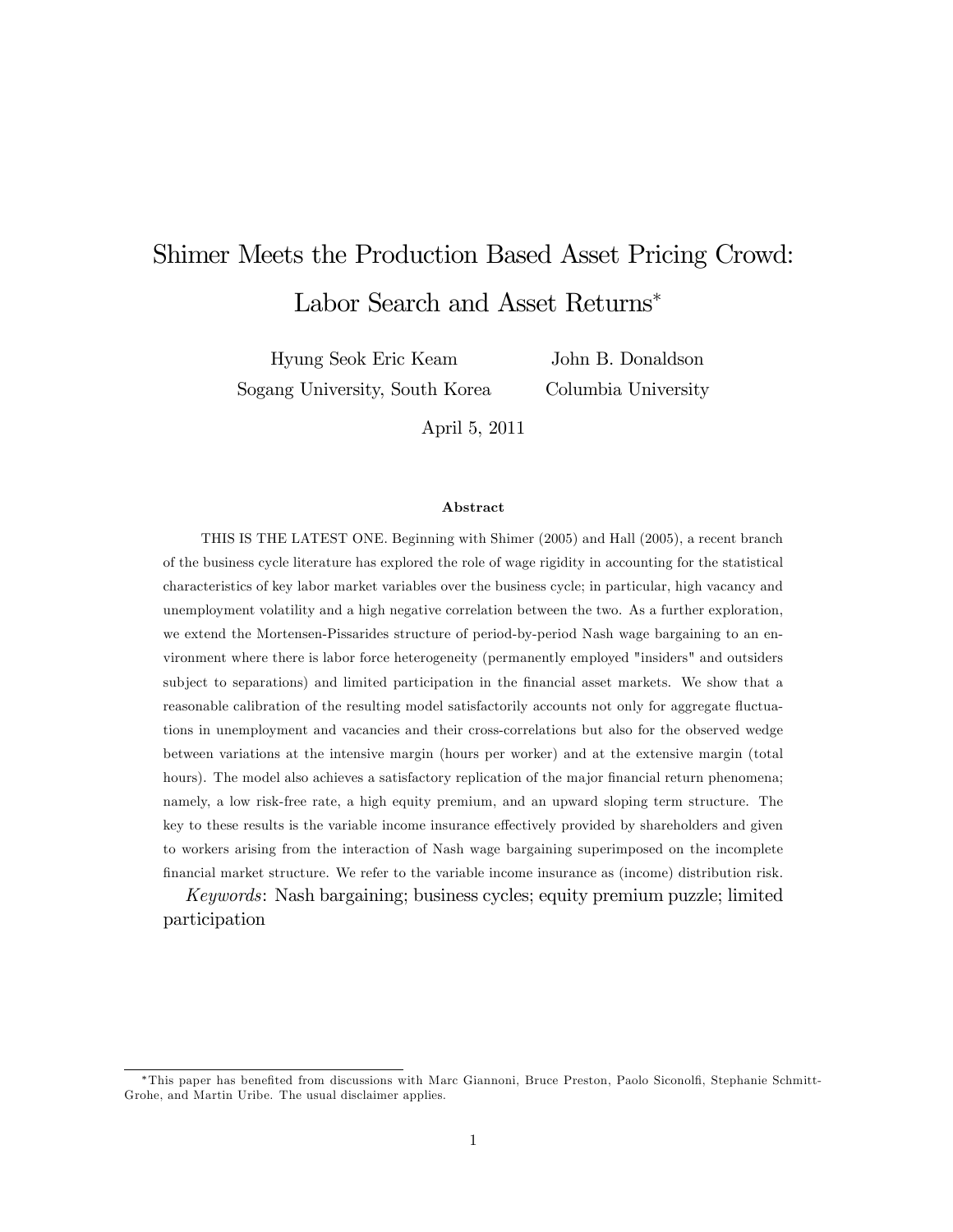# Shimer Meets the Production Based Asset Pricing Crowd: Labor Search and Asset Returns*

Hyung Seok Eric Keam
Sogang University, South Korea

John B. Donaldson
Columbia University

April 5, 2011

### Abstract

THIS IS THE LATEST ONE. Beginning with Shimer (2005) and Hall (2005), a recent branch of the business cycle literature has explored the role of wage rigidity in accounting for the statistical characteristics of key labor market variables over the business cycle; in particular, high vacancy and unemployment volatility and a high negative correlation between the two. As a further exploration, we extend the Mortensen-Pissarides structure of period-by-period Nash wage bargaining to an environment where there is labor force heterogeneity (permanently employed "insiders" and outsiders subject to separations) and limited participation in the financial asset markets. We show that a reasonable calibration of the resulting model satisfactorily accounts not only for aggregate fluctuations in unemployment and vacancies and their cross-correlations but also for the observed wedge between variations at the intensive margin (hours per worker) and at the extensive margin (total hours). The model also achieves a satisfactory replication of the major financial return phenomena; namely, a low risk-free rate, a high equity premium, and an upward sloping term structure. The key to these results is the variable income insurance effectively provided by shareholders and given to workers arising from the interaction of Nash wage bargaining superimposed on the incomplete financial market structure. We refer to the variable income insurance as (income) distribution risk.

*Keywords*: Nash bargaining; business cycles; equity premium puzzle; limited participation

*This paper has benefited from discussions with Marc Giannoni, Bruce Preston, Paolo Siconolfi, Stephanie Schmitt-Grohe, and Martin Uribe. The usual disclaimer applies.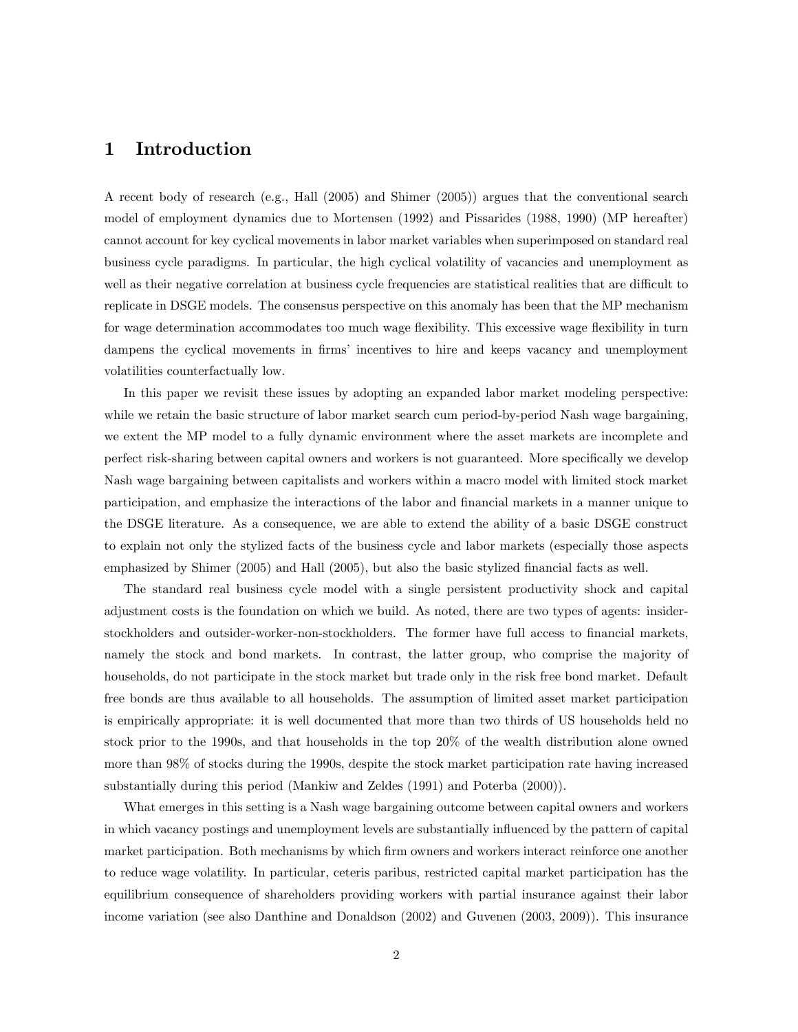# 1 Introduction

A recent body of research (e.g., Hall (2005) and Shimer (2005)) argues that the conventional search model of employment dynamics due to Mortensen (1992) and Pissarides (1988, 1990) (MP hereafter) cannot account for key cyclical movements in labor market variables when superimposed on standard real business cycle paradigms. In particular, the high cyclical volatility of vacancies and unemployment as well as their negative correlation at business cycle frequencies are statistical realities that are difficult to replicate in DSGE models. The consensus perspective on this anomaly has been that the MP mechanism for wage determination accommodates too much wage flexibility. This excessive wage flexibility in turn dampens the cyclical movements in firms' incentives to hire and keeps vacancy and unemployment volatilities counterfactually low.

In this paper we revisit these issues by adopting an expanded labor market modeling perspective: while we retain the basic structure of labor market search cum period-by-period Nash wage bargaining, we extent the MP model to a fully dynamic environment where the asset markets are incomplete and perfect risk-sharing between capital owners and workers is not guaranteed. More specifically we develop Nash wage bargaining between capitalists and workers within a macro model with limited stock market participation, and emphasize the interactions of the labor and financial markets in a manner unique to the DSGE literature. As a consequence, we are able to extend the ability of a basic DSGE construct to explain not only the stylized facts of the business cycle and labor markets (especially those aspects emphasized by Shimer (2005) and Hall (2005), but also the basic stylized financial facts as well.

The standard real business cycle model with a single persistent productivity shock and capital adjustment costs is the foundation on which we build. As noted, there are two types of agents: insider-stockholders and outsider-worker-non-stockholders. The former have full access to financial markets, namely the stock and bond markets. In contrast, the latter group, who comprise the majority of households, do not participate in the stock market but trade only in the risk free bond market. Default free bonds are thus available to all households. The assumption of limited asset market participation is empirically appropriate: it is well documented that more than two thirds of US households held no stock prior to the 1990s, and that households in the top 20% of the wealth distribution alone owned more than 98% of stocks during the 1990s, despite the stock market participation rate having increased substantially during this period (Mankiw and Zeldes (1991) and Poterba (2000)).

What emerges in this setting is a Nash wage bargaining outcome between capital owners and workers in which vacancy postings and unemployment levels are substantially influenced by the pattern of capital market participation. Both mechanisms by which firm owners and workers interact reinforce one another to reduce wage volatility. In particular, ceteris paribus, restricted capital market participation has the equilibrium consequence of shareholders providing workers with partial insurance against their labor income variation (see also Danthine and Donaldson (2002) and Guvenen (2003, 2009)). This insurance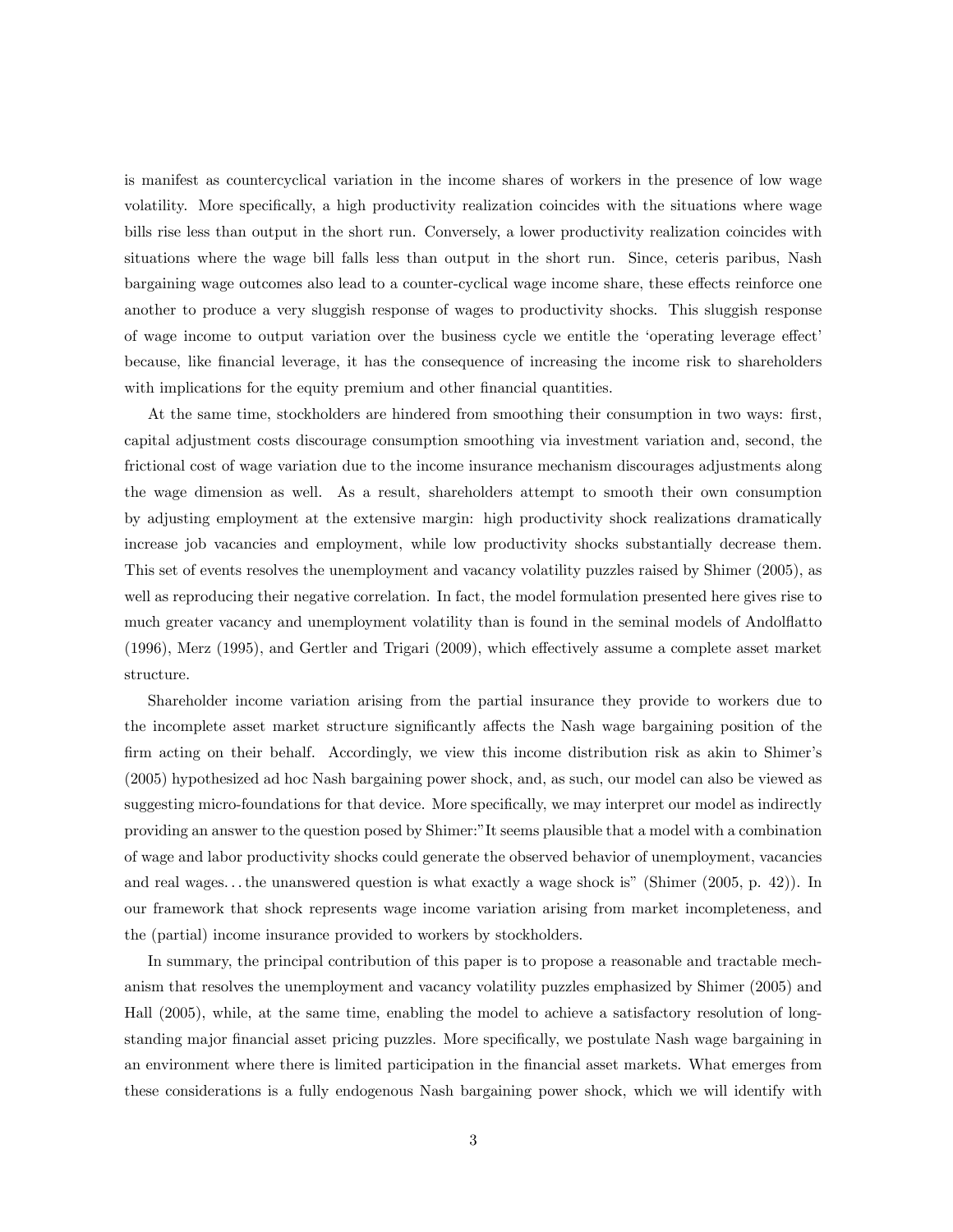is manifest as countercyclical variation in the income shares of workers in the presence of low wage volatility. More specifically, a high productivity realization coincides with the situations where wage bills rise less than output in the short run. Conversely, a lower productivity realization coincides with situations where the wage bill falls less than output in the short run. Since, ceteris paribus, Nash bargaining wage outcomes also lead to a counter-cyclical wage income share, these effects reinforce one another to produce a very sluggish response of wages to productivity shocks. This sluggish response of wage income to output variation over the business cycle we entitle the 'operating leverage effect' because, like financial leverage, it has the consequence of increasing the income risk to shareholders with implications for the equity premium and other financial quantities.

At the same time, stockholders are hindered from smoothing their consumption in two ways: first, capital adjustment costs discourage consumption smoothing via investment variation and, second, the frictional cost of wage variation due to the income insurance mechanism discourages adjustments along the wage dimension as well. As a result, shareholders attempt to smooth their own consumption by adjusting employment at the extensive margin: high productivity shock realizations dramatically increase job vacancies and employment, while low productivity shocks substantially decrease them. This set of events resolves the unemployment and vacancy volatility puzzles raised by Shimer (2005), as well as reproducing their negative correlation. In fact, the model formulation presented here gives rise to much greater vacancy and unemployment volatility than is found in the seminal models of Andolfatto (1996), Merz (1995), and Gertler and Trigari (2009), which effectively assume a complete asset market structure.

Shareholder income variation arising from the partial insurance they provide to workers due to the incomplete asset market structure significantly affects the Nash wage bargaining position of the firm acting on their behalf. Accordingly, we view this income distribution risk as akin to Shimer's (2005) hypothesized ad hoc Nash bargaining power shock, and, as such, our model can also be viewed as suggesting micro-foundations for that device. More specifically, we may interpret our model as indirectly providing an answer to the question posed by Shimer:"It seems plausible that a model with a combination of wage and labor productivity shocks could generate the observed behavior of unemployment, vacancies and real wages. . . the unanswered question is what exactly a wage shock is" (Shimer (2005, p. 42)). In our framework that shock represents wage income variation arising from market incompleteness, and the (partial) income insurance provided to workers by stockholders.

In summary, the principal contribution of this paper is to propose a reasonable and tractable mechanism that resolves the unemployment and vacancy volatility puzzles emphasized by Shimer (2005) and Hall (2005), while, at the same time, enabling the model to achieve a satisfactory resolution of long-standing major financial asset pricing puzzles. More specifically, we postulate Nash wage bargaining in an environment where there is limited participation in the financial asset markets. What emerges from these considerations is a fully endogenous Nash bargaining power shock, which we will identify with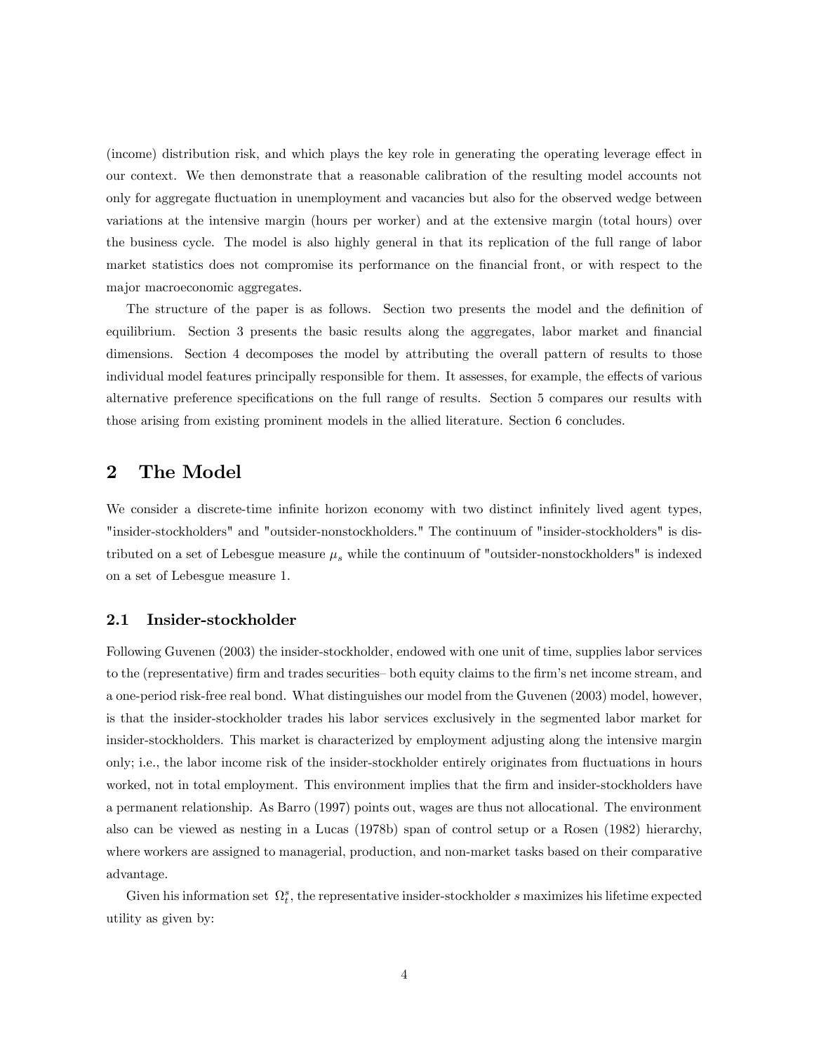(income) distribution risk, and which plays the key role in generating the operating leverage effect in our context. We then demonstrate that a reasonable calibration of the resulting model accounts not only for aggregate fluctuation in unemployment and vacancies but also for the observed wedge between variations at the intensive margin (hours per worker) and at the extensive margin (total hours) over the business cycle. The model is also highly general in that its replication of the full range of labor market statistics does not compromise its performance on the financial front, or with respect to the major macroeconomic aggregates.

The structure of the paper is as follows. Section two presents the model and the definition of equilibrium. Section 3 presents the basic results along the aggregates, labor market and financial dimensions. Section 4 decomposes the model by attributing the overall pattern of results to those individual model features principally responsible for them. It assesses, for example, the effects of various alternative preference specifications on the full range of results. Section 5 compares our results with those arising from existing prominent models in the allied literature. Section 6 concludes.

# 2 The Model

We consider a discrete-time infinite horizon economy with two distinct infinitely lived agent types, "insider-stockholders" and "outsider-nonstockholders." The continuum of "insider-stockholders" is distributed on a set of Lebesgue measure $\mu_s$ while the continuum of "outsider-nonstockholders" is indexed on a set of Lebesgue measure 1.

## 2.1 Insider-stockholder

Following Guvenen (2003) the insider-stockholder, endowed with one unit of time, supplies labor services to the (representative) firm and trades securities– both equity claims to the firm's net income stream, and a one-period risk-free real bond. What distinguishes our model from the Guvenen (2003) model, however, is that the insider-stockholder trades his labor services exclusively in the segmented labor market for insider-stockholders. This market is characterized by employment adjusting along the intensive margin only; i.e., the labor income risk of the insider-stockholder entirely originates from fluctuations in hours worked, not in total employment. This environment implies that the firm and insider-stockholders have a permanent relationship. As Barro (1997) points out, wages are thus not allocational. The environment also can be viewed as nesting in a Lucas (1978b) span of control setup or a Rosen (1982) hierarchy, where workers are assigned to managerial, production, and non-market tasks based on their comparative advantage.

Given his information set $\Omega_t^s$, the representative insider-stockholder $s$ maximizes his lifetime expected utility as given by: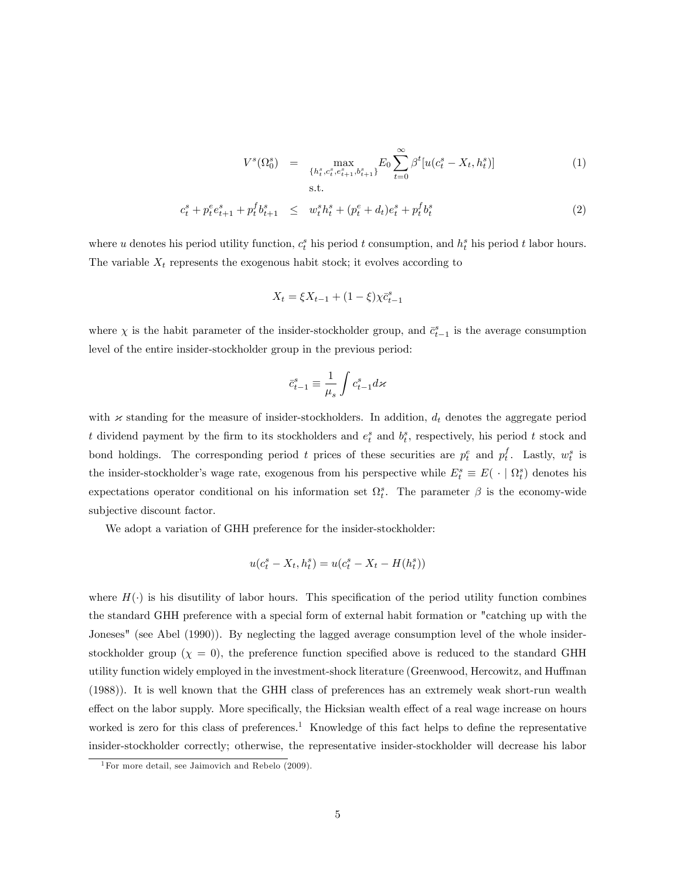$$V^s(\Omega_0^s) = \max_{\{h_t^s, c_t^s, e_{t+1}^s, b_{t+1}^s\}} E_0 \sum_{t=0}^{\infty} \beta^t [u(c_t^s - X_t, h_t^s)] \tag{1}$$

s.t.

$$c_t^s + p_t^e e_{t+1}^s + p_t^f b_{t+1}^s \leq w_t^s h_t^s + (p_t^e + d_t) e_t^s + p_t^f b_t^s \tag{2}$$

where $u$ denotes his period utility function, $c_t^s$ his period $t$ consumption, and $h_t^s$ his period $t$ labor hours. The variable $X_t$ represents the exogenous habit stock; it evolves according to

$$X_t = \xi X_{t-1} + (1 - \xi) \chi \bar{c}_{t-1}^s$$

where $\chi$ is the habit parameter of the insider-stockholder group, and $\bar{c}_{t-1}^s$ is the average consumption level of the entire insider-stockholder group in the previous period:

$$\bar{c}_{t-1}^s \equiv \frac{1}{\mu_s} \int c_{t-1}^s d\varkappa$$

with $\varkappa$ standing for the measure of insider-stockholders. In addition, $d_t$ denotes the aggregate period $t$ dividend payment by the firm to its stockholders and $e_t^s$ and $b_t^s$, respectively, his period $t$ stock and bond holdings. The corresponding period $t$ prices of these securities are $p_t^e$ and $p_t^f$. Lastly, $w_t^s$ is the insider-stockholder's wage rate, exogenous from his perspective while $E_t^s \equiv E(\cdot \mid \Omega_t^s)$ denotes his expectations operator conditional on his information set $\Omega_t^s$. The parameter $\beta$ is the economy-wide subjective discount factor.

We adopt a variation of GHH preference for the insider-stockholder:

$$u(c_t^s - X_t, h_t^s) = u(c_t^s - X_t - H(h_t^s))$$

where $H(\cdot)$ is his disutility of labor hours. This specification of the period utility function combines the standard GHH preference with a special form of external habit formation or "catching up with the Joneses" (see Abel (1990)). By neglecting the lagged average consumption level of the whole insider-stockholder group ($\chi = 0$), the preference function specified above is reduced to the standard GHH utility function widely employed in the investment-shock literature (Greenwood, Hercowitz, and Huffman (1988)). It is well known that the GHH class of preferences has an extremely weak short-run wealth effect on the labor supply. More specifically, the Hicksian wealth effect of a real wage increase on hours worked is zero for this class of preferences.[1] Knowledge of this fact helps to define the representative insider-stockholder correctly; otherwise, the representative insider-stockholder will decrease his labor

[1] For more detail, see Jaimovich and Rebelo (2009).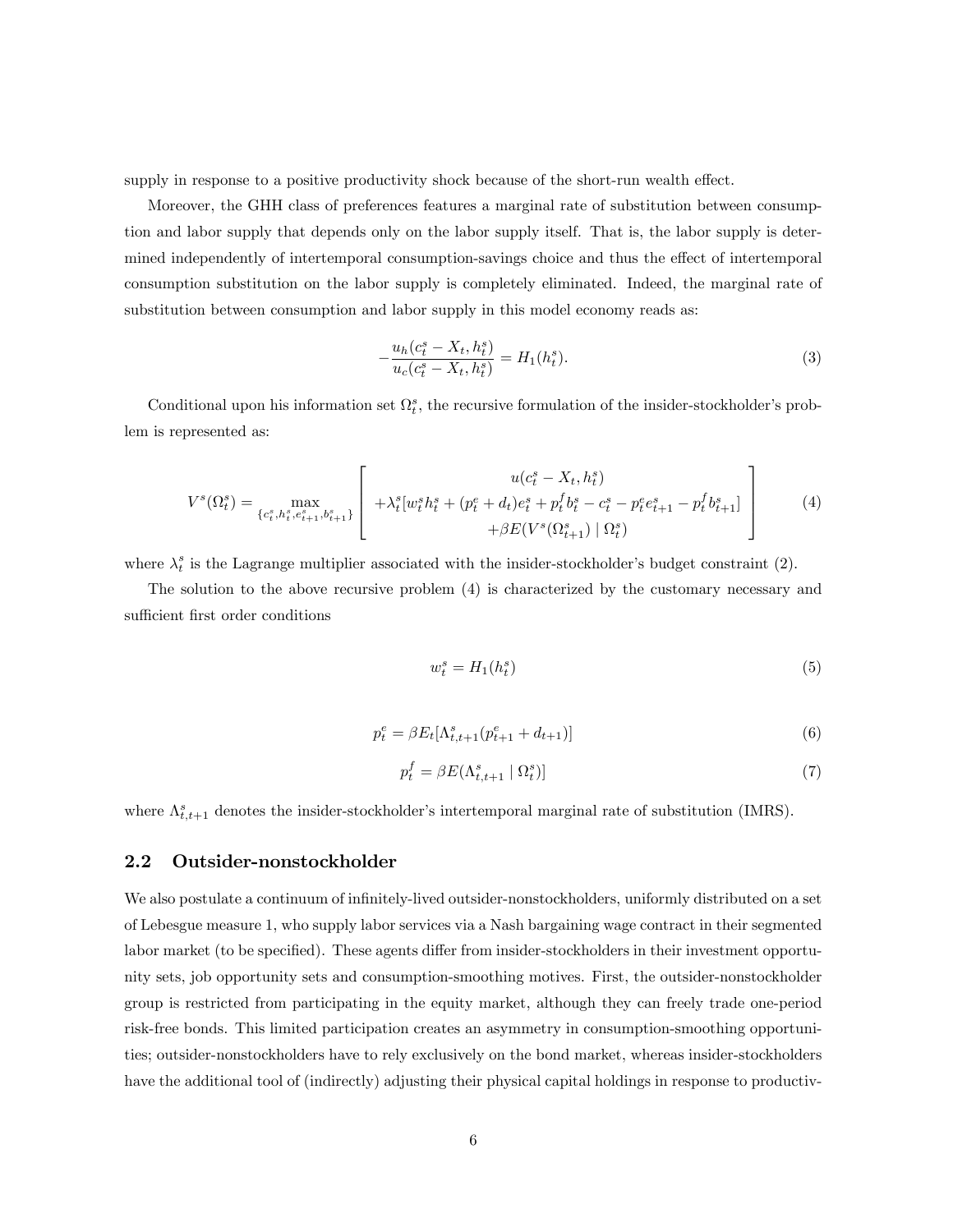supply in response to a positive productivity shock because of the short-run wealth effect.

Moreover, the GHH class of preferences features a marginal rate of substitution between consumption and labor supply that depends only on the labor supply itself. That is, the labor supply is determined independently of intertemporal consumption-savings choice and thus the effect of intertemporal consumption substitution on the labor supply is completely eliminated. Indeed, the marginal rate of substitution between consumption and labor supply in this model economy reads as:

$$-\frac{u_h(c_t^s - X_t, h_t^s)}{u_c(c_t^s - X_t, h_t^s)} = H_1(h_t^s). \tag{3}$$

Conditional upon his information set $\Omega_t^s$, the recursive formulation of the insider-stockholder's problem is represented as:

$$V^s(\Omega_t^s) = \max_{\{c_t^s, h_t^s, e_{t+1}^s, b_{t+1}^s\}} \left[ \begin{array}{c} u(c_t^s - X_t, h_t^s) \\ +\lambda_t^s[w_t^s h_t^s + (p_t^e + d_t)e_t^s + p_t^f b_t^s - c_t^s - p_t^e e_{t+1}^s - p_t^f b_{t+1}^s] \\ +\beta E(V^s(\Omega_{t+1}^s) \mid \Omega_t^s) \end{array} \right] \tag{4}$$

where $\lambda_t^s$ is the Lagrange multiplier associated with the insider-stockholder's budget constraint (2).

The solution to the above recursive problem (4) is characterized by the customary necessary and sufficient first order conditions

$$w_t^s = H_1(h_t^s) \tag{5}$$

$$p_t^e = \beta E_t[\Lambda_{t,t+1}^s(p_{t+1}^e + d_{t+1})] \tag{6}$$

$$p_t^f = \beta E(\Lambda_{t,t+1}^s \mid \Omega_t^s)] \tag{7}$$

where $\Lambda_{t,t+1}^s$ denotes the insider-stockholder's intertemporal marginal rate of substitution (IMRS).

## 2.2 Outsider-nonstockholder

We also postulate a continuum of infinitely-lived outsider-nonstockholders, uniformly distributed on a set of Lebesgue measure 1, who supply labor services via a Nash bargaining wage contract in their segmented labor market (to be specified). These agents differ from insider-stockholders in their investment opportunity sets, job opportunity sets and consumption-smoothing motives. First, the outsider-nonstockholder group is restricted from participating in the equity market, although they can freely trade one-period risk-free bonds. This limited participation creates an asymmetry in consumption-smoothing opportunities; outsider-nonstockholders have to rely exclusively on the bond market, whereas insider-stockholders have the additional tool of (indirectly) adjusting their physical capital holdings in response to productiv-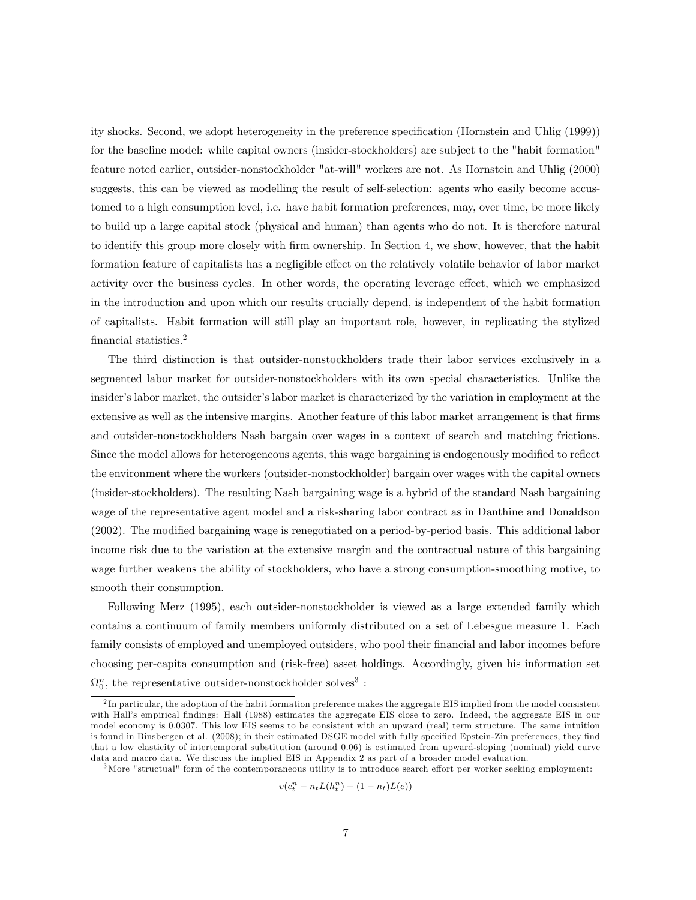ity shocks. Second, we adopt heterogeneity in the preference specification (Hornstein and Uhlig (1999)) for the baseline model: while capital owners (insider-stockholders) are subject to the "habit formation" feature noted earlier, outsider-nonstockholder "at-will" workers are not. As Hornstein and Uhlig (2000) suggests, this can be viewed as modelling the result of self-selection: agents who easily become accustomed to a high consumption level, i.e. have habit formation preferences, may, over time, be more likely to build up a large capital stock (physical and human) than agents who do not. It is therefore natural to identify this group more closely with firm ownership. In Section 4, we show, however, that the habit formation feature of capitalists has a negligible effect on the relatively volatile behavior of labor market activity over the business cycles. In other words, the operating leverage effect, which we emphasized in the introduction and upon which our results crucially depend, is independent of the habit formation of capitalists. Habit formation will still play an important role, however, in replicating the stylized financial statistics.[2]

The third distinction is that outsider-nonstockholders trade their labor services exclusively in a segmented labor market for outsider-nonstockholders with its own special characteristics. Unlike the insider's labor market, the outsider's labor market is characterized by the variation in employment at the extensive as well as the intensive margins. Another feature of this labor market arrangement is that firms and outsider-nonstockholders Nash bargain over wages in a context of search and matching frictions. Since the model allows for heterogeneous agents, this wage bargaining is endogenously modified to reflect the environment where the workers (outsider-nonstockholder) bargain over wages with the capital owners (insider-stockholders). The resulting Nash bargaining wage is a hybrid of the standard Nash bargaining wage of the representative agent model and a risk-sharing labor contract as in Danthine and Donaldson (2002). The modified bargaining wage is renegotiated on a period-by-period basis. This additional labor income risk due to the variation at the extensive margin and the contractual nature of this bargaining wage further weakens the ability of stockholders, who have a strong consumption-smoothing motive, to smooth their consumption.

Following Merz (1995), each outsider-nonstockholder is viewed as a large extended family which contains a continuum of family members uniformly distributed on a set of Lebesgue measure 1. Each family consists of employed and unemployed outsiders, who pool their financial and labor incomes before choosing per-capita consumption and (risk-free) asset holdings. Accordingly, given his information set $\Omega_0^n$, the representative outsider-nonstockholder solves[3] :

[2] In particular, the adoption of the habit formation preference makes the aggregate EIS implied from the model consistent with Hall's empirical findings: Hall (1988) estimates the aggregate EIS close to zero. Indeed, the aggregate EIS in our model economy is 0.0307. This low EIS seems to be consistent with an upward (real) term structure. The same intuition is found in Binsbergen et al. (2008); in their estimated DSGE model with fully specified Epstein-Zin preferences, they find that a low elasticity of intertemporal substitution (around 0.06) is estimated from upward-sloping (nominal) yield curve data and macro data. We discuss the implied EIS in Appendix 2 as part of a broader model evaluation.

[3] More "structural" form of the contemporaneous utility is to introduce search effort per worker seeking employment:

$$v(c_t^n - n_t L(h_t^n) - (1 - n_t) L(e))$$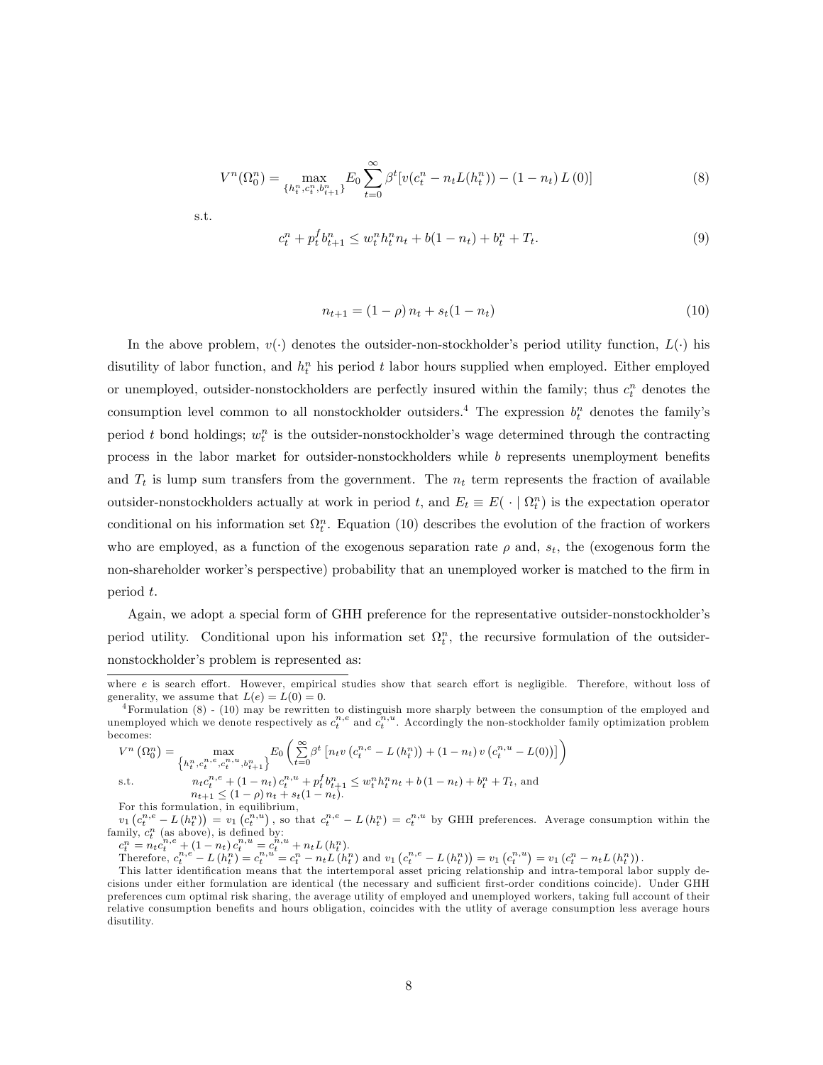$$V^n(\Omega_0^n) = \max_{\{h_t^n, c_t^n, b_{t+1}^n\}} E_0 \sum_{t=0}^{\infty} \beta^t [v(c_t^n - n_t L(h_t^n)) - (1-n_t) L(0)] \tag{8}$$

s.t.

$$c_t^n + p_t^f b_{t+1}^n \leq w_t^n h_t^n n_t + b(1-n_t) + b_t^n + T_t. \tag{9}$$

$$n_{t+1} = (1-\rho) n_t + s_t (1-n_t) \tag{10}$$

In the above problem, $v(\cdot)$ denotes the outsider-non-stockholder's period utility function, $L(\cdot)$ his disutility of labor function, and $h_t^n$ his period $t$ labor hours supplied when employed. Either employed or unemployed, outsider-nonstockholders are perfectly insured within the family; thus $c_t^n$ denotes the consumption level common to all nonstockholder outsiders.[4] The expression $b_t^n$ denotes the family's period $t$ bond holdings; $w_t^n$ is the outsider-nonstockholder's wage determined through the contracting process in the labor market for outsider-nonstockholders while $b$ represents unemployment benefits and $T_t$ is lump sum transfers from the government. The $n_t$ term represents the fraction of available outsider-nonstockholders actually at work in period $t$, and $E_t \equiv E(\,\cdot \mid \Omega_t^n)$ is the expectation operator conditional on his information set $\Omega_t^n$. Equation (10) describes the evolution of the fraction of workers who are employed, as a function of the exogenous separation rate $\rho$ and, $s_t$, the (exogenous form the non-shareholder worker's perspective) probability that an unemployed worker is matched to the firm in period $t$.

Again, we adopt a special form of GHH preference for the representative outsider-nonstockholder's period utility. Conditional upon his information set $\Omega_t^n$, the recursive formulation of the outsider-nonstockholder's problem is represented as:

---

where $e$ is search effort. However, empirical studies show that search effort is negligible. Therefore, without loss of generality, we assume that $L(e) = L(0) = 0$.

[4] Formulation (8) - (10) may be rewritten to distinguish more sharply between the consumption of the employed and unemployed which we denote respectively as $c_t^{n,e}$ and $c_t^{n,u}$. Accordingly the non-stockholder family optimization problem becomes:

$$V^n(\Omega_0^n) = \max_{\left\{h_t^n, c_t^{n,e}, c_t^{n,u}, b_{t+1}^n\right\}} E_0 \left( \sum_{t=0}^{\infty} \beta^t \left[ n_t v\left(c_t^{n,e} - L(h_t^n)\right) + (1-n_t) v\left(c_t^{n,u} - L(0)\right) \right] \right)$$

s.t. $\quad n_t c_t^{n,e} + (1-n_t) c_t^{n,u} + p_t^f b_{t+1}^n \leq w_t^n h_t^n n_t + b(1-n_t) + b_t^n + T_t$, and
$n_{t+1} \leq (1-\rho) n_t + s_t (1-n_t)$.

For this formulation, in equilibrium,
$v_1\left(c_t^{n,e} - L(h_t^n)\right) = v_1\left(c_t^{n,u}\right)$, so that $c_t^{n,e} - L(h_t^n) = c_t^{n,u}$ by GHH preferences. Average consumption within the family, $c_t^n$ (as above), is defined by:
$c_t^n = n_t c_t^{n,e} + (1-n_t) c_t^{n,u} = c_t^{n,u} + n_t L(h_t^n)$.
Therefore, $c_t^{n,e} - L(h_t^n) = c_t^{n,u} = c_t^n - n_t L(h_t^n)$ and $v_1\left(c_t^{n,e} - L(h_t^n)\right) = v_1\left(c_t^{n,u}\right) = v_1\left(c_t^n - n_t L(h_t^n)\right)$.
This latter identification means that the intertemporal asset pricing relationship and intra-temporal labor supply decisions under either formulation are identical (the necessary and sufficient first-order conditions coincide). Under GHH preferences cum optimal risk sharing, the average utility of employed and unemployed workers, taking full account of their relative consumption benefits and hours obligation, coincides with the utlity of average consumption less average hours disutility.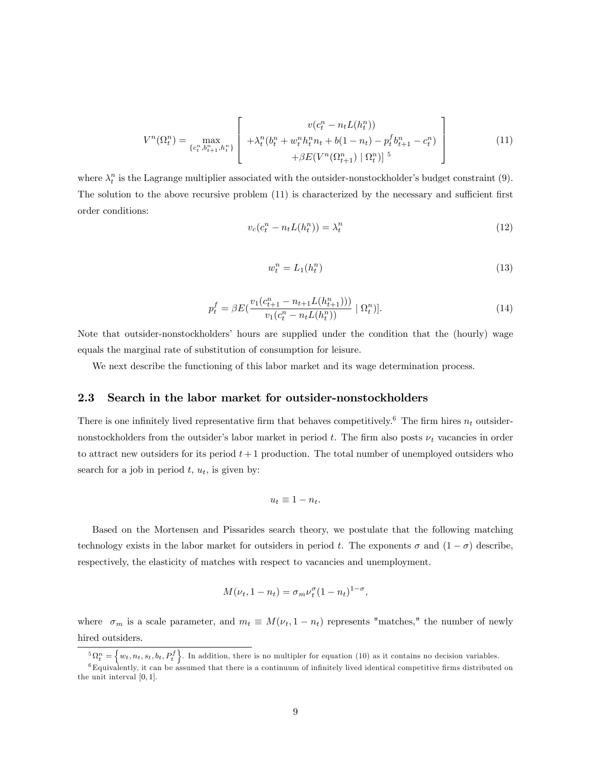$$V^n(\Omega_t^n) = \max_{\{c_t^n, b_{t+1}^n, h_t^n\}} \left[ \begin{array}{c} v(c_t^n - n_t L(h_t^n)) \\ +\lambda_t^n (b_t^n + w_t^n h_t^n n_t + b(1-n_t) - p_t^f b_{t+1}^n - c_t^n) \\ +\beta E(V^n(\Omega_{t+1}^n) \mid \Omega_t^n) \end{array} \right]^{5} \tag{11}$$

where $\lambda_t^n$ is the Lagrange multiplier associated with the outsider-nonstockholder's budget constraint (9). The solution to the above recursive problem (11) is characterized by the necessary and sufficient first order conditions:

$$v_c(c_t^n - n_t L(h_t^n)) = \lambda_t^n \tag{12}$$

$$w_t^n = L_1(h_t^n) \tag{13}$$

$$p_t^f = \beta E\left(\frac{v_1(c_{t+1}^n - n_{t+1} L(h_{t+1}^n))}{v_1(c_t^n - n_t L(h_t^n))} \mid \Omega_t^n\right)]. \tag{14}$$

Note that outsider-nonstockholders' hours are supplied under the condition that the (hourly) wage equals the marginal rate of substitution of consumption for leisure.

We next describe the functioning of this labor market and its wage determination process.

## 2.3 Search in the labor market for outsider-nonstockholders

There is one infinitely lived representative firm that behaves competitively.[6] The firm hires $n_t$ outsider-nonstockholders from the outsider's labor market in period $t$. The firm also posts $\nu_t$ vacancies in order to attract new outsiders for its period $t+1$ production. The total number of unemployed outsiders who search for a job in period $t$, $u_t$, is given by:

$$u_t \equiv 1 - n_t.$$

Based on the Mortensen and Pissarides search theory, we postulate that the following matching technology exists in the labor market for outsiders in period $t$. The exponents $\sigma$ and $(1-\sigma)$ describe, respectively, the elasticity of matches with respect to vacancies and unemployment.

$$M(\nu_t, 1 - n_t) = \sigma_m \nu_t^\sigma (1 - n_t)^{1-\sigma},$$

where $\sigma_m$ is a scale parameter, and $m_t \equiv M(\nu_t, 1 - n_t)$ represents "matches," the number of newly hired outsiders.

[5] $\Omega_t^n = \left\{w_t, n_t, s_t, b_t, P_t^f\right\}$. In addition, there is no multipler for equation (10) as it contains no decision variables.

[6] Equivalently, it can be assumed that there is a continuum of infinitely lived identical competitive firms distributed on the unit interval $[0, 1]$.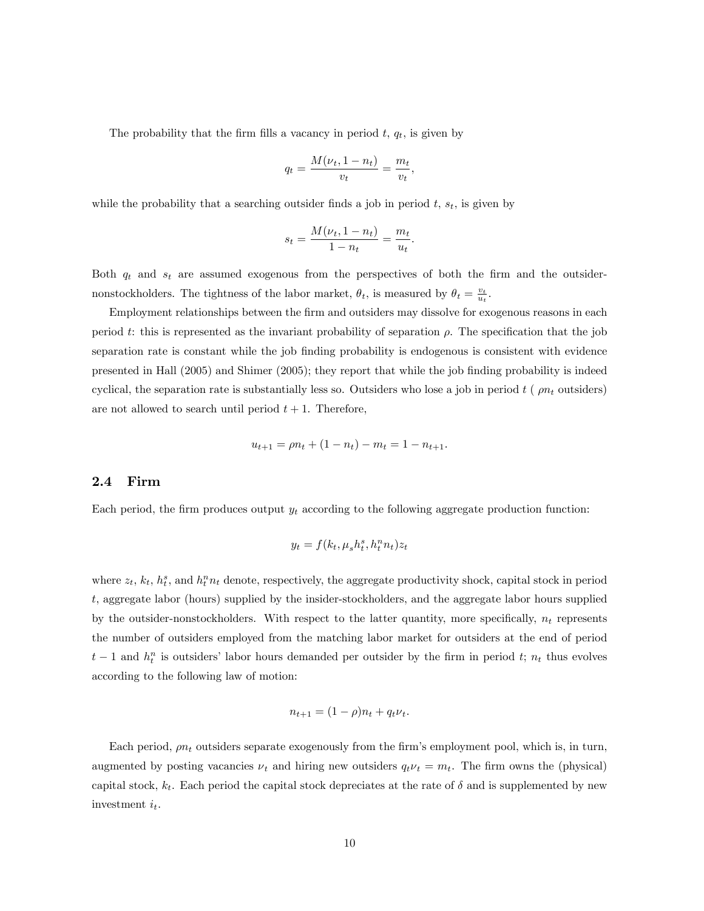The probability that the firm fills a vacancy in period $t$, $q_t$, is given by

$$q_t = \frac{M(\nu_t, 1 - n_t)}{v_t} = \frac{m_t}{v_t},$$

while the probability that a searching outsider finds a job in period $t$, $s_t$, is given by

$$s_t = \frac{M(\nu_t, 1 - n_t)}{1 - n_t} = \frac{m_t}{u_t}.$$

Both $q_t$ and $s_t$ are assumed exogenous from the perspectives of both the firm and the outsider-nonstockholders. The tightness of the labor market, $\theta_t$, is measured by $\theta_t = \frac{v_t}{u_t}$.

Employment relationships between the firm and outsiders may dissolve for exogenous reasons in each period $t$: this is represented as the invariant probability of separation $\rho$. The specification that the job separation rate is constant while the job finding probability is endogenous is consistent with evidence presented in Hall (2005) and Shimer (2005); they report that while the job finding probability is indeed cyclical, the separation rate is substantially less so. Outsiders who lose a job in period $t$ ( $\rho n_t$ outsiders) are not allowed to search until period $t + 1$. Therefore,

$$u_{t+1} = \rho n_t + (1 - n_t) - m_t = 1 - n_{t+1}.$$

## 2.4 Firm

Each period, the firm produces output $y_t$ according to the following aggregate production function:

$$y_t = f(k_t, \mu_s h_t^s, h_t^n n_t) z_t$$

where $z_t$, $k_t$, $h_t^s$, and $h_t^n n_t$ denote, respectively, the aggregate productivity shock, capital stock in period $t$, aggregate labor (hours) supplied by the insider-stockholders, and the aggregate labor hours supplied by the outsider-nonstockholders. With respect to the latter quantity, more specifically, $n_t$ represents the number of outsiders employed from the matching labor market for outsiders at the end of period $t-1$ and $h_t^n$ is outsiders' labor hours demanded per outsider by the firm in period $t$; $n_t$ thus evolves according to the following law of motion:

$$n_{t+1} = (1 - \rho) n_t + q_t \nu_t.$$

Each period, $\rho n_t$ outsiders separate exogenously from the firm's employment pool, which is, in turn, augmented by posting vacancies $\nu_t$ and hiring new outsiders $q_t \nu_t = m_t$. The firm owns the (physical) capital stock, $k_t$. Each period the capital stock depreciates at the rate of $\delta$ and is supplemented by new investment $i_t$.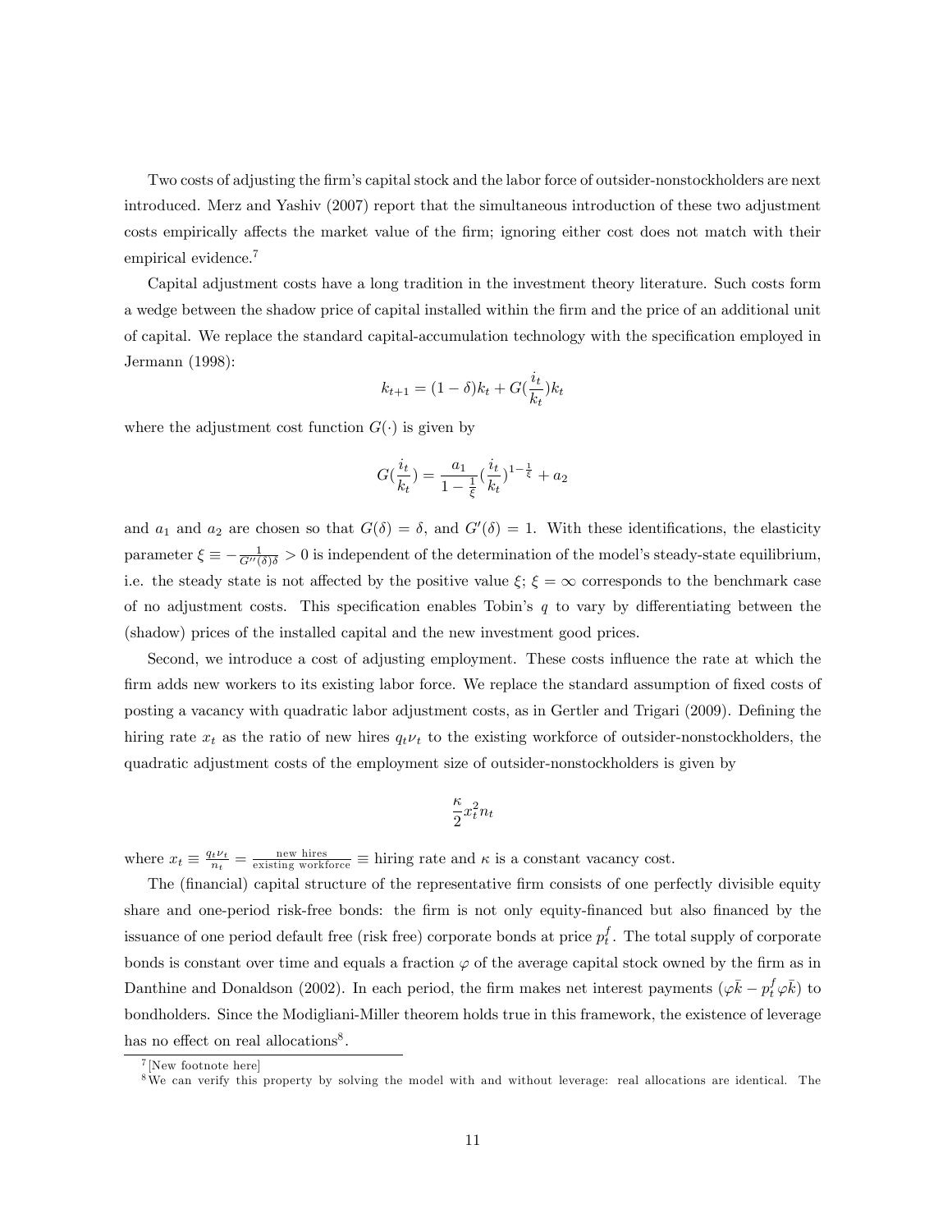Two costs of adjusting the firm's capital stock and the labor force of outsider-nonstockholders are next introduced. Merz and Yashiv (2007) report that the simultaneous introduction of these two adjustment costs empirically affects the market value of the firm; ignoring either cost does not match with their empirical evidence.[7]

Capital adjustment costs have a long tradition in the investment theory literature. Such costs form a wedge between the shadow price of capital installed within the firm and the price of an additional unit of capital. We replace the standard capital-accumulation technology with the specification employed in Jermann (1998):

$$k_{t+1} = (1-\delta)k_t + G(\frac{i_t}{k_t})k_t$$

where the adjustment cost function $G(\cdot)$ is given by

$$G(\frac{i_t}{k_t}) = \frac{a_1}{1-\frac{1}{\xi}}(\frac{i_t}{k_t})^{1-\frac{1}{\xi}} + a_2$$

and $a_1$ and $a_2$ are chosen so that $G(\delta) = \delta$, and $G'(\delta) = 1$. With these identifications, the elasticity parameter $\xi \equiv -\frac{1}{G''(\delta)\delta} > 0$ is independent of the determination of the model's steady-state equilibrium, i.e. the steady state is not affected by the positive value $\xi$; $\xi = \infty$ corresponds to the benchmark case of no adjustment costs. This specification enables Tobin's $q$ to vary by differentiating between the (shadow) prices of the installed capital and the new investment good prices.

Second, we introduce a cost of adjusting employment. These costs influence the rate at which the firm adds new workers to its existing labor force. We replace the standard assumption of fixed costs of posting a vacancy with quadratic labor adjustment costs, as in Gertler and Trigari (2009). Defining the hiring rate $x_t$ as the ratio of new hires $q_t\nu_t$ to the existing workforce of outsider-nonstockholders, the quadratic adjustment costs of the employment size of outsider-nonstockholders is given by

$$\frac{\kappa}{2}x_t^2 n_t$$

where $x_t \equiv \frac{q_t\nu_t}{n_t} = \frac{\text{new hires}}{\text{existing workforce}} \equiv$ hiring rate and $\kappa$ is a constant vacancy cost.

The (financial) capital structure of the representative firm consists of one perfectly divisible equity share and one-period risk-free bonds: the firm is not only equity-financed but also financed by the issuance of one period default free (risk free) corporate bonds at price $p_t^f$. The total supply of corporate bonds is constant over time and equals a fraction $\varphi$ of the average capital stock owned by the firm as in Danthine and Donaldson (2002). In each period, the firm makes net interest payments $(\varphi\bar{k} - p_t^f\varphi\bar{k})$ to bondholders. Since the Modigliani-Miller theorem holds true in this framework, the existence of leverage has no effect on real allocations[8].

---

[7] [New footnote here]

[8] We can verify this property by solving the model with and without leverage: real allocations are identical. The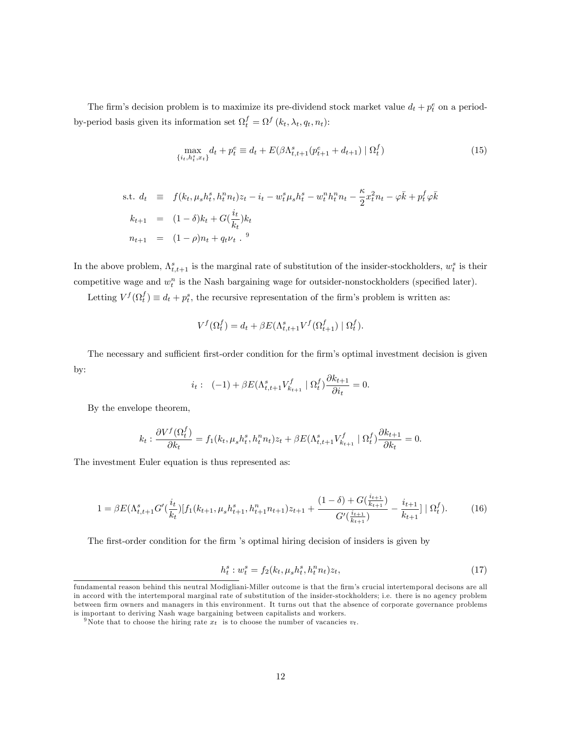The firm's decision problem is to maximize its pre-dividend stock market value $d_t + p_t^e$ on a period-by-period basis given its information set $\Omega_t^f = \Omega^f(k_t, \lambda_t, q_t, n_t)$:

$$\max_{\{i_t, h_t^s, x_t\}} d_t + p_t^e \equiv d_t + E(\beta \Lambda_{t,t+1}^s (p_{t+1}^e + d_{t+1}) \mid \Omega_t^f) \tag{15}$$

$$\begin{aligned}
\text{s.t. } d_t &\equiv f(k_t, \mu_s h_t^s, h_t^n n_t) z_t - i_t - w_t^s \mu_s h_t^s - w_t^n h_t^n n_t - \frac{\kappa}{2} x_t^2 n_t - \varphi \bar{k} + p_t^f \varphi \bar{k} \\
k_{t+1} &= (1-\delta) k_t + G(\frac{i_t}{k_t}) k_t \\
n_{t+1} &= (1-\rho) n_t + q_t \nu_t \text{ .}^{9}
\end{aligned}$$

In the above problem, $\Lambda_{t,t+1}^s$ is the marginal rate of substitution of the insider-stockholders, $w_t^s$ is their competitive wage and $w_t^n$ is the Nash bargaining wage for outsider-nonstockholders (specified later).

Letting $V^f(\Omega_t^f) \equiv d_t + p_t^s$, the recursive representation of the firm's problem is written as:

$$V^f(\Omega_t^f) = d_t + \beta E(\Lambda_{t,t+1}^s V^f(\Omega_{t+1}^f) \mid \Omega_t^f).$$

The necessary and sufficient first-order condition for the firm's optimal investment decision is given by:

$$i_t: \quad (-1) + \beta E(\Lambda_{t,t+1}^s V_{k_{t+1}}^f \mid \Omega_t^f) \frac{\partial k_{t+1}}{\partial i_t} = 0.$$

By the envelope theorem,

$$k_t: \frac{\partial V^f(\Omega_t^f)}{\partial k_t} = f_1(k_t, \mu_s h_t^s, h_t^n n_t) z_t + \beta E(\Lambda_{t,t+1}^s V_{k_{t+1}}^f \mid \Omega_t^f) \frac{\partial k_{t+1}}{\partial k_t} = 0.$$

The investment Euler equation is thus represented as:

$$1 = \beta E(\Lambda_{t,t+1}^s G'(\frac{i_t}{k_t})[f_1(k_{t+1}, \mu_s h_{t+1}^s, h_{t+1}^n n_{t+1}) z_{t+1} + \frac{(1-\delta) + G(\frac{i_{t+1}}{k_{t+1}})}{G'(\frac{i_{t+1}}{k_{t+1}})} - \frac{i_{t+1}}{k_{t+1}}] \mid \Omega_t^f). \tag{16}$$

The first-order condition for the firm 's optimal hiring decision of insiders is given by

$$h_t^s: w_t^s = f_2(k_t, \mu_s h_t^s, h_t^n n_t) z_t, \tag{17}$$

fundamental reason behind this neutral Modigliani-Miller outcome is that the firm's crucial intertemporal decisons are all in accord with the intertemporal marginal rate of substitution of the insider-stockholders; i.e. there is no agency problem between firm owners and managers in this environment. It turns out that the absence of corporate governance problems is important to deriving Nash wage bargaining between capitalists and workers.

[9] Note that to choose the hiring rate $x_t$ is to choose the number of vacancies $v_t$.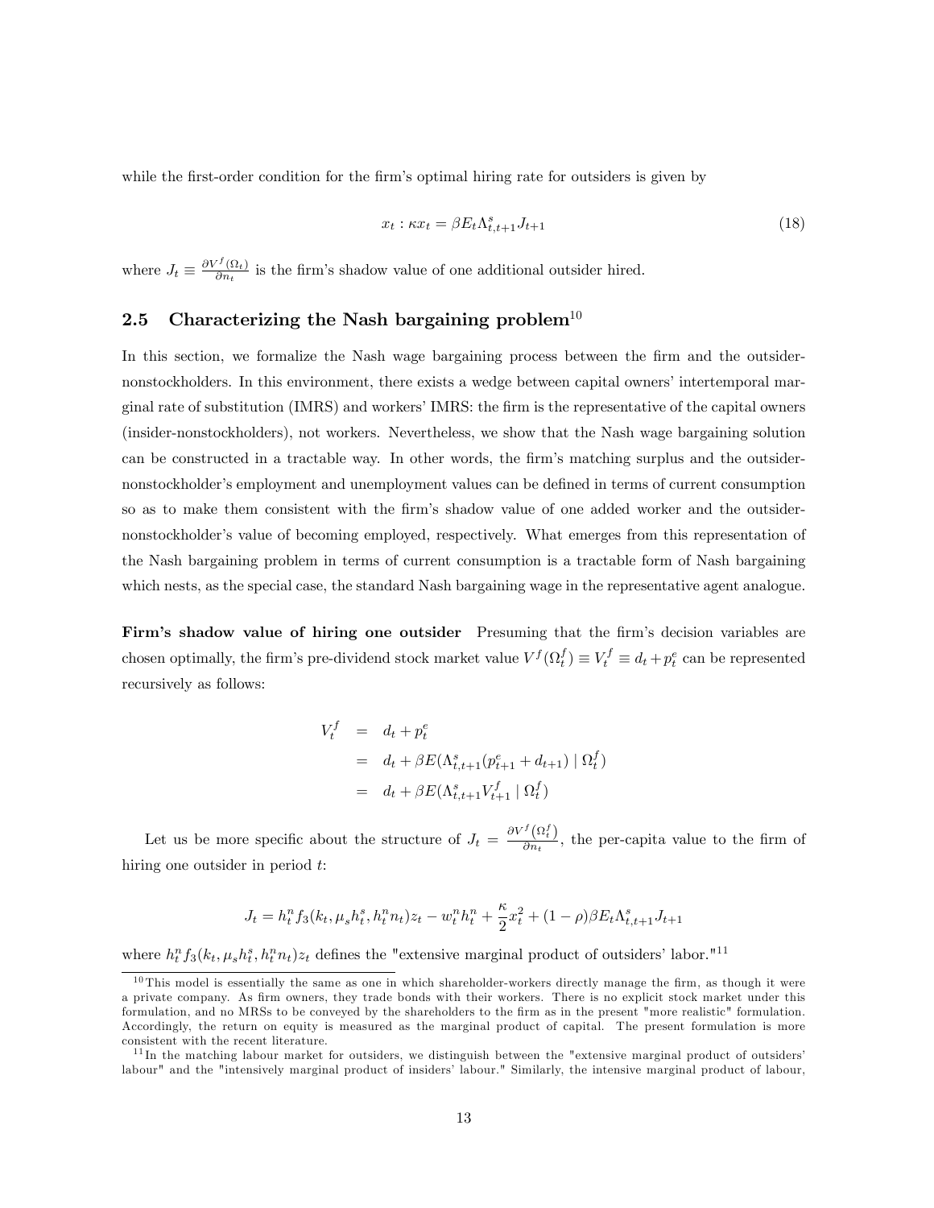while the first-order condition for the firm's optimal hiring rate for outsiders is given by

$$x_t : \kappa x_t = \beta E_t \Lambda^s_{t,t+1} J_{t+1} \tag{18}$$

where $J_t \equiv \frac{\partial V^f(\Omega_t)}{\partial n_t}$ is the firm's shadow value of one additional outsider hired.

## 2.5 Characterizing the Nash bargaining problem[10]

In this section, we formalize the Nash wage bargaining process between the firm and the outsider-nonstockholders. In this environment, there exists a wedge between capital owners' intertemporal marginal rate of substitution (IMRS) and workers' IMRS: the firm is the representative of the capital owners (insider-nonstockholders), not workers. Nevertheless, we show that the Nash wage bargaining solution can be constructed in a tractable way. In other words, the firm's matching surplus and the outsider-nonstockholder's employment and unemployment values can be defined in terms of current consumption so as to make them consistent with the firm's shadow value of one added worker and the outsider-nonstockholder's value of becoming employed, respectively. What emerges from this representation of the Nash bargaining problem in terms of current consumption is a tractable form of Nash bargaining which nests, as the special case, the standard Nash bargaining wage in the representative agent analogue.

**Firm's shadow value of hiring one outsider** Presuming that the firm's decision variables are chosen optimally, the firm's pre-dividend stock market value $V^f(\Omega^f_t) \equiv V^f_t \equiv d_t + p^e_t$ can be represented recursively as follows:

$$\begin{aligned}
V^f_t &= d_t + p^e_t \\
&= d_t + \beta E(\Lambda^s_{t,t+1}(p^e_{t+1} + d_{t+1}) \mid \Omega^f_t) \\
&= d_t + \beta E(\Lambda^s_{t,t+1} V^f_{t+1} \mid \Omega^f_t)
\end{aligned}$$

Let us be more specific about the structure of $J_t = \frac{\partial V^f(\Omega^f_t)}{\partial n_t}$, the per-capita value to the firm of hiring one outsider in period $t$:

$$J_t = h^n_t f_3(k_t, \mu_s h^s_t, h^n_t n_t) z_t - w^n_t h^n_t + \frac{\kappa}{2} x^2_t + (1-\rho)\beta E_t \Lambda^s_{t,t+1} J_{t+1}$$

where $h^n_t f_3(k_t, \mu_s h^s_t, h^n_t n_t) z_t$ defines the "extensive marginal product of outsiders' labor."[11]

---

[10] This model is essentially the same as one in which shareholder-workers directly manage the firm, as though it were a private company. As firm owners, they trade bonds with their workers. There is no explicit stock market under this formulation, and no MRSs to be conveyed by the shareholders to the firm as in the present "more realistic" formulation. Accordingly, the return on equity is measured as the marginal product of capital. The present formulation is more consistent with the recent literature.

[11] In the matching labour market for outsiders, we distinguish between the "extensive marginal product of outsiders' labour" and the "intensively marginal product of insiders' labour." Similarly, the intensive marginal product of labour,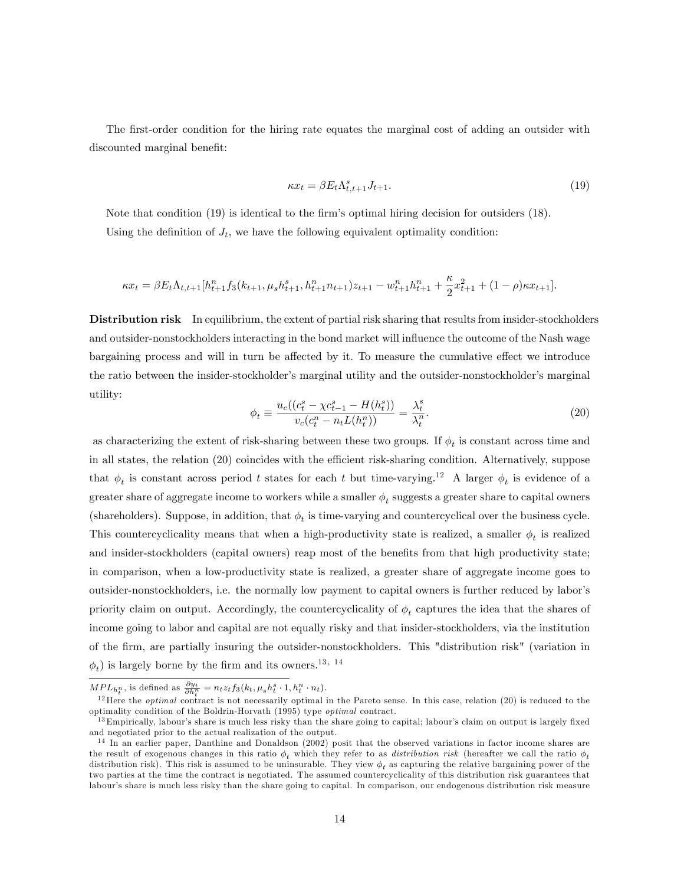The first-order condition for the hiring rate equates the marginal cost of adding an outsider with discounted marginal benefit:

$$\kappa x_t = \beta E_t \Lambda^s_{t,t+1} J_{t+1}. \tag{19}$$

Note that condition (19) is identical to the firm's optimal hiring decision for outsiders (18).

Using the definition of $J_t$, we have the following equivalent optimality condition:

$$\kappa x_t = \beta E_t \Lambda_{t,t+1}[h^n_{t+1} f_3(k_{t+1}, \mu_s h^s_{t+1}, h^n_{t+1} n_{t+1}) z_{t+1} - w^n_{t+1} h^n_{t+1} + \frac{\kappa}{2} x^2_{t+1} + (1-\rho)\kappa x_{t+1}].$$

**Distribution risk** In equilibrium, the extent of partial risk sharing that results from insider-stockholders and outsider-nonstockholders interacting in the bond market will influence the outcome of the Nash wage bargaining process and will in turn be affected by it. To measure the cumulative effect we introduce the ratio between the insider-stockholder's marginal utility and the outsider-nonstockholder's marginal utility:

$$\phi_t \equiv \frac{u_c((c^s_t - \chi c^s_{t-1} - H(h^s_t))}{v_c(c^n_t - n_t L(h^n_t))} = \frac{\lambda^s_t}{\lambda^n_t}. \tag{20}$$

as characterizing the extent of risk-sharing between these two groups. If $\phi_t$ is constant across time and in all states, the relation (20) coincides with the efficient risk-sharing condition. Alternatively, suppose that $\phi_t$ is constant across period $t$ states for each $t$ but time-varying.[12] A larger $\phi_t$ is evidence of a greater share of aggregate income to workers while a smaller $\phi_t$ suggests a greater share to capital owners (shareholders). Suppose, in addition, that $\phi_t$ is time-varying and countercyclical over the business cycle. This countercyclicality means that when a high-productivity state is realized, a smaller $\phi_t$ is realized and insider-stockholders (capital owners) reap most of the benefits from that high productivity state; in comparison, when a low-productivity state is realized, a greater share of aggregate income goes to outsider-nonstockholders, i.e. the normally low payment to capital owners is further reduced by labor's priority claim on output. Accordingly, the countercyclicality of $\phi_t$ captures the idea that the shares of income going to labor and capital are not equally risky and that insider-stockholders, via the institution of the firm, are partially insuring the outsider-nonstockholders. This "distribution risk" (variation in $\phi_t$) is largely borne by the firm and its owners.[13, 14]

---

$MPL_{h^n_t}$, is defined as $\frac{\partial y_t}{\partial h^n_t} = n_t z_t f_3(k_t, \mu_s h^s_t \cdot 1, h^n_t \cdot n_t)$.

[12] Here the *optimal* contract is not necessarily optimal in the Pareto sense. In this case, relation (20) is reduced to the optimality condition of the Boldrin-Horvath (1995) type *optimal* contract.

[13] Empirically, labour's share is much less risky than the share going to capital; labour's claim on output is largely fixed and negotiated prior to the actual realization of the output.

[14] In an earlier paper, Danthine and Donaldson (2002) posit that the observed variations in factor income shares are the result of exogenous changes in this ratio $\phi_t$ which they refer to as *distribution risk* (hereafter we call the ratio $\phi_t$ distribution risk). This risk is assumed to be uninsurable. They view $\phi_t$ as capturing the relative bargaining power of the two parties at the time the contract is negotiated. The assumed countercyclicality of this distribution risk guarantees that labour's share is much less risky than the share going to capital. In comparison, our endogenous distribution risk measure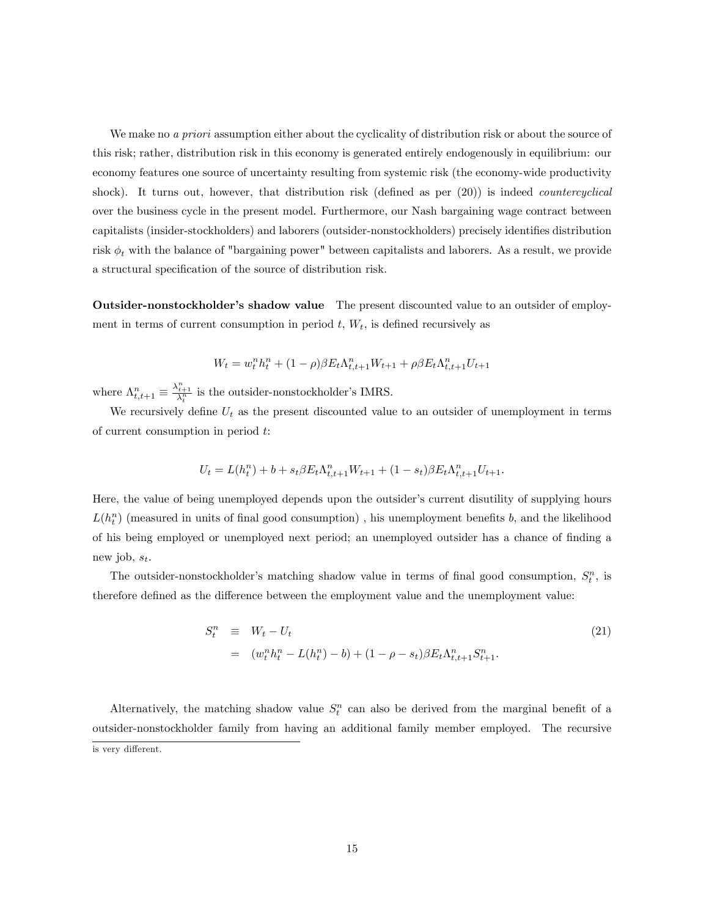We make no *a priori* assumption either about the cyclicality of distribution risk or about the source of this risk; rather, distribution risk in this economy is generated entirely endogenously in equilibrium: our economy features one source of uncertainty resulting from systemic risk (the economy-wide productivity shock). It turns out, however, that distribution risk (defined as per (20)) is indeed *countercyclical* over the business cycle in the present model. Furthermore, our Nash bargaining wage contract between capitalists (insider-stockholders) and laborers (outsider-nonstockholders) precisely identifies distribution risk $\phi_t$ with the balance of "bargaining power" between capitalists and laborers. As a result, we provide a structural specification of the source of distribution risk.

**Outsider-nonstockholder's shadow value** The present discounted value to an outsider of employment in terms of current consumption in period $t$, $W_t$, is defined recursively as

$$W_t = w_t^n h_t^n + (1-\rho)\beta E_t \Lambda_{t,t+1}^n W_{t+1} + \rho \beta E_t \Lambda_{t,t+1}^n U_{t+1}$$

where $\Lambda_{t,t+1}^n \equiv \frac{\lambda_{t+1}^n}{\lambda_t^n}$ is the outsider-nonstockholder's IMRS.

We recursively define $U_t$ as the present discounted value to an outsider of unemployment in terms of current consumption in period $t$:

$$U_t = L(h_t^n) + b + s_t \beta E_t \Lambda_{t,t+1}^n W_{t+1} + (1-s_t)\beta E_t \Lambda_{t,t+1}^n U_{t+1}.$$

Here, the value of being unemployed depends upon the outsider's current disutility of supplying hours $L(h_t^n)$ (measured in units of final good consumption) , his unemployment benefits $b$, and the likelihood of his being employed or unemployed next period; an unemployed outsider has a chance of finding a new job, $s_t$.

The outsider-nonstockholder's matching shadow value in terms of final good consumption, $S_t^n$, is therefore defined as the difference between the employment value and the unemployment value:

$$\begin{aligned} S_t^n &\equiv W_t - U_t \\ &= (w_t^n h_t^n - L(h_t^n) - b) + (1-\rho-s_t)\beta E_t \Lambda_{t,t+1}^n S_{t+1}^n. \end{aligned} \tag{21}$$

Alternatively, the matching shadow value $S_t^n$ can also be derived from the marginal benefit of a outsider-nonstockholder family from having an additional family member employed. The recursive

is very different.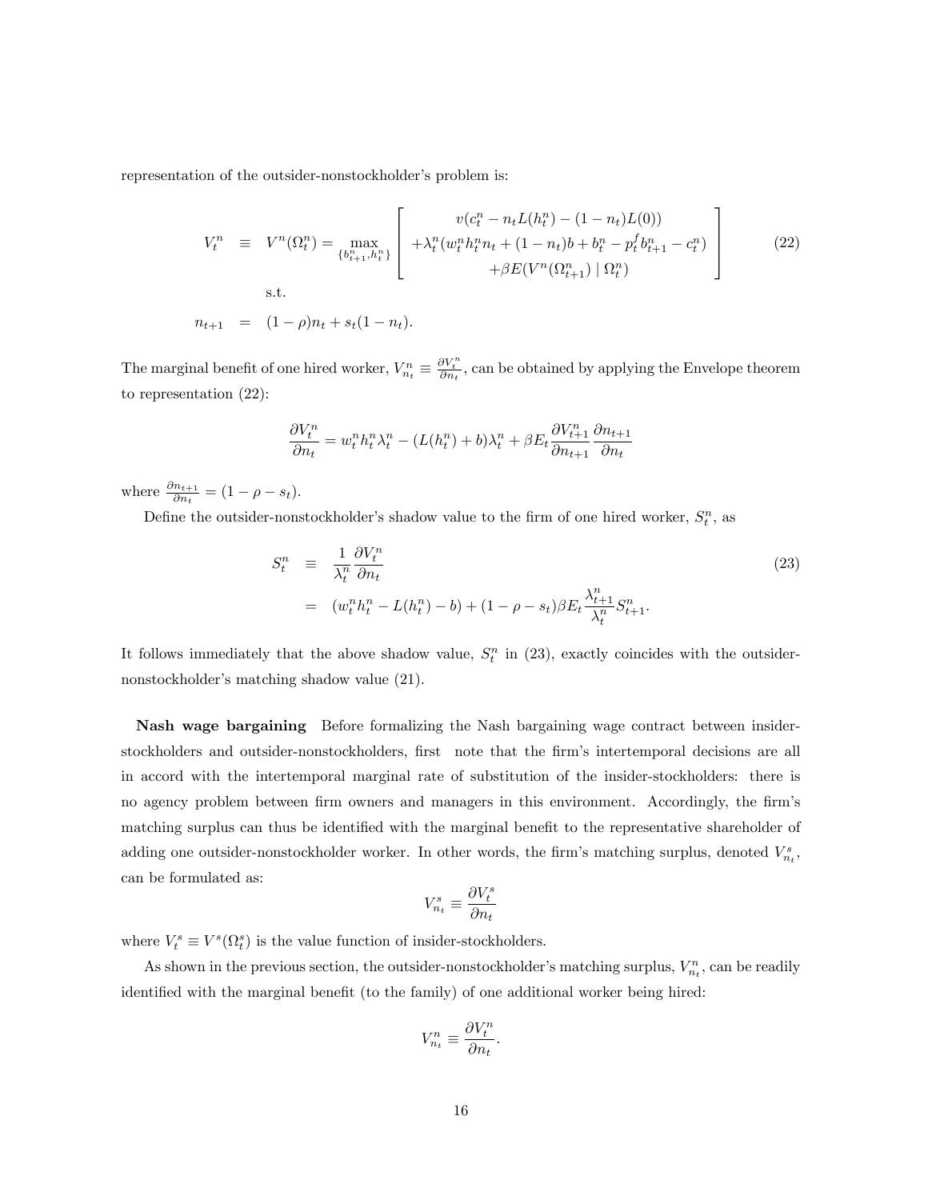representation of the outsider-nonstockholder's problem is:

$$
\begin{aligned}
V_t^n \quad &\equiv \quad V^n(\Omega_t^n) = \max_{\{b_{t+1}^n, h_t^n\}} \left[ \begin{array}{c} v(c_t^n - n_t L(h_t^n) - (1-n_t)L(0)) \\ +\lambda_t^n (w_t^n h_t^n n_t + (1-n_t)b + b_t^n - p_t^f b_{t+1}^n - c_t^n) \\ +\beta E(V^n(\Omega_{t+1}^n) \mid \Omega_t^n) \end{array} \right] \qquad (22) \\
&\text{s.t.} \\
n_{t+1} \quad &= \quad (1-\rho)n_t + s_t(1-n_t).
\end{aligned}
$$

The marginal benefit of one hired worker, $V_{n_t}^n \equiv \frac{\partial V_t^n}{\partial n_t}$, can be obtained by applying the Envelope theorem to representation (22):

$$
\frac{\partial V_t^n}{\partial n_t} = w_t^n h_t^n \lambda_t^n - (L(h_t^n) + b)\lambda_t^n + \beta E_t \frac{\partial V_{t+1}^n}{\partial n_{t+1}} \frac{\partial n_{t+1}}{\partial n_t}
$$

where $\frac{\partial n_{t+1}}{\partial n_t} = (1 - \rho - s_t)$.

Define the outsider-nonstockholder's shadow value to the firm of one hired worker, $S_t^n$, as

$$
\begin{aligned}
S_t^n \quad &\equiv \quad \frac{1}{\lambda_t^n} \frac{\partial V_t^n}{\partial n_t} \qquad (23) \\
&= \quad (w_t^n h_t^n - L(h_t^n) - b) + (1 - \rho - s_t)\beta E_t \frac{\lambda_{t+1}^n}{\lambda_t^n} S_{t+1}^n.
\end{aligned}
$$

It follows immediately that the above shadow value, $S_t^n$ in (23), exactly coincides with the outsider-nonstockholder's matching shadow value (21).

**Nash wage bargaining** Before formalizing the Nash bargaining wage contract between insider-stockholders and outsider-nonstockholders, first note that the firm's intertemporal decisions are all in accord with the intertemporal marginal rate of substitution of the insider-stockholders: there is no agency problem between firm owners and managers in this environment. Accordingly, the firm's matching surplus can thus be identified with the marginal benefit to the representative shareholder of adding one outsider-nonstockholder worker. In other words, the firm's matching surplus, denoted $V_{n_t}^s$, can be formulated as:

$$
V_{n_t}^s \equiv \frac{\partial V_t^s}{\partial n_t}
$$

where $V_t^s \equiv V^s(\Omega_t^s)$ is the value function of insider-stockholders.

As shown in the previous section, the outsider-nonstockholder's matching surplus, $V_{n_t}^n$, can be readily identified with the marginal benefit (to the family) of one additional worker being hired:

$$
V_{n_t}^n \equiv \frac{\partial V_t^n}{\partial n_t}.
$$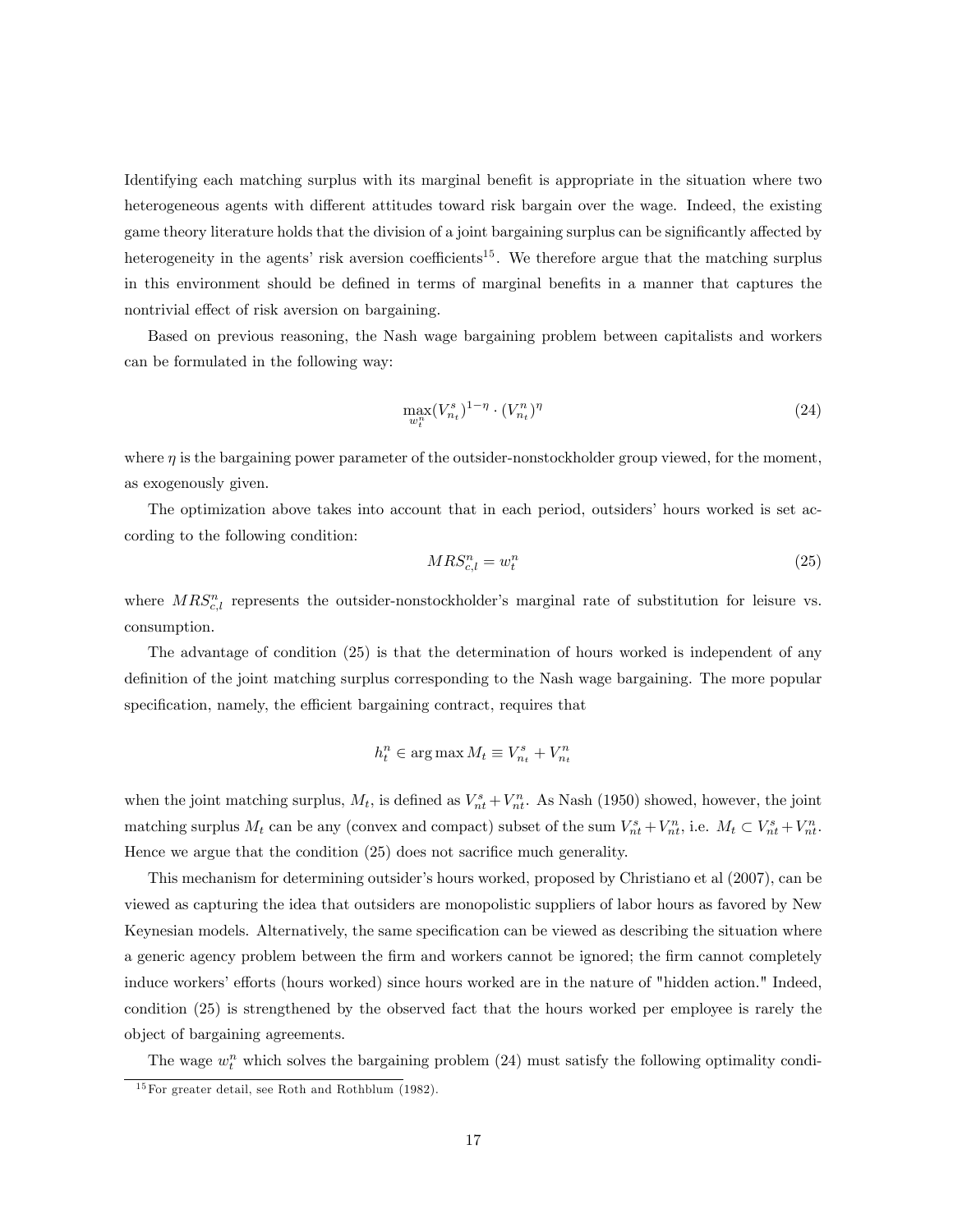Identifying each matching surplus with its marginal benefit is appropriate in the situation where two heterogeneous agents with different attitudes toward risk bargain over the wage. Indeed, the existing game theory literature holds that the division of a joint bargaining surplus can be significantly affected by heterogeneity in the agents' risk aversion coefficients[15]. We therefore argue that the matching surplus in this environment should be defined in terms of marginal benefits in a manner that captures the nontrivial effect of risk aversion on bargaining.

Based on previous reasoning, the Nash wage bargaining problem between capitalists and workers can be formulated in the following way:

$$\max_{w_t^n} (V_{n_t}^s)^{1-\eta} \cdot (V_{n_t}^n)^{\eta} \tag{24}$$

where $\eta$ is the bargaining power parameter of the outsider-nonstockholder group viewed, for the moment, as exogenously given.

The optimization above takes into account that in each period, outsiders' hours worked is set according to the following condition:

$$MRS_{c,l}^n = w_t^n \tag{25}$$

where $MRS_{c,l}^n$ represents the outsider-nonstockholder's marginal rate of substitution for leisure vs. consumption.

The advantage of condition (25) is that the determination of hours worked is independent of any definition of the joint matching surplus corresponding to the Nash wage bargaining. The more popular specification, namely, the efficient bargaining contract, requires that

$$h_t^n \in \arg\max M_t \equiv V_{n_t}^s + V_{n_t}^n$$

when the joint matching surplus, $M_t$, is defined as $V_{nt}^s + V_{nt}^n$. As Nash (1950) showed, however, the joint matching surplus $M_t$ can be any (convex and compact) subset of the sum $V_{nt}^s + V_{nt}^n$, i.e. $M_t \subset V_{nt}^s + V_{nt}^n$. Hence we argue that the condition (25) does not sacrifice much generality.

This mechanism for determining outsider's hours worked, proposed by Christiano et al (2007), can be viewed as capturing the idea that outsiders are monopolistic suppliers of labor hours as favored by New Keynesian models. Alternatively, the same specification can be viewed as describing the situation where a generic agency problem between the firm and workers cannot be ignored; the firm cannot completely induce workers' efforts (hours worked) since hours worked are in the nature of "hidden action." Indeed, condition (25) is strengthened by the observed fact that the hours worked per employee is rarely the object of bargaining agreements.

The wage $w_t^n$ which solves the bargaining problem (24) must satisfy the following optimality condi-

[15] For greater detail, see Roth and Rothblum (1982).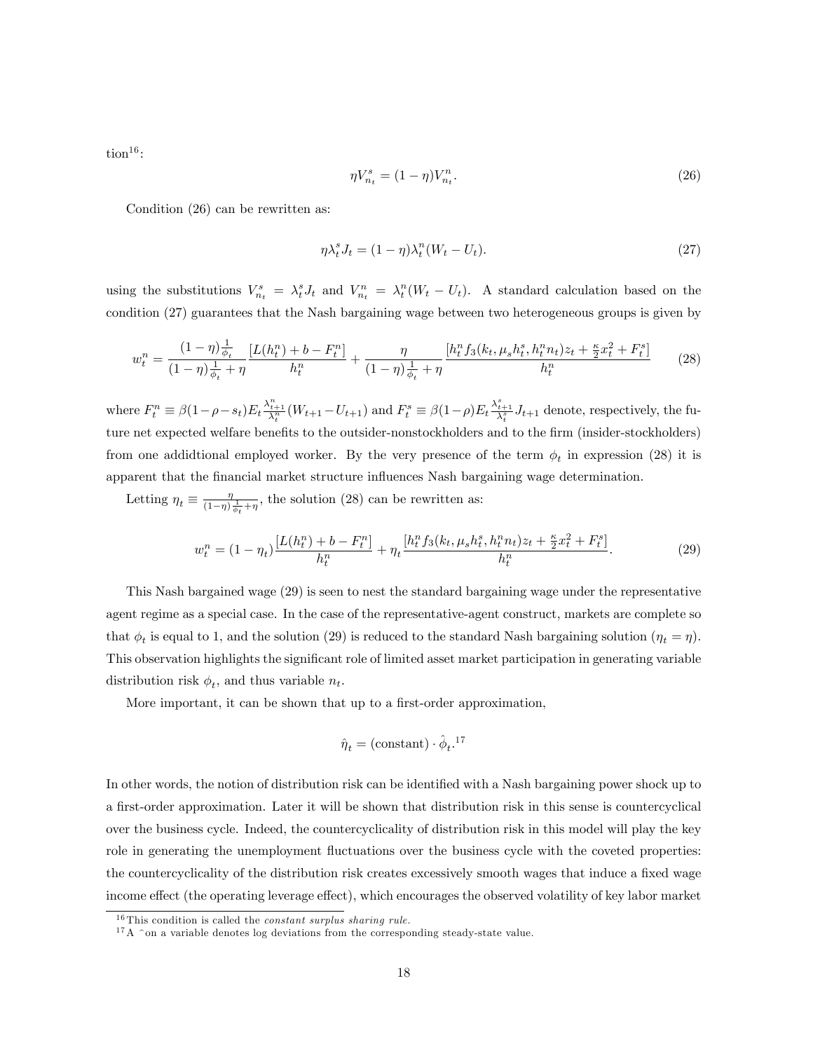tion[16]:

$$\eta V^s_{n_t} = (1-\eta) V^n_{n_t}. \tag{26}$$

Condition (26) can be rewritten as:

$$\eta \lambda^s_t J_t = (1-\eta)\lambda^n_t (W_t - U_t). \tag{27}$$

using the substitutions $V^s_{n_t} = \lambda^s_t J_t$ and $V^n_{n_t} = \lambda^n_t (W_t - U_t)$. A standard calculation based on the condition (27) guarantees that the Nash bargaining wage between two heterogeneous groups is given by

$$w^n_t = \frac{(1-\eta)\frac{1}{\phi_t}}{(1-\eta)\frac{1}{\phi_t}+\eta} \frac{[L(h^n_t) + b - F^n_t]}{h^n_t} + \frac{\eta}{(1-\eta)\frac{1}{\phi_t}+\eta} \frac{[h^n_t f_3(k_t, \mu_s h^s_t, h^n_t n_t) z_t + \frac{\kappa}{2} x_t^2 + F^s_t]}{h^n_t} \tag{28}$$

where $F^n_t \equiv \beta(1-\rho-s_t) E_t \frac{\lambda^n_{t+1}}{\lambda^n_t}(W_{t+1} - U_{t+1})$ and $F^s_t \equiv \beta(1-\rho) E_t \frac{\lambda^s_{t+1}}{\lambda^s_t} J_{t+1}$ denote, respectively, the future net expected welfare benefits to the outsider-nonstockholders and to the firm (insider-stockholders) from one addidtional employed worker. By the very presence of the term $\phi_t$ in expression (28) it is apparent that the financial market structure influences Nash bargaining wage determination.

Letting $\eta_t \equiv \frac{\eta}{(1-\eta)\frac{1}{\phi_t}+\eta}$, the solution (28) can be rewritten as:

$$w^n_t = (1-\eta_t) \frac{[L(h^n_t) + b - F^n_t]}{h^n_t} + \eta_t \frac{[h^n_t f_3(k_t, \mu_s h^s_t, h^n_t n_t) z_t + \frac{\kappa}{2} x_t^2 + F^s_t]}{h^n_t}. \tag{29}$$

This Nash bargained wage (29) is seen to nest the standard bargaining wage under the representative agent regime as a special case. In the case of the representative-agent construct, markets are complete so that $\phi_t$ is equal to 1, and the solution (29) is reduced to the standard Nash bargaining solution ($\eta_t = \eta$). This observation highlights the significant role of limited asset market participation in generating variable distribution risk $\phi_t$, and thus variable $n_t$.

More important, it can be shown that up to a first-order approximation,

$$\hat{\eta}_t = (\text{constant}) \cdot \hat{\phi}_t.$$[17]

In other words, the notion of distribution risk can be identified with a Nash bargaining power shock up to a first-order approximation. Later it will be shown that distribution risk in this sense is countercyclical over the business cycle. Indeed, the countercyclicality of distribution risk in this model will play the key role in generating the unemployment fluctuations over the business cycle with the coveted properties: the countercyclicality of the distribution risk creates excessively smooth wages that induce a fixed wage income effect (the operating leverage effect), which encourages the observed volatility of key labor market

[16] This condition is called the *constant surplus sharing rule.*

[17] A ˆ on a variable denotes log deviations from the corresponding steady-state value.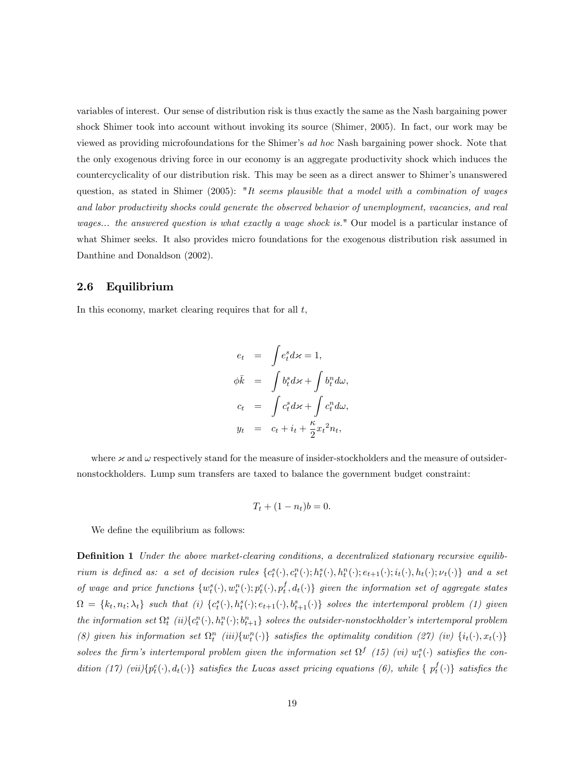variables of interest. Our sense of distribution risk is thus exactly the same as the Nash bargaining power shock Shimer took into account without invoking its source (Shimer, 2005). In fact, our work may be viewed as providing microfoundations for the Shimer's *ad hoc* Nash bargaining power shock. Note that the only exogenous driving force in our economy is an aggregate productivity shock which induces the countercyclicality of our distribution risk. This may be seen as a direct answer to Shimer's unanswered question, as stated in Shimer (2005): "*It seems plausible that a model with a combination of wages and labor productivity shocks could generate the observed behavior of unemployment, vacancies, and real wages... the answered question is what exactly a wage shock is.*" Our model is a particular instance of what Shimer seeks. It also provides micro foundations for the exogenous distribution risk assumed in Danthine and Donaldson (2002).

### 2.6 Equilibrium

In this economy, market clearing requires that for all $t$,

$$
\begin{aligned}
e_t &= \int e_t^s d\varkappa = 1, \\
\phi \bar{k} &= \int b_t^s d\varkappa + \int b_t^n d\omega, \\
c_t &= \int c_t^s d\varkappa + \int c_t^n d\omega, \\
y_t &= c_t + i_t + \frac{\kappa}{2} x_t{}^2 n_t,
\end{aligned}
$$

where $\varkappa$ and $\omega$ respectively stand for the measure of insider-stockholders and the measure of outsider-nonstockholders. Lump sum transfers are taxed to balance the government budget constraint:

$$
T_t + (1 - n_t) b = 0.
$$

We define the equilibrium as follows:

**Definition 1** *Under the above market-clearing conditions, a decentralized stationary recursive equilibrium is defined as: a set of decision rules* $\{c_t^s(\cdot), c_t^n(\cdot); h_t^s(\cdot), h_t^n(\cdot); e_{t+1}(\cdot); i_t(\cdot), h_t(\cdot); \nu_t(\cdot)\}$ *and a set of wage and price functions* $\{w_t^s(\cdot), w_t^n(\cdot); p_t^e(\cdot), p_t^f, d_t(\cdot)\}$ *given the information set of aggregate states* $\Omega = \{k_t, n_t; \lambda_t\}$ *such that (i)* $\{c_t^s(\cdot), h_t^s(\cdot); e_{t+1}(\cdot), b_{t+1}^s(\cdot)\}$ *solves the intertemporal problem (1) given the information set* $\Omega_t^s$ *(ii)*$\{c_t^n(\cdot), h_t^n(\cdot); b_{t+1}^n\}$ *solves the outsider-nonstockholder's intertemporal problem (8) given his information set* $\Omega_t^n$ *(iii)*$\{w_t^n(\cdot)\}$ *satisfies the optimality condition (27) (iv)* $\{i_t(\cdot), x_t(\cdot)\}$ *solves the firm's intertemporal problem given the information set* $\Omega^f$ *(15) (vi)* $w_t^s(\cdot)$ *satisfies the condition (17) (vii)*$\{p_t^e(\cdot), d_t(\cdot)\}$ *satisfies the Lucas asset pricing equations (6), while* $\{\, p_t^f(\cdot)\}$ *satisfies the*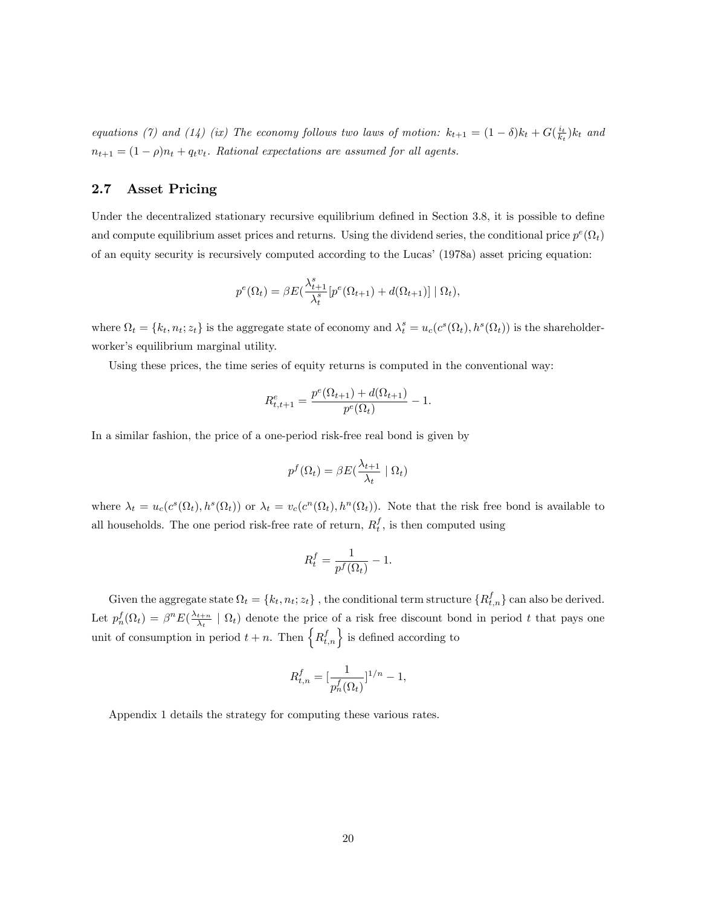*equations (7) and (14) (ix) The economy follows two laws of motion: $k_{t+1} = (1-\delta)k_t + G(\frac{i_t}{k_t})k_t$ and $n_{t+1} = (1-\rho)n_t + q_t v_t$. Rational expectations are assumed for all agents.*

## 2.7 Asset Pricing

Under the decentralized stationary recursive equilibrium defined in Section 3.8, it is possible to define and compute equilibrium asset prices and returns. Using the dividend series, the conditional price $p^e(\Omega_t)$ of an equity security is recursively computed according to the Lucas' (1978a) asset pricing equation:

$$p^e(\Omega_t) = \beta E(\frac{\lambda_{t+1}^s}{\lambda_t^s}[p^e(\Omega_{t+1}) + d(\Omega_{t+1})] \mid \Omega_t),$$

where $\Omega_t = \{k_t, n_t; z_t\}$ is the aggregate state of economy and $\lambda_t^s = u_c(c^s(\Omega_t), h^s(\Omega_t))$ is the shareholder-worker's equilibrium marginal utility.

Using these prices, the time series of equity returns is computed in the conventional way:

$$R_{t,t+1}^e = \frac{p^e(\Omega_{t+1}) + d(\Omega_{t+1})}{p^e(\Omega_t)} - 1.$$

In a similar fashion, the price of a one-period risk-free real bond is given by

$$p^f(\Omega_t) = \beta E(\frac{\lambda_{t+1}}{\lambda_t} \mid \Omega_t)$$

where $\lambda_t = u_c(c^s(\Omega_t), h^s(\Omega_t))$ or $\lambda_t = v_c(c^n(\Omega_t), h^n(\Omega_t))$. Note that the risk free bond is available to all households. The one period risk-free rate of return, $R_t^f$, is then computed using

$$R_t^f = \frac{1}{p^f(\Omega_t)} - 1.$$

Given the aggregate state $\Omega_t = \{k_t, n_t; z_t\}$ , the conditional term structure $\{R_{t,n}^f\}$ can also be derived. Let $p_n^f(\Omega_t) = \beta^n E(\frac{\lambda_{t+n}}{\lambda_t} \mid \Omega_t)$ denote the price of a risk free discount bond in period $t$ that pays one unit of consumption in period $t+n$. Then $\left\{R_{t,n}^f\right\}$ is defined according to

$$R_{t,n}^f = [\frac{1}{p_n^f(\Omega_t)}]^{1/n} - 1,$$

Appendix 1 details the strategy for computing these various rates.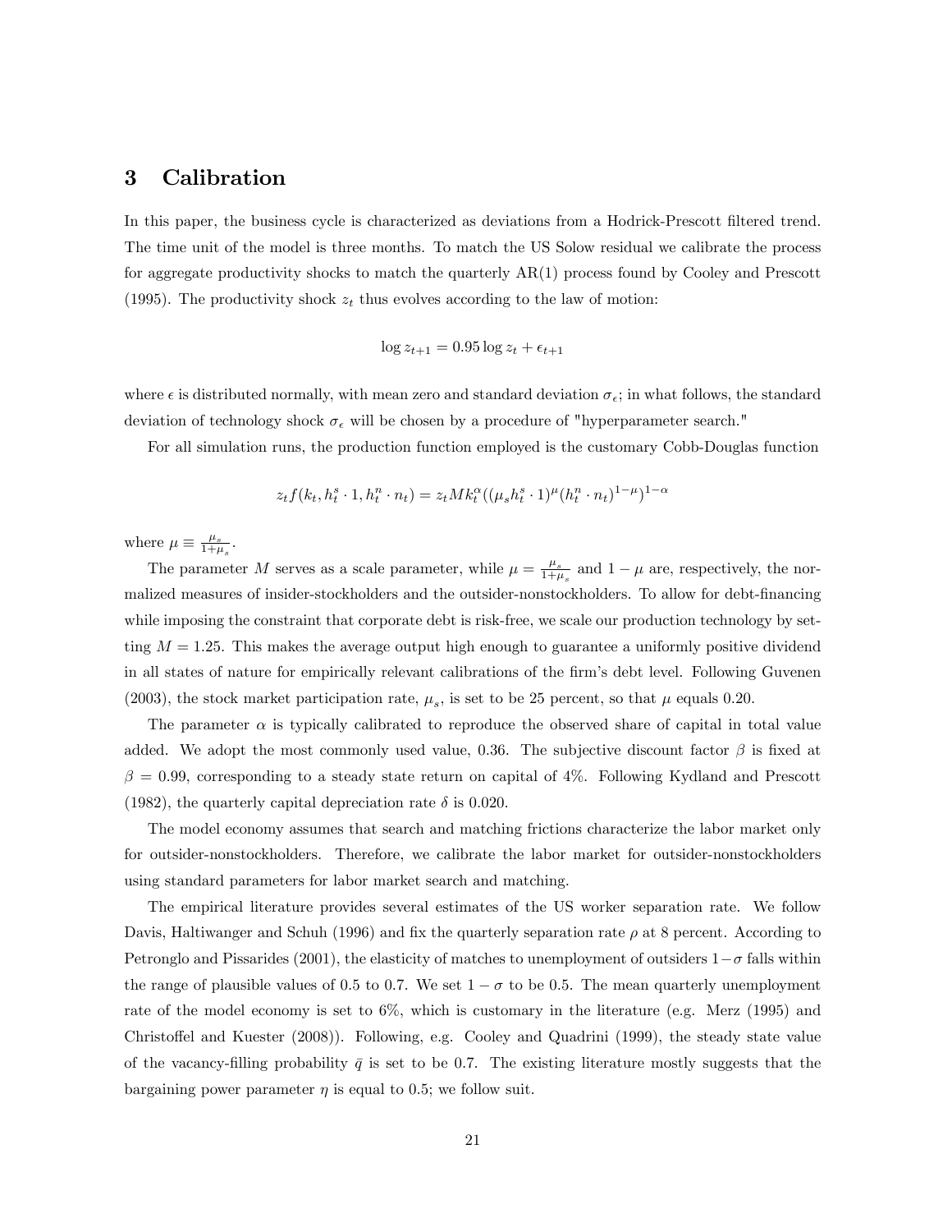# 3 Calibration

In this paper, the business cycle is characterized as deviations from a Hodrick-Prescott filtered trend. The time unit of the model is three months. To match the US Solow residual we calibrate the process for aggregate productivity shocks to match the quarterly AR(1) process found by Cooley and Prescott (1995). The productivity shock $z_t$ thus evolves according to the law of motion:

$$\log z_{t+1} = 0.95 \log z_t + \epsilon_{t+1}$$

where $\epsilon$ is distributed normally, with mean zero and standard deviation $\sigma_\epsilon$; in what follows, the standard deviation of technology shock $\sigma_\epsilon$ will be chosen by a procedure of "hyperparameter search."

For all simulation runs, the production function employed is the customary Cobb-Douglas function

$$z_t f(k_t, h_t^s \cdot 1, h_t^n \cdot n_t) = z_t M k_t^\alpha ((\mu_s h_t^s \cdot 1)^\mu (h_t^n \cdot n_t)^{1-\mu})^{1-\alpha}$$

where $\mu \equiv \frac{\mu_s}{1+\mu_s}$.

The parameter $M$ serves as a scale parameter, while $\mu = \frac{\mu_s}{1+\mu_s}$ and $1-\mu$ are, respectively, the normalized measures of insider-stockholders and the outsider-nonstockholders. To allow for debt-financing while imposing the constraint that corporate debt is risk-free, we scale our production technology by setting $M = 1.25$. This makes the average output high enough to guarantee a uniformly positive dividend in all states of nature for empirically relevant calibrations of the firm's debt level. Following Guvenen (2003), the stock market participation rate, $\mu_s$, is set to be 25 percent, so that $\mu$ equals 0.20.

The parameter $\alpha$ is typically calibrated to reproduce the observed share of capital in total value added. We adopt the most commonly used value, 0.36. The subjective discount factor $\beta$ is fixed at $\beta = 0.99$, corresponding to a steady state return on capital of 4%. Following Kydland and Prescott (1982), the quarterly capital depreciation rate $\delta$ is 0.020.

The model economy assumes that search and matching frictions characterize the labor market only for outsider-nonstockholders. Therefore, we calibrate the labor market for outsider-nonstockholders using standard parameters for labor market search and matching.

The empirical literature provides several estimates of the US worker separation rate. We follow Davis, Haltiwanger and Schuh (1996) and fix the quarterly separation rate $\rho$ at 8 percent. According to Petronglo and Pissarides (2001), the elasticity of matches to unemployment of outsiders $1-\sigma$ falls within the range of plausible values of 0.5 to 0.7. We set $1-\sigma$ to be 0.5. The mean quarterly unemployment rate of the model economy is set to 6%, which is customary in the literature (e.g. Merz (1995) and Christoffel and Kuester (2008)). Following, e.g. Cooley and Quadrini (1999), the steady state value of the vacancy-filling probability $\bar{q}$ is set to be 0.7. The existing literature mostly suggests that the bargaining power parameter $\eta$ is equal to 0.5; we follow suit.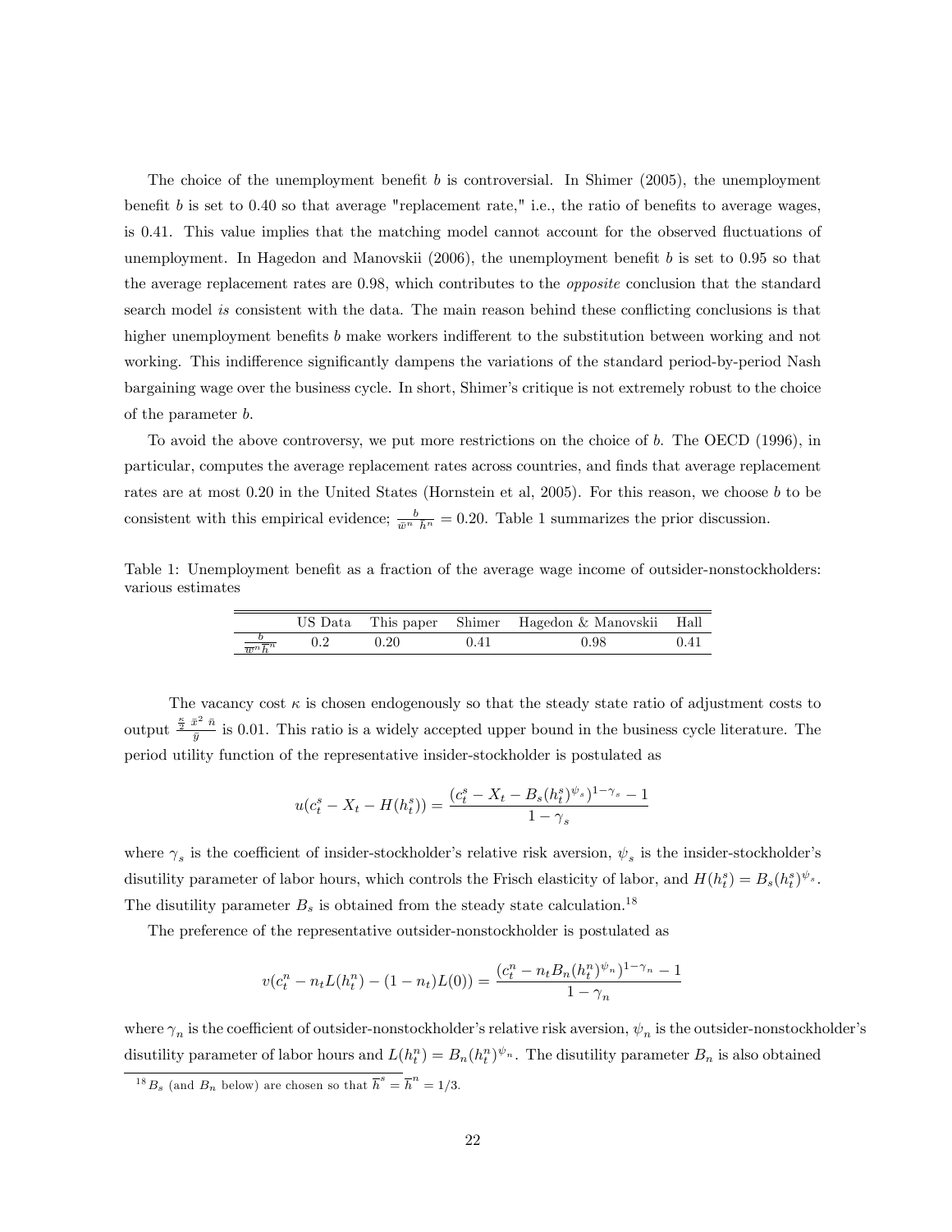The choice of the unemployment benefit $b$ is controversial. In Shimer (2005), the unemployment benefit $b$ is set to 0.40 so that average "replacement rate," i.e., the ratio of benefits to average wages, is 0.41. This value implies that the matching model cannot account for the observed fluctuations of unemployment. In Hagedon and Manovskii (2006), the unemployment benefit $b$ is set to 0.95 so that the average replacement rates are 0.98, which contributes to the *opposite* conclusion that the standard search model *is* consistent with the data. The main reason behind these conflicting conclusions is that higher unemployment benefits $b$ make workers indifferent to the substitution between working and not working. This indifference significantly dampens the variations of the standard period-by-period Nash bargaining wage over the business cycle. In short, Shimer's critique is not extremely robust to the choice of the parameter $b$.

To avoid the above controversy, we put more restrictions on the choice of $b$. The OECD (1996), in particular, computes the average replacement rates across countries, and finds that average replacement rates are at most 0.20 in the United States (Hornstein et al, 2005). For this reason, we choose $b$ to be consistent with this empirical evidence; $\frac{b}{\bar{w}^n \ \bar{h}^n} = 0.20$. Table 1 summarizes the prior discussion.

Table 1: Unemployment benefit as a fraction of the average wage income of outsider-nonstockholders: various estimates

| | US Data | This paper | Shimer | Hagedon & Manovskii | Hall |
|---|---|---|---|---|---|
| $\frac{b}{\overline{w}^n \overline{h}^n}$ | 0.2 | 0.20 | 0.41 | 0.98 | 0.41 |

The vacancy cost $\kappa$ is chosen endogenously so that the steady state ratio of adjustment costs to output $\frac{\frac{\kappa}{2} \ \bar{x}^2 \ \bar{n}}{\bar{y}}$ is 0.01. This ratio is a widely accepted upper bound in the business cycle literature. The period utility function of the representative insider-stockholder is postulated as

$$u(c_t^s - X_t - H(h_t^s)) = \frac{(c_t^s - X_t - B_s(h_t^s)^{\psi_s})^{1-\gamma_s} - 1}{1 - \gamma_s}$$

where $\gamma_s$ is the coefficient of insider-stockholder's relative risk aversion, $\psi_s$ is the insider-stockholder's disutility parameter of labor hours, which controls the Frisch elasticity of labor, and $H(h_t^s) = B_s(h_t^s)^{\psi_s}$. The disutility parameter $B_s$ is obtained from the steady state calculation.[18]

The preference of the representative outsider-nonstockholder is postulated as

$$v(c_t^n - n_t L(h_t^n) - (1 - n_t)L(0)) = \frac{(c_t^n - n_t B_n(h_t^n)^{\psi_n})^{1-\gamma_n} - 1}{1 - \gamma_n}$$

where $\gamma_n$ is the coefficient of outsider-nonstockholder's relative risk aversion, $\psi_n$ is the outsider-nonstockholder's disutility parameter of labor hours and $L(h_t^n) = B_n(h_t^n)^{\psi_n}$. The disutility parameter $B_n$ is also obtained

[18] $B_s$ (and $B_n$ below) are chosen so that $\overline{h}^s = \overline{h}^n = 1/3$.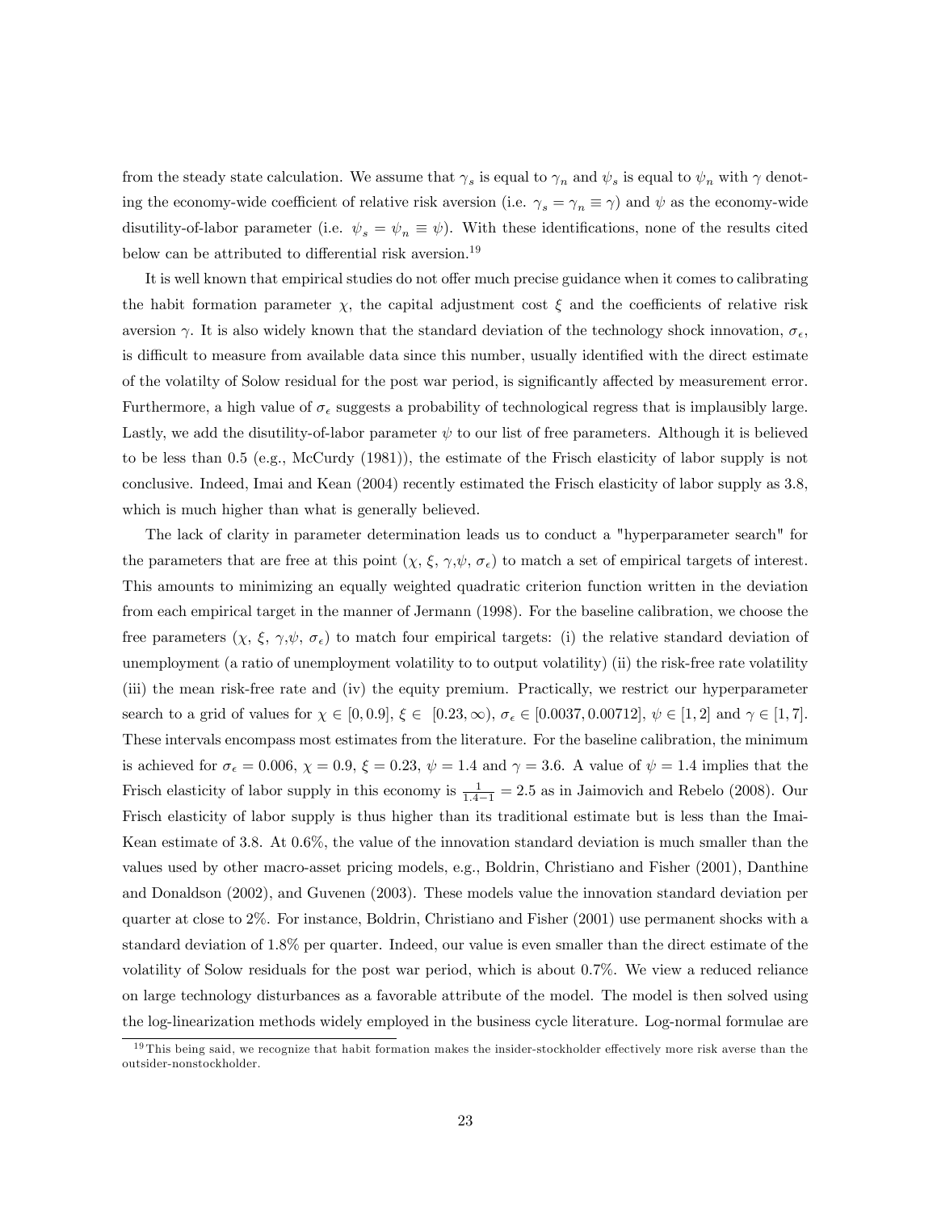from the steady state calculation. We assume that $\gamma_s$ is equal to $\gamma_n$ and $\psi_s$ is equal to $\psi_n$ with $\gamma$ denoting the economy-wide coefficient of relative risk aversion (i.e. $\gamma_s = \gamma_n \equiv \gamma$) and $\psi$ as the economy-wide disutility-of-labor parameter (i.e. $\psi_s = \psi_n \equiv \psi$). With these identifications, none of the results cited below can be attributed to differential risk aversion.[19]

It is well known that empirical studies do not offer much precise guidance when it comes to calibrating the habit formation parameter $\chi$, the capital adjustment cost $\xi$ and the coefficients of relative risk aversion $\gamma$. It is also widely known that the standard deviation of the technology shock innovation, $\sigma_\epsilon$, is difficult to measure from available data since this number, usually identified with the direct estimate of the volatilty of Solow residual for the post war period, is significantly affected by measurement error. Furthermore, a high value of $\sigma_\epsilon$ suggests a probability of technological regress that is implausibly large. Lastly, we add the disutility-of-labor parameter $\psi$ to our list of free parameters. Although it is believed to be less than 0.5 (e.g., McCurdy (1981)), the estimate of the Frisch elasticity of labor supply is not conclusive. Indeed, Imai and Kean (2004) recently estimated the Frisch elasticity of labor supply as 3.8, which is much higher than what is generally believed.

The lack of clarity in parameter determination leads us to conduct a "hyperparameter search" for the parameters that are free at this point ($\chi$, $\xi$, $\gamma$,$\psi$, $\sigma_\epsilon$) to match a set of empirical targets of interest. This amounts to minimizing an equally weighted quadratic criterion function written in the deviation from each empirical target in the manner of Jermann (1998). For the baseline calibration, we choose the free parameters ($\chi$, $\xi$, $\gamma$,$\psi$, $\sigma_\epsilon$) to match four empirical targets: (i) the relative standard deviation of unemployment (a ratio of unemployment volatility to to output volatility) (ii) the risk-free rate volatility (iii) the mean risk-free rate and (iv) the equity premium. Practically, we restrict our hyperparameter search to a grid of values for $\chi \in [0, 0.9]$, $\xi \in [0.23, \infty)$, $\sigma_\epsilon \in [0.0037, 0.00712]$, $\psi \in [1, 2]$ and $\gamma \in [1, 7]$. These intervals encompass most estimates from the literature. For the baseline calibration, the minimum is achieved for $\sigma_\epsilon = 0.006$, $\chi = 0.9$, $\xi = 0.23$, $\psi = 1.4$ and $\gamma = 3.6$. A value of $\psi = 1.4$ implies that the Frisch elasticity of labor supply in this economy is $\frac{1}{1.4-1} = 2.5$ as in Jaimovich and Rebelo (2008). Our Frisch elasticity of labor supply is thus higher than its traditional estimate but is less than the Imai-Kean estimate of 3.8. At 0.6%, the value of the innovation standard deviation is much smaller than the values used by other macro-asset pricing models, e.g., Boldrin, Christiano and Fisher (2001), Danthine and Donaldson (2002), and Guvenen (2003). These models value the innovation standard deviation per quarter at close to 2%. For instance, Boldrin, Christiano and Fisher (2001) use permanent shocks with a standard deviation of 1.8% per quarter. Indeed, our value is even smaller than the direct estimate of the volatility of Solow residuals for the post war period, which is about 0.7%. We view a reduced reliance on large technology disturbances as a favorable attribute of the model. The model is then solved using the log-linearization methods widely employed in the business cycle literature. Log-normal formulae are

[19] This being said, we recognize that habit formation makes the insider-stockholder effectively more risk averse than the outsider-nonstockholder.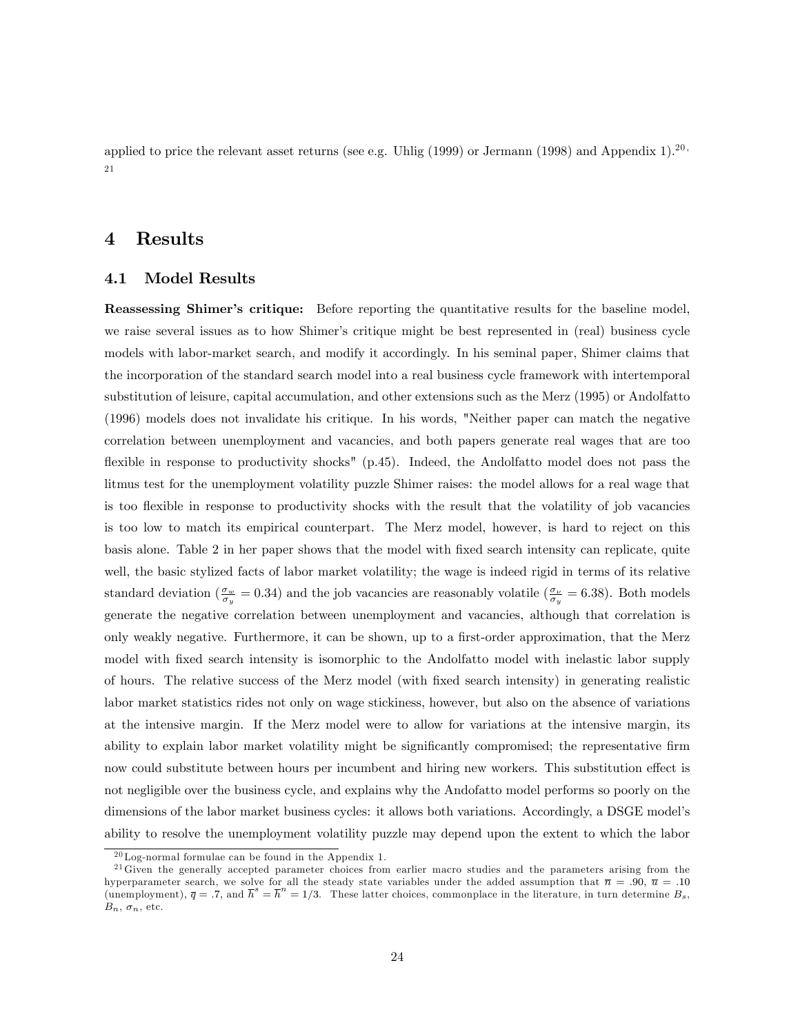applied to price the relevant asset returns (see e.g. Uhlig (1999) or Jermann (1998) and Appendix 1).[20, 21]

# 4 Results

## 4.1 Model Results

**Reassessing Shimer's critique:** Before reporting the quantitative results for the baseline model, we raise several issues as to how Shimer's critique might be best represented in (real) business cycle models with labor-market search, and modify it accordingly. In his seminal paper, Shimer claims that the incorporation of the standard search model into a real business cycle framework with intertemporal substitution of leisure, capital accumulation, and other extensions such as the Merz (1995) or Andolfatto (1996) models does not invalidate his critique. In his words, "Neither paper can match the negative correlation between unemployment and vacancies, and both papers generate real wages that are too flexible in response to productivity shocks" (p.45). Indeed, the Andolfatto model does not pass the litmus test for the unemployment volatility puzzle Shimer raises: the model allows for a real wage that is too flexible in response to productivity shocks with the result that the volatility of job vacancies is too low to match its empirical counterpart. The Merz model, however, is hard to reject on this basis alone. Table 2 in her paper shows that the model with fixed search intensity can replicate, quite well, the basic stylized facts of labor market volatility; the wage is indeed rigid in terms of its relative standard deviation ($\frac{\sigma_w}{\sigma_y} = 0.34$) and the job vacancies are reasonably volatile ($\frac{\sigma_\nu}{\sigma_y} = 6.38$). Both models generate the negative correlation between unemployment and vacancies, although that correlation is only weakly negative. Furthermore, it can be shown, up to a first-order approximation, that the Merz model with fixed search intensity is isomorphic to the Andolfatto model with inelastic labor supply of hours. The relative success of the Merz model (with fixed search intensity) in generating realistic labor market statistics rides not only on wage stickiness, however, but also on the absence of variations at the intensive margin. If the Merz model were to allow for variations at the intensive margin, its ability to explain labor market volatility might be significantly compromised; the representative firm now could substitute between hours per incumbent and hiring new workers. This substitution effect is not negligible over the business cycle, and explains why the Andofatto model performs so poorly on the dimensions of the labor market business cycles: it allows both variations. Accordingly, a DSGE model's ability to resolve the unemployment volatility puzzle may depend upon the extent to which the labor

[20] Log-normal formulae can be found in the Appendix 1.

[21] Given the generally accepted parameter choices from earlier macro studies and the parameters arising from the hyperparameter search, we solve for all the steady state variables under the added assumption that $\overline{n} = .90$, $\overline{u} = .10$ (unemployment), $\overline{q} = .7$, and $\overline{h}^s = \overline{h}^n = 1/3$. These latter choices, commonplace in the literature, in turn determine $B_s$, $B_n$, $\sigma_n$, etc.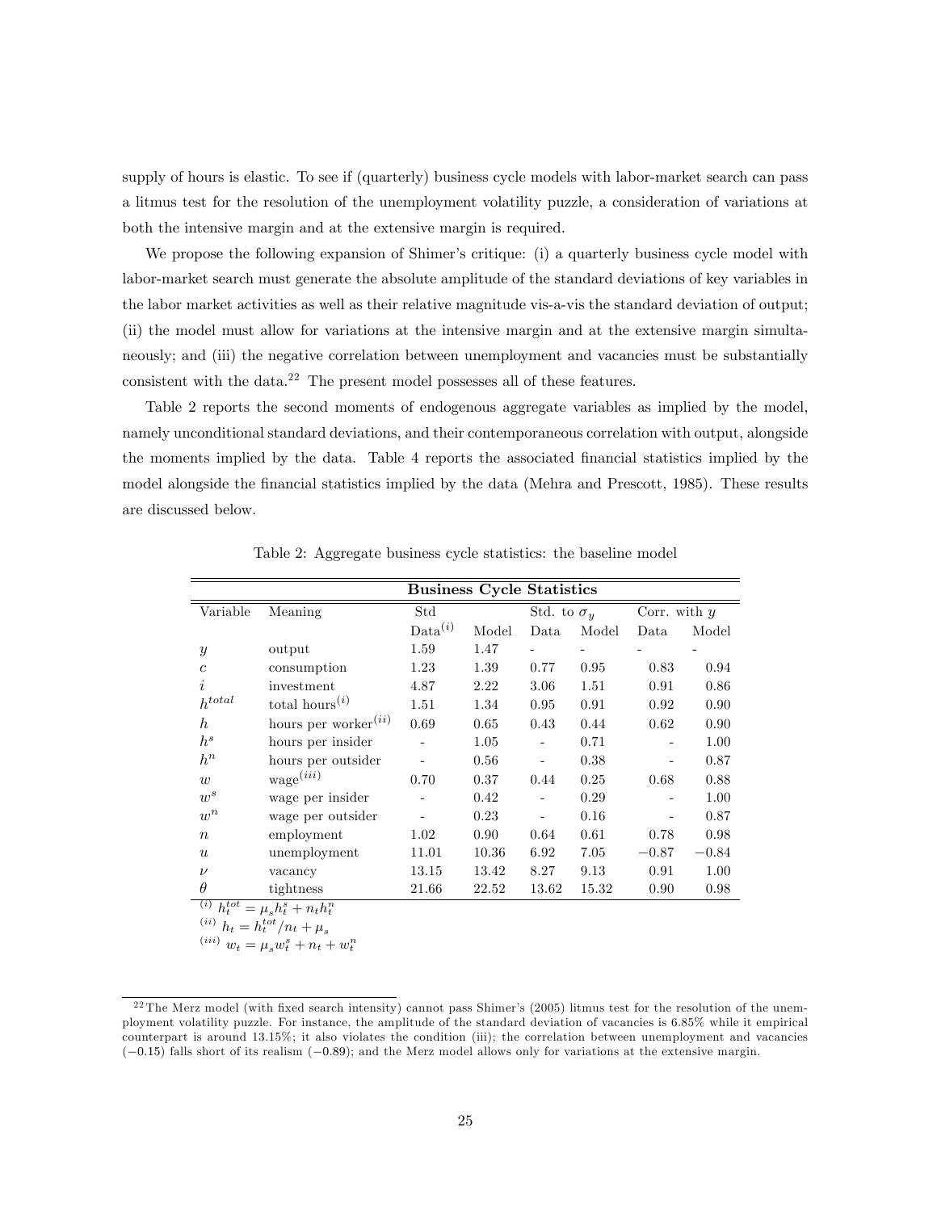supply of hours is elastic. To see if (quarterly) business cycle models with labor-market search can pass a litmus test for the resolution of the unemployment volatility puzzle, a consideration of variations at both the intensive margin and at the extensive margin is required.

We propose the following expansion of Shimer's critique: (i) a quarterly business cycle model with labor-market search must generate the absolute amplitude of the standard deviations of key variables in the labor market activities as well as their relative magnitude vis-a-vis the standard deviation of output; (ii) the model must allow for variations at the intensive margin and at the extensive margin simultaneously; and (iii) the negative correlation between unemployment and vacancies must be substantially consistent with the data.[22] The present model possesses all of these features.

Table 2 reports the second moments of endogenous aggregate variables as implied by the model, namely unconditional standard deviations, and their contemporaneous correlation with output, alongside the moments implied by the data. Table 4 reports the associated financial statistics implied by the model alongside the financial statistics implied by the data (Mehra and Prescott, 1985). These results are discussed below.

Table 2: Aggregate business cycle statistics: the baseline model

| **Business Cycle Statistics** | | | | | | | |
|---|---|---|---|---|---|---|---|
| Variable | Meaning | Std | | Std. to $\sigma_y$ | | Corr. with $y$ | |
| | | Data$^{(i)}$ | Model | Data | Model | Data | Model |
| $y$ | output | 1.59 | 1.47 | - | - | - | - |
| $c$ | consumption | 1.23 | 1.39 | 0.77 | 0.95 | 0.83 | 0.94 |
| $i$ | investment | 4.87 | 2.22 | 3.06 | 1.51 | 0.91 | 0.86 |
| $h^{total}$ | total hours$^{(i)}$ | 1.51 | 1.34 | 0.95 | 0.91 | 0.92 | 0.90 |
| $h$ | hours per worker$^{(ii)}$ | 0.69 | 0.65 | 0.43 | 0.44 | 0.62 | 0.90 |
| $h^s$ | hours per insider | - | 1.05 | - | 0.71 | - | 1.00 |
| $h^n$ | hours per outsider | - | 0.56 | - | 0.38 | - | 0.87 |
| $w$ | wage$^{(iii)}$ | 0.70 | 0.37 | 0.44 | 0.25 | 0.68 | 0.88 |
| $w^s$ | wage per insider | - | 0.42 | - | 0.29 | - | 1.00 |
| $w^n$ | wage per outsider | - | 0.23 | - | 0.16 | - | 0.87 |
| $n$ | employment | 1.02 | 0.90 | 0.64 | 0.61 | 0.78 | 0.98 |
| $u$ | unemployment | 11.01 | 10.36 | 6.92 | 7.05 | $-0.87$ | $-0.84$ |
| $\nu$ | vacancy | 13.15 | 13.42 | 8.27 | 9.13 | 0.91 | 1.00 |
| $\theta$ | tightness | 21.66 | 22.52 | 13.62 | 15.32 | 0.90 | 0.98 |

$^{(i)}$ $h_t^{tot} = \mu_s h_t^s + n_t h_t^n$

$^{(ii)}$ $h_t = h_t^{tot}/n_t + \mu_s$

$^{(iii)}$ $w_t = \mu_s w_t^s + n_t + w_t^n$

[22] The Merz model (with fixed search intensity) cannot pass Shimer's (2005) litmus test for the resolution of the unemployment volatility puzzle. For instance, the amplitude of the standard deviation of vacancies is 6.85% while it empirical counterpart is around 13.15%; it also violates the condition (iii); the correlation between unemployment and vacancies ($-0.15$) falls short of its realism ($-0.89$); and the Merz model allows only for variations at the extensive margin.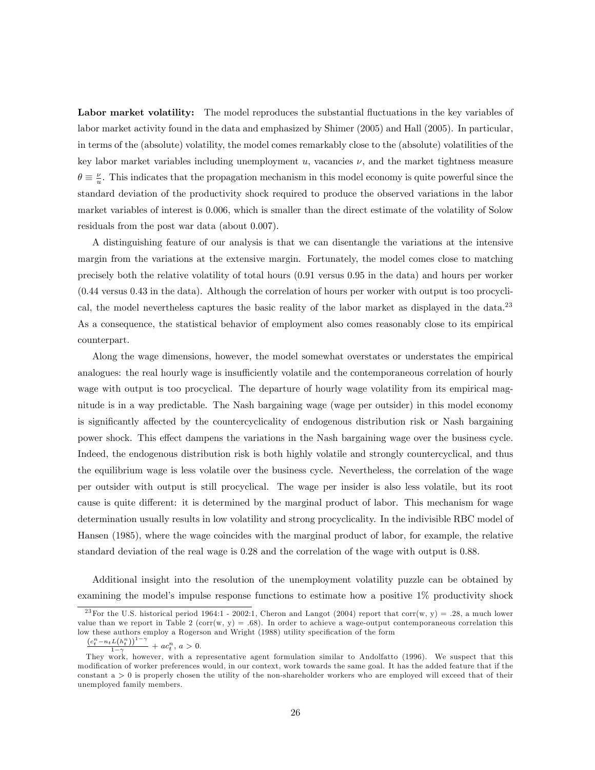**Labor market volatility:** The model reproduces the substantial fluctuations in the key variables of labor market activity found in the data and emphasized by Shimer (2005) and Hall (2005). In particular, in terms of the (absolute) volatility, the model comes remarkably close to the (absolute) volatilities of the key labor market variables including unemployment $u$, vacancies $\nu$, and the market tightness measure $\theta \equiv \frac{\nu}{u}$. This indicates that the propagation mechanism in this model economy is quite powerful since the standard deviation of the productivity shock required to produce the observed variations in the labor market variables of interest is 0.006, which is smaller than the direct estimate of the volatility of Solow residuals from the post war data (about 0.007).

A distinguishing feature of our analysis is that we can disentangle the variations at the intensive margin from the variations at the extensive margin. Fortunately, the model comes close to matching precisely both the relative volatility of total hours (0.91 versus 0.95 in the data) and hours per worker (0.44 versus 0.43 in the data). Although the correlation of hours per worker with output is too procyclical, the model nevertheless captures the basic reality of the labor market as displayed in the data.[23] As a consequence, the statistical behavior of employment also comes reasonably close to its empirical counterpart.

Along the wage dimensions, however, the model somewhat overstates or understates the empirical analogues: the real hourly wage is insufficiently volatile and the contemporaneous correlation of hourly wage with output is too procyclical. The departure of hourly wage volatility from its empirical magnitude is in a way predictable. The Nash bargaining wage (wage per outsider) in this model economy is significantly affected by the countercyclicality of endogenous distribution risk or Nash bargaining power shock. This effect dampens the variations in the Nash bargaining wage over the business cycle. Indeed, the endogenous distribution risk is both highly volatile and strongly countercyclical, and thus the equilibrium wage is less volatile over the business cycle. Nevertheless, the correlation of the wage per outsider with output is still procyclical. The wage per insider is also less volatile, but its root cause is quite different: it is determined by the marginal product of labor. This mechanism for wage determination usually results in low volatility and strong procyclicality. In the indivisible RBC model of Hansen (1985), where the wage coincides with the marginal product of labor, for example, the relative standard deviation of the real wage is 0.28 and the correlation of the wage with output is 0.88.

Additional insight into the resolution of the unemployment volatility puzzle can be obtained by examining the model's impulse response functions to estimate how a positive 1% productivity shock

---

[23] For the U.S. historical period 1964:1 - 2002:1, Cheron and Langot (2004) report that corr(w, y) = .28, a much lower value than we report in Table 2 (corr(w, y) = .68). In order to achieve a wage-output contemporaneous correlation this low these authors employ a Rogerson and Wright (1988) utility specification of the form

$\frac{(c_t^n - n_t L(h_t^n))^{1-\gamma}}{1-\gamma} + ac_t^n$, $a > 0$.

They work, however, with a representative agent formulation similar to Andolfatto (1996). We suspect that this modification of worker preferences would, in our context, work towards the same goal. It has the added feature that if the constant a > 0 is properly chosen the utility of the non-shareholder workers who are employed will exceed that of their unemployed family members.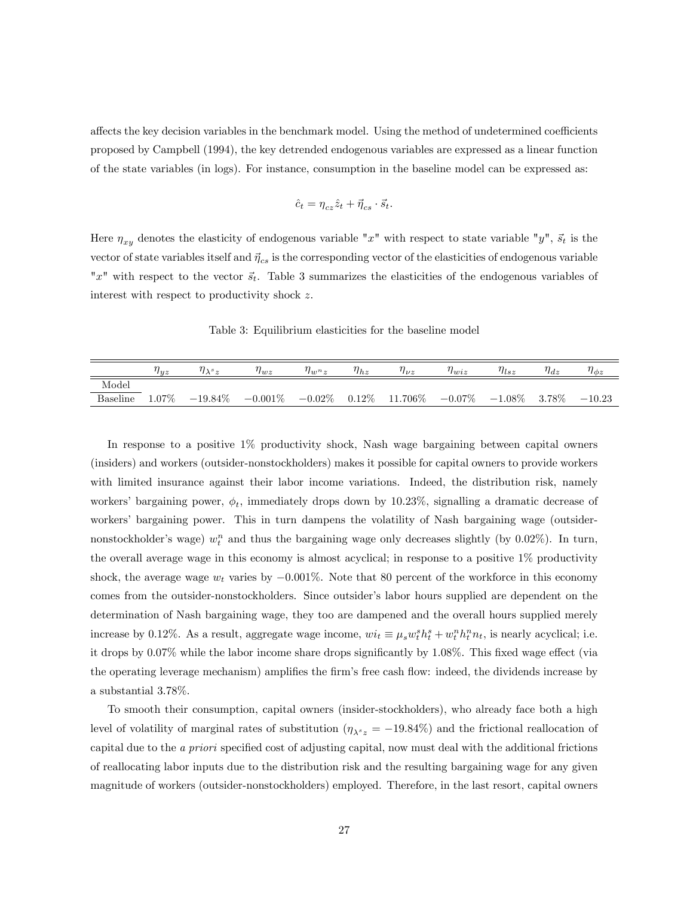affects the key decision variables in the benchmark model. Using the method of undetermined coefficients proposed by Campbell (1994), the key detrended endogenous variables are expressed as a linear function of the state variables (in logs). For instance, consumption in the baseline model can be expressed as:

$$\hat{c}_t = \eta_{cz}\hat{z}_t + \vec{\eta}_{cs} \cdot \vec{s}_t.$$

Here $\eta_{xy}$ denotes the elasticity of endogenous variable "$x$" with respect to state variable "$y$", $\vec{s}_t$ is the vector of state variables itself and $\vec{\eta}_{cs}$ is the corresponding vector of the elasticities of endogenous variable "$x$" with respect to the vector $\vec{s}_t$. Table 3 summarizes the elasticities of the endogenous variables of interest with respect to productivity shock $z$.

Table 3: Equilibrium elasticities for the baseline model

| | $\eta_{yz}$ | $\eta_{\lambda^s z}$ | $\eta_{wz}$ | $\eta_{w^n z}$ | $\eta_{hz}$ | $\eta_{\nu z}$ | $\eta_{wiz}$ | $\eta_{lsz}$ | $\eta_{dz}$ | $\eta_{\phi z}$ |
|---|---|---|---|---|---|---|---|---|---|---|
| Model | | | | | | | | | | |
| Baseline | 1.07% | −19.84% | −0.001% | −0.02% | 0.12% | 11.706% | −0.07% | −1.08% | 3.78% | −10.23 |

In response to a positive 1% productivity shock, Nash wage bargaining between capital owners (insiders) and workers (outsider-nonstockholders) makes it possible for capital owners to provide workers with limited insurance against their labor income variations. Indeed, the distribution risk, namely workers' bargaining power, $\phi_t$, immediately drops down by 10.23%, signalling a dramatic decrease of workers' bargaining power. This in turn dampens the volatility of Nash bargaining wage (outsider-nonstockholder's wage) $w_t^n$ and thus the bargaining wage only decreases slightly (by 0.02%). In turn, the overall average wage in this economy is almost acyclical; in response to a positive 1% productivity shock, the average wage $w_t$ varies by −0.001%. Note that 80 percent of the workforce in this economy comes from the outsider-nonstockholders. Since outsider's labor hours supplied are dependent on the determination of Nash bargaining wage, they too are dampened and the overall hours supplied merely increase by 0.12%. As a result, aggregate wage income, $wi_t \equiv \mu_s w_t^s h_t^s + w_t^n h_t^n n_t$, is nearly acyclical; i.e. it drops by 0.07% while the labor income share drops significantly by 1.08%. This fixed wage effect (via the operating leverage mechanism) amplifies the firm's free cash flow: indeed, the dividends increase by a substantial 3.78%.

To smooth their consumption, capital owners (insider-stockholders), who already face both a high level of volatility of marginal rates of substitution ($\eta_{\lambda^s z} = -19.84\%$) and the frictional reallocation of capital due to the *a priori* specified cost of adjusting capital, now must deal with the additional frictions of reallocating labor inputs due to the distribution risk and the resulting bargaining wage for any given magnitude of workers (outsider-nonstockholders) employed. Therefore, in the last resort, capital owners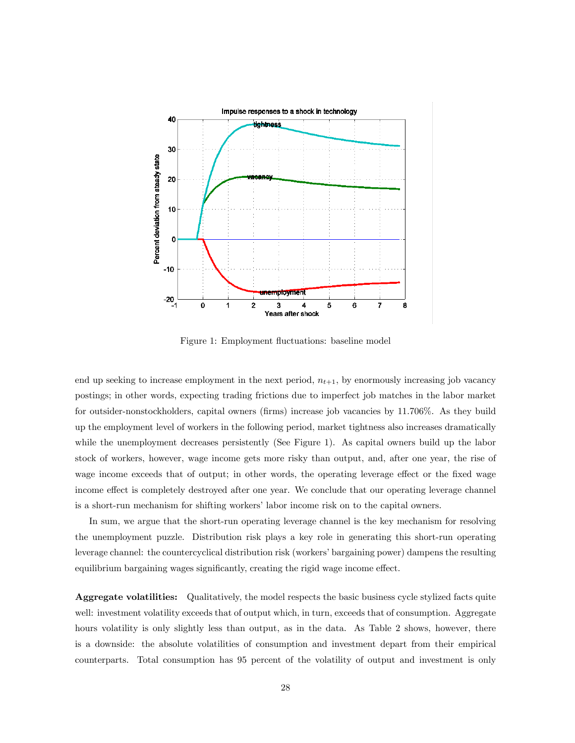Figure 1: Employment fluctuations: baseline model

end up seeking to increase employment in the next period, $n_{t+1}$, by enormously increasing job vacancy postings; in other words, expecting trading frictions due to imperfect job matches in the labor market for outsider-nonstockholders, capital owners (firms) increase job vacancies by 11.706%. As they build up the employment level of workers in the following period, market tightness also increases dramatically while the unemployment decreases persistently (See Figure 1). As capital owners build up the labor stock of workers, however, wage income gets more risky than output, and, after one year, the rise of wage income exceeds that of output; in other words, the operating leverage effect or the fixed wage income effect is completely destroyed after one year. We conclude that our operating leverage channel is a short-run mechanism for shifting workers' labor income risk on to the capital owners.

In sum, we argue that the short-run operating leverage channel is the key mechanism for resolving the unemployment puzzle. Distribution risk plays a key role in generating this short-run operating leverage channel: the countercyclical distribution risk (workers' bargaining power) dampens the resulting equilibrium bargaining wages significantly, creating the rigid wage income effect.

**Aggregate volatilities:** Qualitatively, the model respects the basic business cycle stylized facts quite well: investment volatility exceeds that of output which, in turn, exceeds that of consumption. Aggregate hours volatility is only slightly less than output, as in the data. As Table 2 shows, however, there is a downside: the absolute volatilities of consumption and investment depart from their empirical counterparts. Total consumption has 95 percent of the volatility of output and investment is only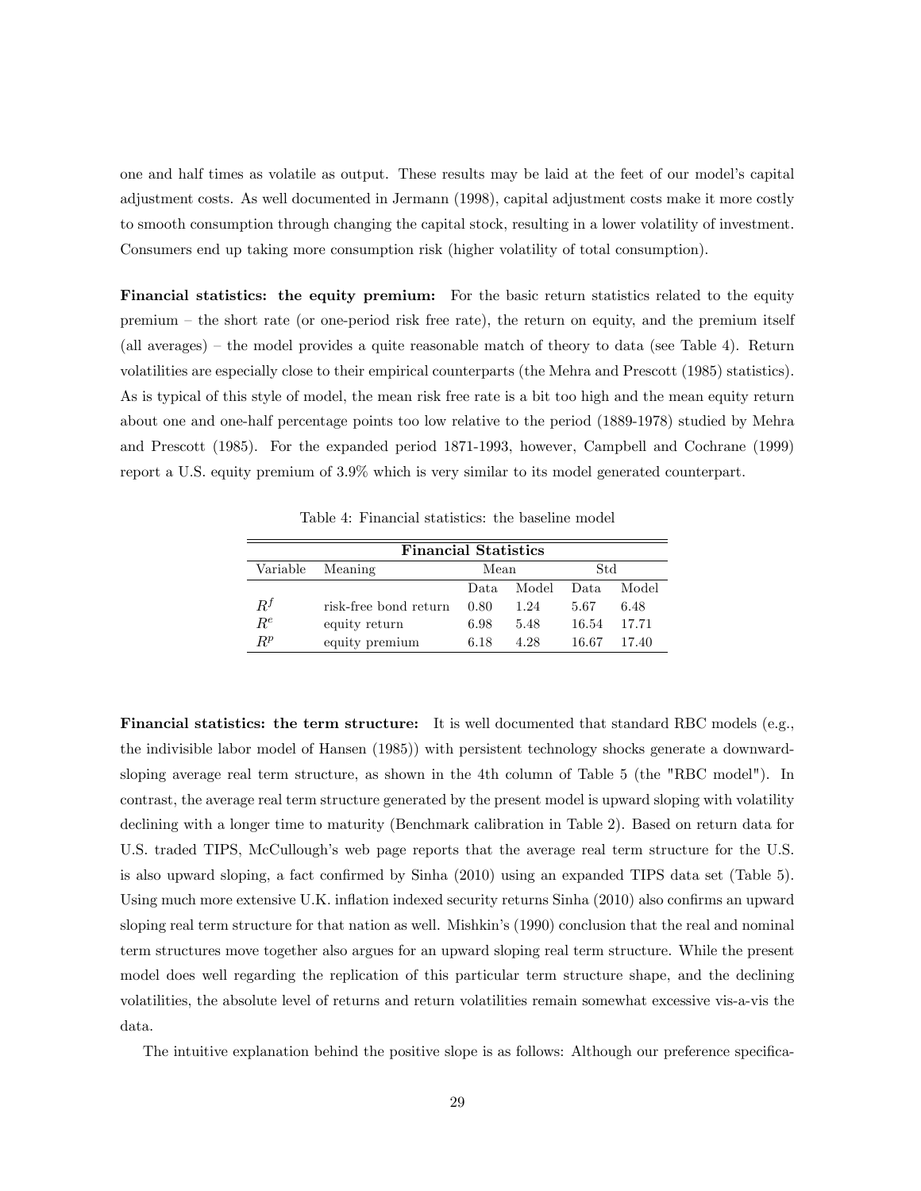one and half times as volatile as output. These results may be laid at the feet of our model's capital adjustment costs. As well documented in Jermann (1998), capital adjustment costs make it more costly to smooth consumption through changing the capital stock, resulting in a lower volatility of investment. Consumers end up taking more consumption risk (higher volatility of total consumption).

**Financial statistics: the equity premium:** For the basic return statistics related to the equity premium – the short rate (or one-period risk free rate), the return on equity, and the premium itself (all averages) – the model provides a quite reasonable match of theory to data (see Table 4). Return volatilities are especially close to their empirical counterparts (the Mehra and Prescott (1985) statistics). As is typical of this style of model, the mean risk free rate is a bit too high and the mean equity return about one and one-half percentage points too low relative to the period (1889-1978) studied by Mehra and Prescott (1985). For the expanded period 1871-1993, however, Campbell and Cochrane (1999) report a U.S. equity premium of 3.9% which is very similar to its model generated counterpart.

Table 4: Financial statistics: the baseline model

| Financial Statistics | | | | | |
|---|---|---|---|---|---|
| Variable | Meaning | Mean | | Std | |
| | | Data | Model | Data | Model |
| $R^f$ | risk-free bond return | 0.80 | 1.24 | 5.67 | 6.48 |
| $R^e$ | equity return | 6.98 | 5.48 | 16.54 | 17.71 |
| $R^p$ | equity premium | 6.18 | 4.28 | 16.67 | 17.40 |

**Financial statistics: the term structure:** It is well documented that standard RBC models (e.g., the indivisible labor model of Hansen (1985)) with persistent technology shocks generate a downward-sloping average real term structure, as shown in the 4th column of Table 5 (the "RBC model"). In contrast, the average real term structure generated by the present model is upward sloping with volatility declining with a longer time to maturity (Benchmark calibration in Table 2). Based on return data for U.S. traded TIPS, McCullough's web page reports that the average real term structure for the U.S. is also upward sloping, a fact confirmed by Sinha (2010) using an expanded TIPS data set (Table 5). Using much more extensive U.K. inflation indexed security returns Sinha (2010) also confirms an upward sloping real term structure for that nation as well. Mishkin's (1990) conclusion that the real and nominal term structures move together also argues for an upward sloping real term structure. While the present model does well regarding the replication of this particular term structure shape, and the declining volatilities, the absolute level of returns and return volatilities remain somewhat excessive vis-a-vis the data.

The intuitive explanation behind the positive slope is as follows: Although our preference specifica-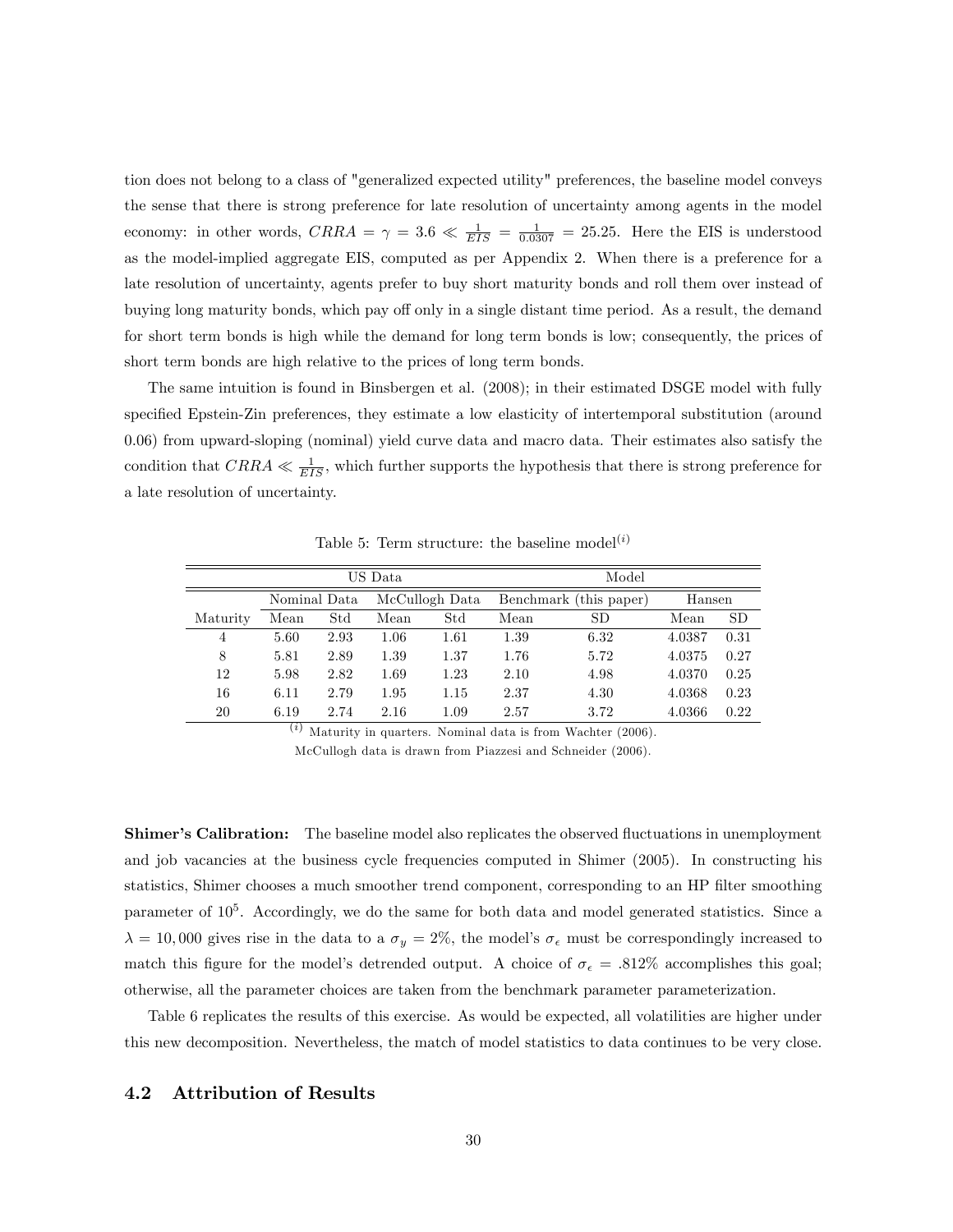tion does not belong to a class of "generalized expected utility" preferences, the baseline model conveys the sense that there is strong preference for late resolution of uncertainty among agents in the model economy: in other words, $CRRA = \gamma = 3.6 \ll \frac{1}{EIS} = \frac{1}{0.0307} = 25.25$. Here the EIS is understood as the model-implied aggregate EIS, computed as per Appendix 2. When there is a preference for a late resolution of uncertainty, agents prefer to buy short maturity bonds and roll them over instead of buying long maturity bonds, which pay off only in a single distant time period. As a result, the demand for short term bonds is high while the demand for long term bonds is low; consequently, the prices of short term bonds are high relative to the prices of long term bonds.

The same intuition is found in Binsbergen et al. (2008); in their estimated DSGE model with fully specified Epstein-Zin preferences, they estimate a low elasticity of intertemporal substitution (around 0.06) from upward-sloping (nominal) yield curve data and macro data. Their estimates also satisfy the condition that $CRRA \ll \frac{1}{EIS}$, which further supports the hypothesis that there is strong preference for a late resolution of uncertainty.

Table 5: Term structure: the baseline model$^{(i)}$

| | US Data | | | | Model | | | |
|---|---|---|---|---|---|---|---|---|
| | Nominal Data | | McCullogh Data | | Benchmark (this paper) | | Hansen | |
| Maturity | Mean | Std | Mean | Std | Mean | SD | Mean | SD |
| 4 | 5.60 | 2.93 | 1.06 | 1.61 | 1.39 | 6.32 | 4.0387 | 0.31 |
| 8 | 5.81 | 2.89 | 1.39 | 1.37 | 1.76 | 5.72 | 4.0375 | 0.27 |
| 12 | 5.98 | 2.82 | 1.69 | 1.23 | 2.10 | 4.98 | 4.0370 | 0.25 |
| 16 | 6.11 | 2.79 | 1.95 | 1.15 | 2.37 | 4.30 | 4.0368 | 0.23 |
| 20 | 6.19 | 2.74 | 2.16 | 1.09 | 2.57 | 3.72 | 4.0366 | 0.22 |

$^{(i)}$ Maturity in quarters. Nominal data is from Wachter (2006).
McCullogh data is drawn from Piazzesi and Schneider (2006).

**Shimer's Calibration:** The baseline model also replicates the observed fluctuations in unemployment and job vacancies at the business cycle frequencies computed in Shimer (2005). In constructing his statistics, Shimer chooses a much smoother trend component, corresponding to an HP filter smoothing parameter of $10^5$. Accordingly, we do the same for both data and model generated statistics. Since a $\lambda = 10,000$ gives rise in the data to a $\sigma_y = 2\%$, the model's $\sigma_\epsilon$ must be correspondingly increased to match this figure for the model's detrended output. A choice of $\sigma_\epsilon = .812\%$ accomplishes this goal; otherwise, all the parameter choices are taken from the benchmark parameter parameterization.

Table 6 replicates the results of this exercise. As would be expected, all volatilities are higher under this new decomposition. Nevertheless, the match of model statistics to data continues to be very close.

## 4.2 Attribution of Results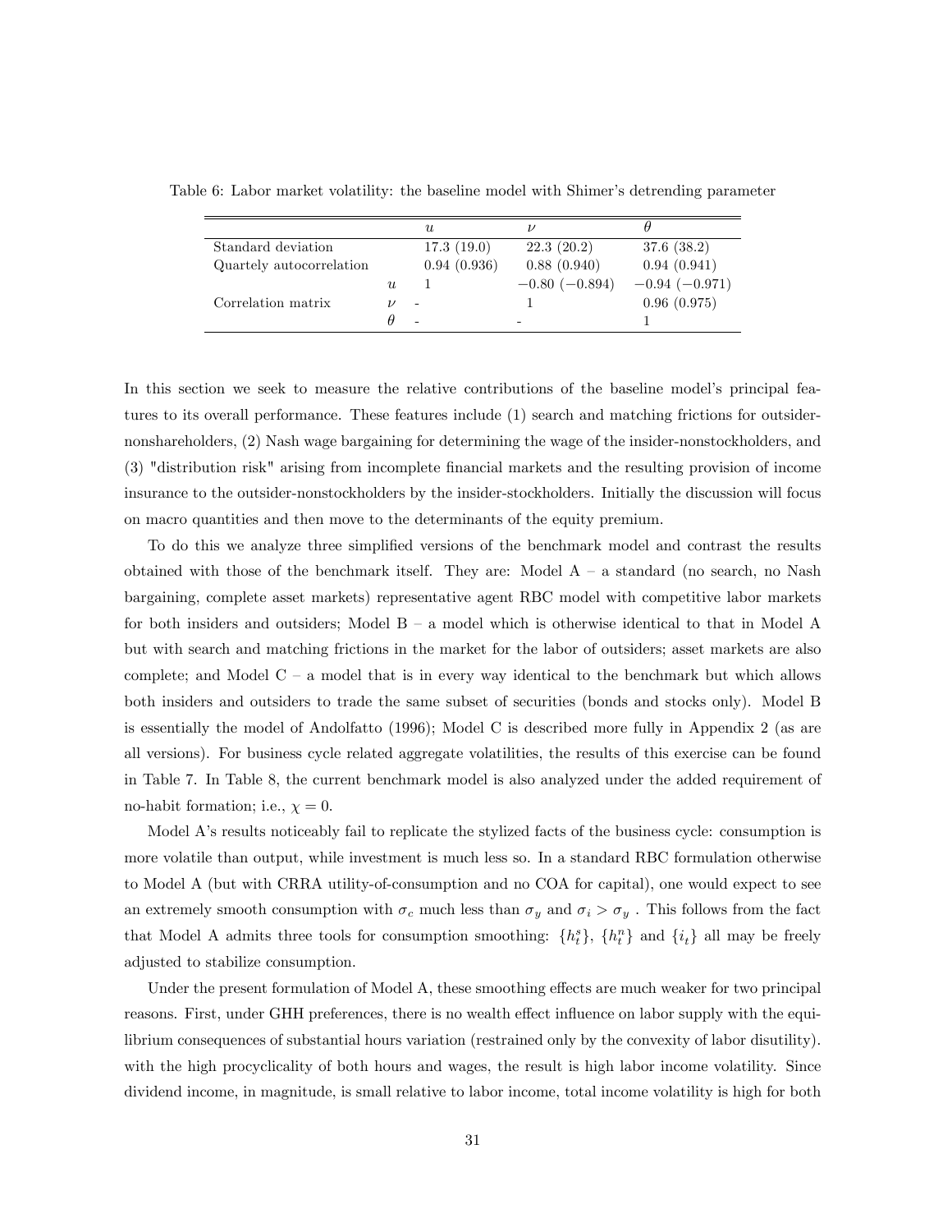Table 6: Labor market volatility: the baseline model with Shimer's detrending parameter

| | | $u$ | $\nu$ | $\theta$ |
|---|---|---|---|---|
| Standard deviation | | 17.3 (19.0) | 22.3 (20.2) | 37.6 (38.2) |
| Quartely autocorrelation | | 0.94 (0.936) | 0.88 (0.940) | 0.94 (0.941) |
| | $u$ | 1 | $-0.80$ ($-0.894$) | $-0.94$ ($-0.971$) |
| Correlation matrix | $\nu$ | - | 1 | 0.96 (0.975) |
| | $\theta$ | - | - | 1 |

In this section we seek to measure the relative contributions of the baseline model's principal features to its overall performance. These features include (1) search and matching frictions for outsider-nonshareholders, (2) Nash wage bargaining for determining the wage of the insider-nonstockholders, and (3) "distribution risk" arising from incomplete financial markets and the resulting provision of income insurance to the outsider-nonstockholders by the insider-stockholders. Initially the discussion will focus on macro quantities and then move to the determinants of the equity premium.

To do this we analyze three simplified versions of the benchmark model and contrast the results obtained with those of the benchmark itself. They are: Model A – a standard (no search, no Nash bargaining, complete asset markets) representative agent RBC model with competitive labor markets for both insiders and outsiders; Model B – a model which is otherwise identical to that in Model A but with search and matching frictions in the market for the labor of outsiders; asset markets are also complete; and Model C – a model that is in every way identical to the benchmark but which allows both insiders and outsiders to trade the same subset of securities (bonds and stocks only). Model B is essentially the model of Andolfatto (1996); Model C is described more fully in Appendix 2 (as are all versions). For business cycle related aggregate volatilities, the results of this exercise can be found in Table 7. In Table 8, the current benchmark model is also analyzed under the added requirement of no-habit formation; i.e., $\chi = 0$.

Model A's results noticeably fail to replicate the stylized facts of the business cycle: consumption is more volatile than output, while investment is much less so. In a standard RBC formulation otherwise to Model A (but with CRRA utility-of-consumption and no COA for capital), one would expect to see an extremely smooth consumption with $\sigma_c$ much less than $\sigma_y$ and $\sigma_i > \sigma_y$ . This follows from the fact that Model A admits three tools for consumption smoothing: $\{h_t^s\}$, $\{h_t^n\}$ and $\{i_t\}$ all may be freely adjusted to stabilize consumption.

Under the present formulation of Model A, these smoothing effects are much weaker for two principal reasons. First, under GHH preferences, there is no wealth effect influence on labor supply with the equilibrium consequences of substantial hours variation (restrained only by the convexity of labor disutility). with the high procyclicality of both hours and wages, the result is high labor income volatility. Since dividend income, in magnitude, is small relative to labor income, total income volatility is high for both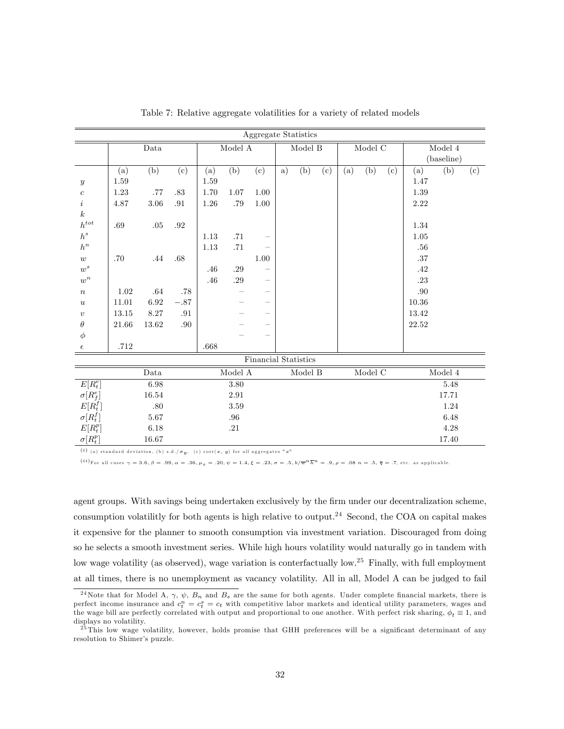Table 7: Relative aggregate volatilities for a variety of related models

| Aggregate Statistics | | | | | | | | | | | | | | | |
|---|---|---|---|---|---|---|---|---|---|---|---|---|---|---|---|
| | Data | | | Model A | | | Model B | | | Model C | | | Model 4 (baseline) | | |
| | (a) | (b) | (c) | (a) | (b) | (c) | a) | (b) | (c) | (a) | (b) | (c) | (a) | (b) | (c) |
| $y$ | 1.59 | | | 1.59 | | | | | | | | | 1.47 | | |
| $c$ | 1.23 | .77 | .83 | 1.70 | 1.07 | 1.00 | | | | | | | 1.39 | | |
| $i$ | 4.87 | 3.06 | .91 | 1.26 | .79 | 1.00 | | | | | | | 2.22 | | |
| $k$ | | | | | | | | | | | | | | | |
| $h^{tot}$ | .69 | .05 | .92 | | | | | | | | | | 1.34 | | |
| $h^s$ | | | | 1.13 | .71 | – | | | | | | | 1.05 | | |
| $h^n$ | | | | 1.13 | .71 | – | | | | | | | .56 | | |
| $w$ | .70 | .44 | .68 | | | 1.00 | | | | | | | .37 | | |
| $w^s$ | | | | .46 | .29 | – | | | | | | | .42 | | |
| $w^n$ | | | | .46 | .29 | – | | | | | | | .23 | | |
| $n$ | 1.02 | .64 | .78 | | – | – | | | | | | | .90 | | |
| $u$ | 11.01 | 6.92 | −.87 | | – | – | | | | | | | 10.36 | | |
| $v$ | 13.15 | 8.27 | .91 | | – | – | | | | | | | 13.42 | | |
| $\theta$ | 21.66 | 13.62 | .90 | | – | – | | | | | | | 22.52 | | |
| $\phi$ | | | | | – | – | | | | | | | | | |
| $\epsilon$ | .712 | | | .668 | | | | | | | | | | | |

| Financial Statistics | | | | | |
|---|---|---|---|---|---|
| | Data | Model A | Model B | Model C | Model 4 |
| $E[R_t^e]$ | 6.98 | 3.80 | | | 5.48 |
| $\sigma[R_f^e]$ | 16.54 | 2.91 | | | 17.71 |
| $E[R_t^f]$ | .80 | 3.59 | | | 1.24 |
| $\sigma[R_t^f]$ | 5.67 | .96 | | | 6.48 |
| $E[R_t^p]$ | 6.18 | .21 | | | 4.28 |
| $\sigma[R_t^p]$ | 16.67 | | | | 17.40 |

$^{(i)}$ (a) standard deviation, (b) s.d./$\sigma_y$, (c) corr($x$, $y$) for all aggregates "$x$"

$^{(ii)}$For all cases $\gamma = 3.6, \beta = .99, \alpha = .36, \mu_s = .20, \psi = 1.4, \xi = .23, \sigma = .5, b/\overline{w}^n\overline{h}^n = .9, \rho = .08$ $n = .5$, $\overline{\eta} = .7$, etc. as applicable.

agent groups. With savings being undertaken exclusively by the firm under our decentralization scheme, consumption volatilitly for both agents is high relative to output.[24] Second, the COA on capital makes it expensive for the planner to smooth consumption via investment variation. Discouraged from doing so he selects a smooth investment series. While high hours volatility would naturally go in tandem with low wage volatility (as observed), wage variation is conterfactually low.[25] Finally, with full employment at all times, there is no unemployment as vacancy volatility. All in all, Model A can be judged to fail

[24] Note that for Model A, $\gamma$, $\psi$, $B_n$ and $B_s$ are the same for both agents. Under complete financial markets, there is perfect income insurance and $c_t^n = c_t^s = c_t$ with competitive labor markets and identical utility parameters, wages and the wage bill are perfectly correlated with output and proportional to one another. With perfect risk sharing, $\phi_t \equiv 1$, and displays no volatility.

[25] This low wage volatility, however, holds promise that GHH preferences will be a significant determinant of any resolution to Shimer's puzzle.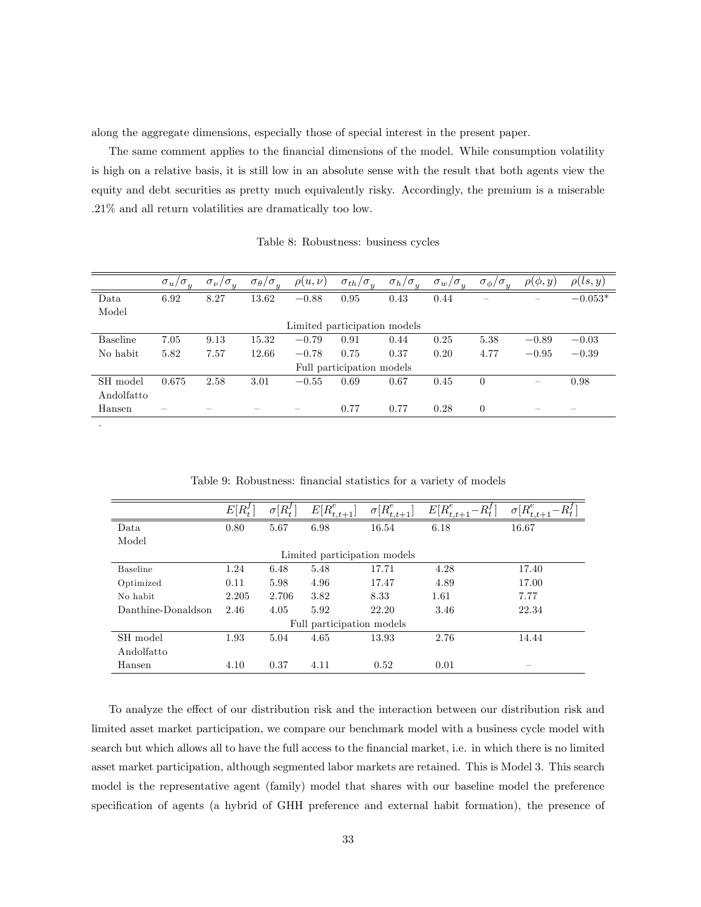along the aggregate dimensions, especially those of special interest in the present paper.

The same comment applies to the financial dimensions of the model. While consumption volatility is high on a relative basis, it is still low in an absolute sense with the result that both agents view the equity and debt securities as pretty much equivalently risky. Accordingly, the premium is a miserable .21% and all return volatilities are dramatically too low.

Table 8: Robustness: business cycles

| | $\sigma_u/\sigma_y$ | $\sigma_\nu/\sigma_y$ | $\sigma_\theta/\sigma_y$ | $\rho(u,\nu)$ | $\sigma_{th}/\sigma_y$ | $\sigma_h/\sigma_y$ | $\sigma_w/\sigma_y$ | $\sigma_\phi/\sigma_y$ | $\rho(\phi,y)$ | $\rho(ls,y)$ |
|---|---|---|---|---|---|---|---|---|---|---|
| Data | 6.92 | 8.27 | 13.62 | $-0.88$ | 0.95 | 0.43 | 0.44 | – | – | $-0.053$* |
| Model | | | | | | | | | | |
| | | | | Limited participation models | | | | | | |
| Baseline | 7.05 | 9.13 | 15.32 | $-0.79$ | 0.91 | 0.44 | 0.25 | 5.38 | $-0.89$ | $-0.03$ |
| No habit | 5.82 | 7.57 | 12.66 | $-0.78$ | 0.75 | 0.37 | 0.20 | 4.77 | $-0.95$ | $-0.39$ |
| | | | | Full participation models | | | | | | |
| SH model | 0.675 | 2.58 | 3.01 | $-0.55$ | 0.69 | 0.67 | 0.45 | 0 | – | 0.98 |
| Andolfatto | | | | | | | | | | |
| Hansen | – | – | – | – | 0.77 | 0.77 | 0.28 | 0 | – | – |

.

Table 9: Robustness: financial statistics for a variety of models

| | $E[R^f_t]$ | $\sigma[R^f_t]$ | $E[R^e_{t,t+1}]$ | $\sigma[R^e_{t,t+1}]$ | $E[R^e_{t,t+1}-R^f_t]$ | $\sigma[R^e_{t,t+1}-R^f_t]$ |
|---|---|---|---|---|---|---|
| Data | 0.80 | 5.67 | 6.98 | 16.54 | 6.18 | 16.67 |
| Model | | | | | | |
| | | | Limited participation models | | | |
| Baseline | 1.24 | 6.48 | 5.48 | 17.71 | 4.28 | 17.40 |
| Optimized | 0.11 | 5.98 | 4.96 | 17.47 | 4.89 | 17.00 |
| No habit | 2.205 | 2.706 | 3.82 | 8.33 | 1.61 | 7.77 |
| Danthine-Donaldson | 2.46 | 4.05 | 5.92 | 22.20 | 3.46 | 22.34 |
| | | | Full participation models | | | |
| SH model | 1.93 | 5.04 | 4.65 | 13.93 | 2.76 | 14.44 |
| Andolfatto | | | | | | |
| Hansen | 4.10 | 0.37 | 4.11 | 0.52 | 0.01 | – |

To analyze the effect of our distribution risk and the interaction between our distribution risk and limited asset market participation, we compare our benchmark model with a business cycle model with search but which allows all to have the full access to the financial market, i.e. in which there is no limited asset market participation, although segmented labor markets are retained. This is Model 3. This search model is the representative agent (family) model that shares with our baseline model the preference specification of agents (a hybrid of GHH preference and external habit formation), the presence of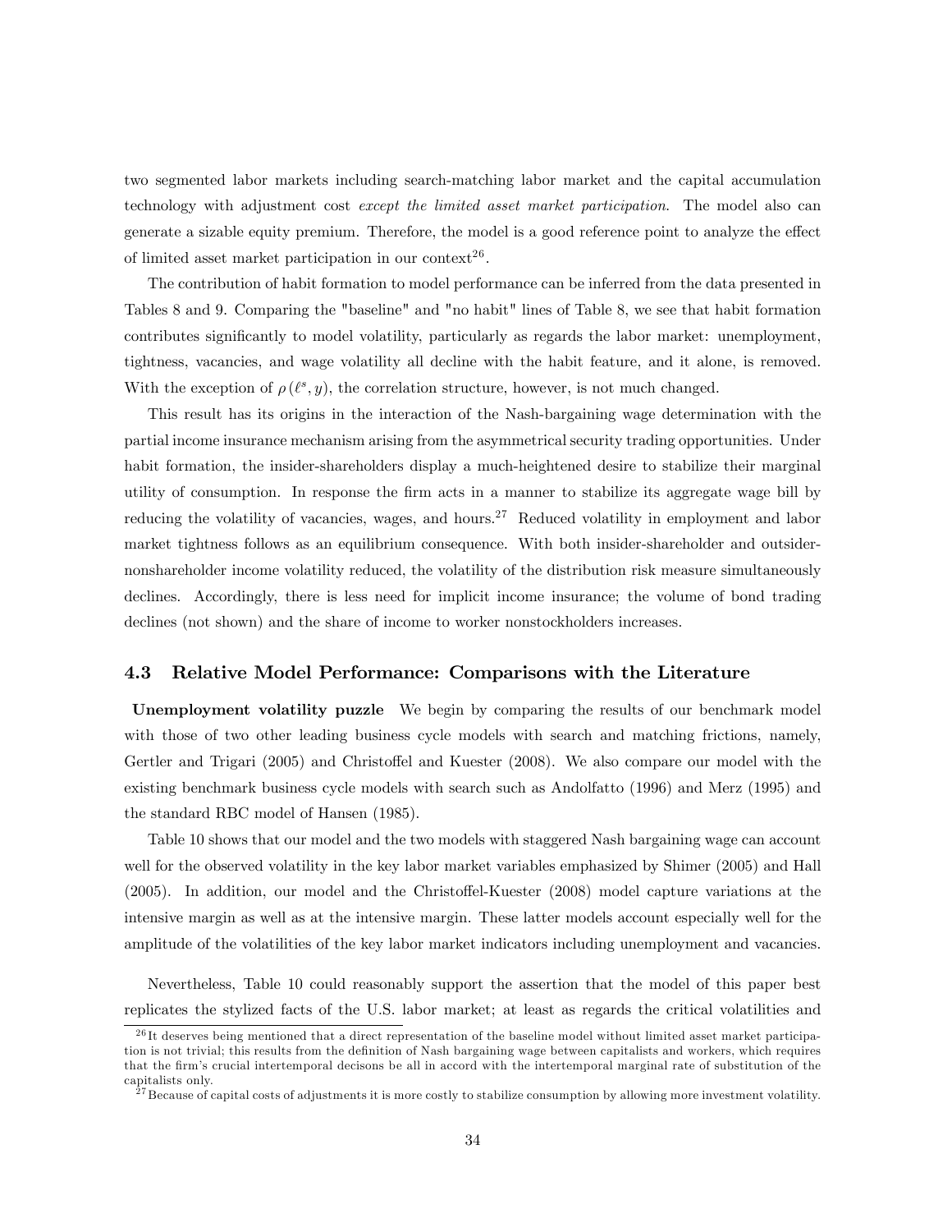two segmented labor markets including search-matching labor market and the capital accumulation technology with adjustment cost *except the limited asset market participation*. The model also can generate a sizable equity premium. Therefore, the model is a good reference point to analyze the effect of limited asset market participation in our context[26].

The contribution of habit formation to model performance can be inferred from the data presented in Tables 8 and 9. Comparing the "baseline" and "no habit" lines of Table 8, we see that habit formation contributes significantly to model volatility, particularly as regards the labor market: unemployment, tightness, vacancies, and wage volatility all decline with the habit feature, and it alone, is removed. With the exception of $\rho(\ell^s, y)$, the correlation structure, however, is not much changed.

This result has its origins in the interaction of the Nash-bargaining wage determination with the partial income insurance mechanism arising from the asymmetrical security trading opportunities. Under habit formation, the insider-shareholders display a much-heightened desire to stabilize their marginal utility of consumption. In response the firm acts in a manner to stabilize its aggregate wage bill by reducing the volatility of vacancies, wages, and hours.[27] Reduced volatility in employment and labor market tightness follows as an equilibrium consequence. With both insider-shareholder and outsider-nonshareholder income volatility reduced, the volatility of the distribution risk measure simultaneously declines. Accordingly, there is less need for implicit income insurance; the volume of bond trading declines (not shown) and the share of income to worker nonstockholders increases.

### 4.3 Relative Model Performance: Comparisons with the Literature

**Unemployment volatility puzzle** We begin by comparing the results of our benchmark model with those of two other leading business cycle models with search and matching frictions, namely, Gertler and Trigari (2005) and Christoffel and Kuester (2008). We also compare our model with the existing benchmark business cycle models with search such as Andolfatto (1996) and Merz (1995) and the standard RBC model of Hansen (1985).

Table 10 shows that our model and the two models with staggered Nash bargaining wage can account well for the observed volatility in the key labor market variables emphasized by Shimer (2005) and Hall (2005). In addition, our model and the Christoffel-Kuester (2008) model capture variations at the intensive margin as well as at the intensive margin. These latter models account especially well for the amplitude of the volatilities of the key labor market indicators including unemployment and vacancies.

Nevertheless, Table 10 could reasonably support the assertion that the model of this paper best replicates the stylized facts of the U.S. labor market; at least as regards the critical volatilities and

[26] It deserves being mentioned that a direct representation of the baseline model without limited asset market participation is not trivial; this results from the definition of Nash bargaining wage between capitalists and workers, which requires that the firm's crucial intertemporal decisons be all in accord with the intertemporal marginal rate of substitution of the capitalists only.

[27] Because of capital costs of adjustments it is more costly to stabilize consumption by allowing more investment volatility.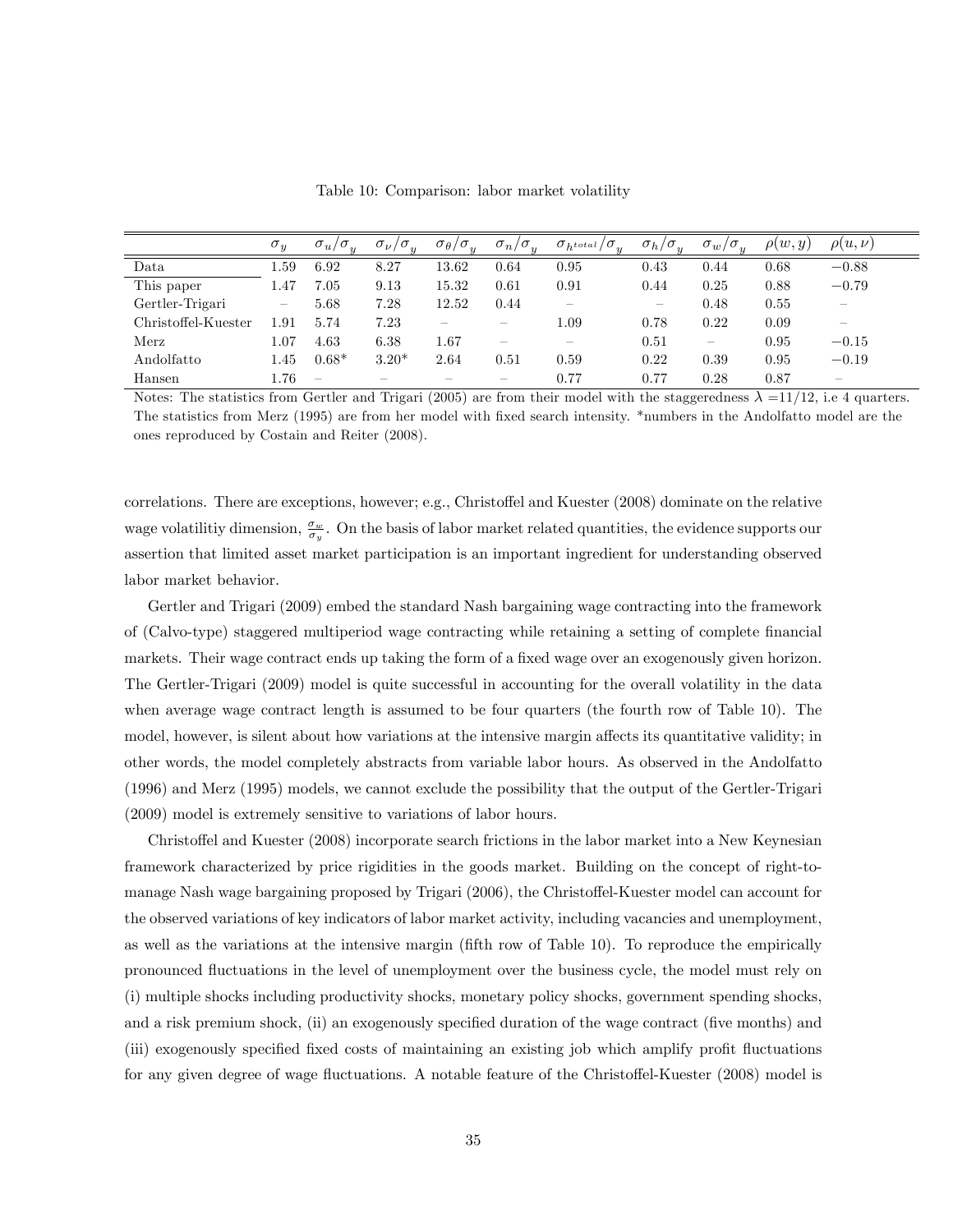Table 10: Comparison: labor market volatility

| | $\sigma_y$ | $\sigma_u/\sigma_y$ | $\sigma_\nu/\sigma_y$ | $\sigma_\theta/\sigma_y$ | $\sigma_n/\sigma_y$ | $\sigma_{h^{total}}/\sigma_y$ | $\sigma_h/\sigma_y$ | $\sigma_w/\sigma_y$ | $\rho(w,y)$ | $\rho(u,\nu)$ |
|---|---|---|---|---|---|---|---|---|---|---|
| Data | 1.59 | 6.92 | 8.27 | 13.62 | 0.64 | 0.95 | 0.43 | 0.44 | 0.68 | −0.88 |
| This paper | 1.47 | 7.05 | 9.13 | 15.32 | 0.61 | 0.91 | 0.44 | 0.25 | 0.88 | −0.79 |
| Gertler-Trigari | – | 5.68 | 7.28 | 12.52 | 0.44 | – | – | 0.48 | 0.55 | – |
| Christoffel-Kuester | 1.91 | 5.74 | 7.23 | – | – | 1.09 | 0.78 | 0.22 | 0.09 | – |
| Merz | 1.07 | 4.63 | 6.38 | 1.67 | – | – | 0.51 | – | 0.95 | −0.15 |
| Andolfatto | 1.45 | 0.68* | 3.20* | 2.64 | 0.51 | 0.59 | 0.22 | 0.39 | 0.95 | −0.19 |
| Hansen | 1.76 | – | – | – | – | 0.77 | 0.77 | 0.28 | 0.87 | – |

Notes: The statistics from Gertler and Trigari (2005) are from their model with the staggeredness $\lambda = 11/12$, i.e 4 quarters. The statistics from Merz (1995) are from her model with fixed search intensity. *numbers in the Andolfatto model are the ones reproduced by Costain and Reiter (2008).

correlations. There are exceptions, however; e.g., Christoffel and Kuester (2008) dominate on the relative wage volatilitiy dimension, $\frac{\sigma_w}{\sigma_y}$. On the basis of labor market related quantities, the evidence supports our assertion that limited asset market participation is an important ingredient for understanding observed labor market behavior.

Gertler and Trigari (2009) embed the standard Nash bargaining wage contracting into the framework of (Calvo-type) staggered multiperiod wage contracting while retaining a setting of complete financial markets. Their wage contract ends up taking the form of a fixed wage over an exogenously given horizon. The Gertler-Trigari (2009) model is quite successful in accounting for the overall volatility in the data when average wage contract length is assumed to be four quarters (the fourth row of Table 10). The model, however, is silent about how variations at the intensive margin affects its quantitative validity; in other words, the model completely abstracts from variable labor hours. As observed in the Andolfatto (1996) and Merz (1995) models, we cannot exclude the possibility that the output of the Gertler-Trigari (2009) model is extremely sensitive to variations of labor hours.

Christoffel and Kuester (2008) incorporate search frictions in the labor market into a New Keynesian framework characterized by price rigidities in the goods market. Building on the concept of right-to-manage Nash wage bargaining proposed by Trigari (2006), the Christoffel-Kuester model can account for the observed variations of key indicators of labor market activity, including vacancies and unemployment, as well as the variations at the intensive margin (fifth row of Table 10). To reproduce the empirically pronounced fluctuations in the level of unemployment over the business cycle, the model must rely on (i) multiple shocks including productivity shocks, monetary policy shocks, government spending shocks, and a risk premium shock, (ii) an exogenously specified duration of the wage contract (five months) and (iii) exogenously specified fixed costs of maintaining an existing job which amplify profit fluctuations for any given degree of wage fluctuations. A notable feature of the Christoffel-Kuester (2008) model is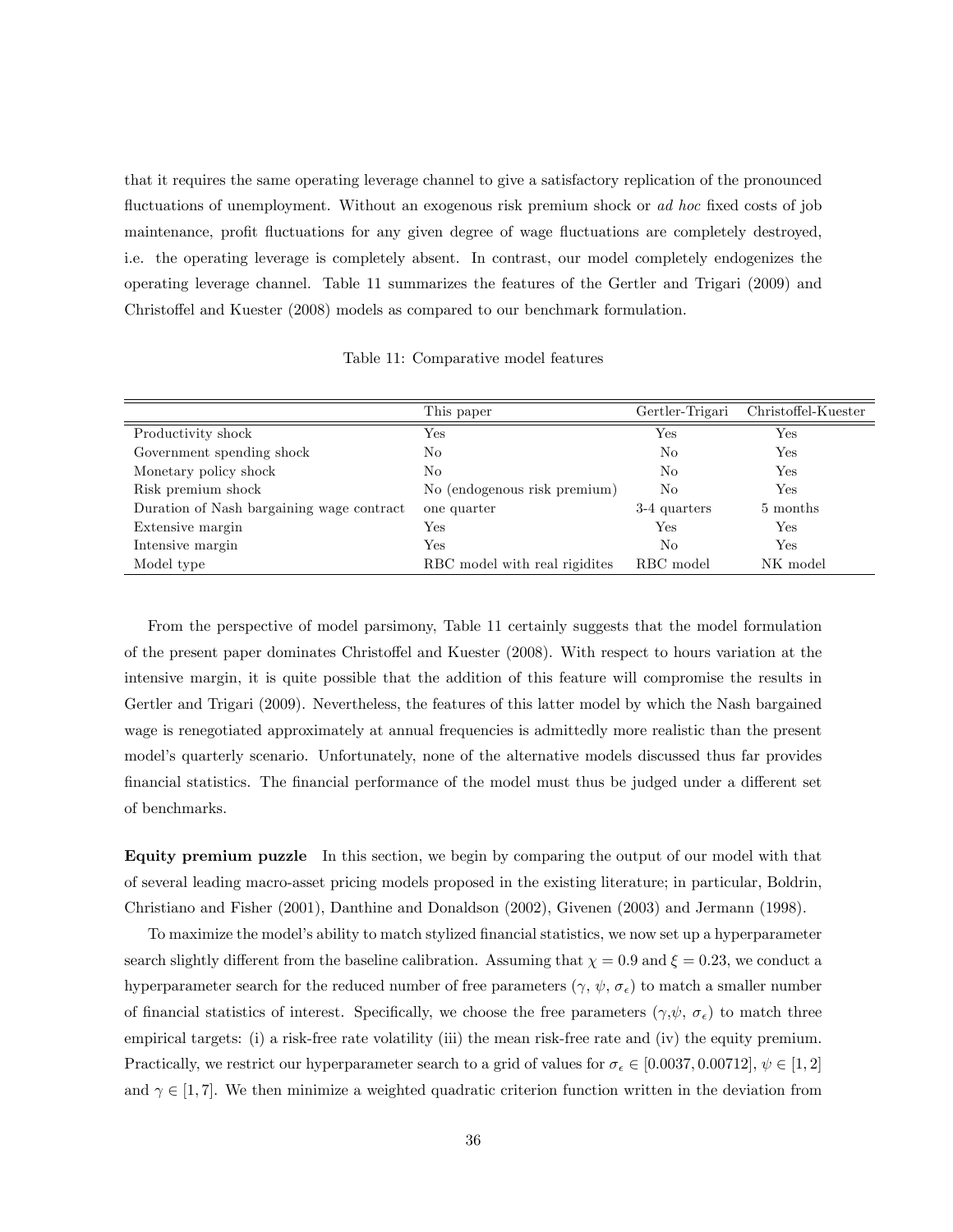that it requires the same operating leverage channel to give a satisfactory replication of the pronounced fluctuations of unemployment. Without an exogenous risk premium shock or *ad hoc* fixed costs of job maintenance, profit fluctuations for any given degree of wage fluctuations are completely destroyed, i.e. the operating leverage is completely absent. In contrast, our model completely endogenizes the operating leverage channel. Table 11 summarizes the features of the Gertler and Trigari (2009) and Christoffel and Kuester (2008) models as compared to our benchmark formulation.

Table 11: Comparative model features

| | This paper | Gertler-Trigari | Christoffel-Kuester |
|---|---|---|---|
| Productivity shock | Yes | Yes | Yes |
| Government spending shock | No | No | Yes |
| Monetary policy shock | No | No | Yes |
| Risk premium shock | No (endogenous risk premium) | No | Yes |
| Duration of Nash bargaining wage contract | one quarter | 3-4 quarters | 5 months |
| Extensive margin | Yes | Yes | Yes |
| Intensive margin | Yes | No | Yes |
| Model type | RBC model with real rigidites | RBC model | NK model |

From the perspective of model parsimony, Table 11 certainly suggests that the model formulation of the present paper dominates Christoffel and Kuester (2008). With respect to hours variation at the intensive margin, it is quite possible that the addition of this feature will compromise the results in Gertler and Trigari (2009). Nevertheless, the features of this latter model by which the Nash bargained wage is renegotiated approximately at annual frequencies is admittedly more realistic than the present model's quarterly scenario. Unfortunately, none of the alternative models discussed thus far provides financial statistics. The financial performance of the model must thus be judged under a different set of benchmarks.

**Equity premium puzzle** In this section, we begin by comparing the output of our model with that of several leading macro-asset pricing models proposed in the existing literature; in particular, Boldrin, Christiano and Fisher (2001), Danthine and Donaldson (2002), Givenen (2003) and Jermann (1998).

To maximize the model's ability to match stylized financial statistics, we now set up a hyperparameter search slightly different from the baseline calibration. Assuming that $\chi = 0.9$ and $\xi = 0.23$, we conduct a hyperparameter search for the reduced number of free parameters ($\gamma$, $\psi$, $\sigma_\epsilon$) to match a smaller number of financial statistics of interest. Specifically, we choose the free parameters ($\gamma$,$\psi$, $\sigma_\epsilon$) to match three empirical targets: (i) a risk-free rate volatility (iii) the mean risk-free rate and (iv) the equity premium. Practically, we restrict our hyperparameter search to a grid of values for $\sigma_\epsilon \in [0.0037, 0.00712]$, $\psi \in [1, 2]$ and $\gamma \in [1, 7]$. We then minimize a weighted quadratic criterion function written in the deviation from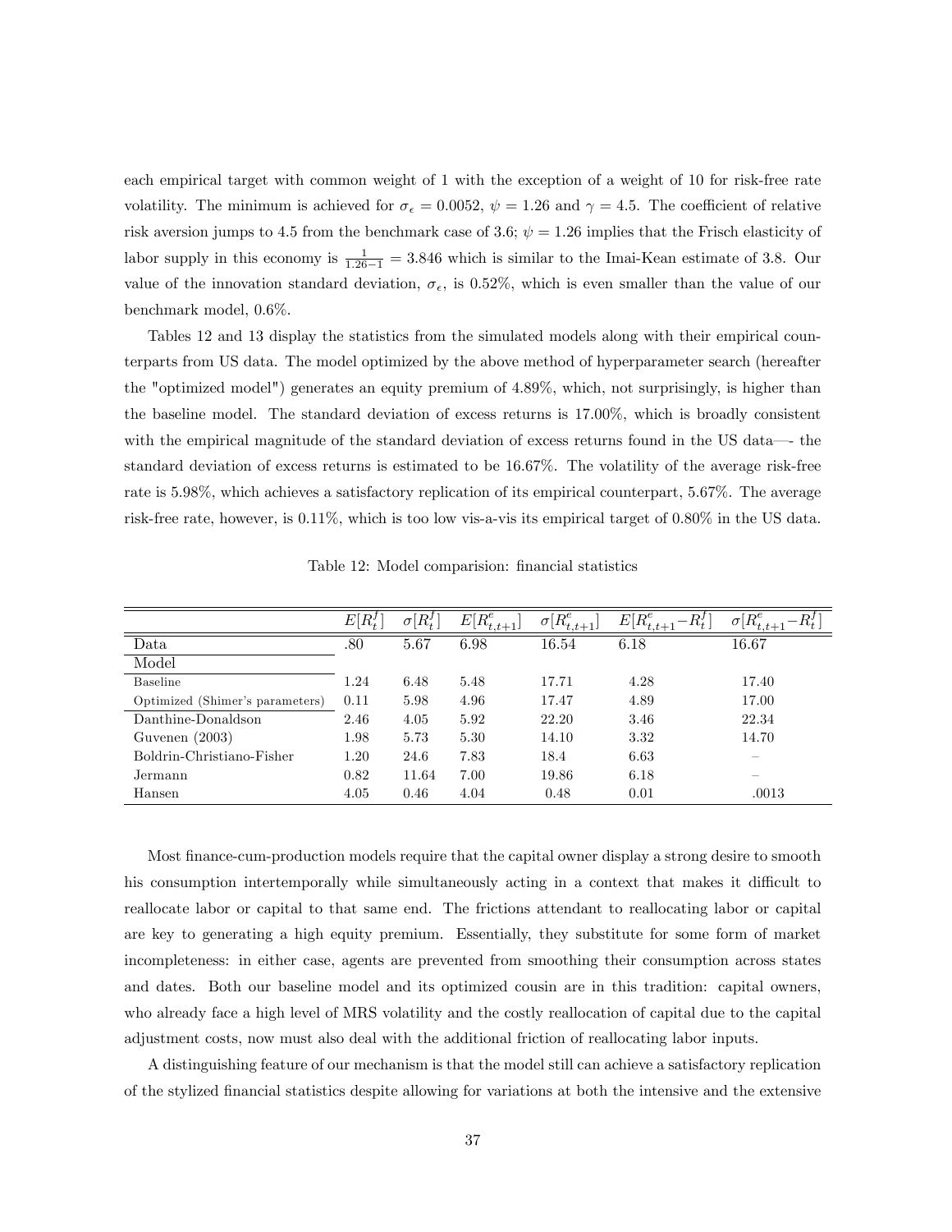each empirical target with common weight of 1 with the exception of a weight of 10 for risk-free rate volatility. The minimum is achieved for $\sigma_\epsilon = 0.0052$, $\psi = 1.26$ and $\gamma = 4.5$. The coefficient of relative risk aversion jumps to 4.5 from the benchmark case of 3.6; $\psi = 1.26$ implies that the Frisch elasticity of labor supply in this economy is $\frac{1}{1.26-1} = 3.846$ which is similar to the Imai-Kean estimate of 3.8. Our value of the innovation standard deviation, $\sigma_\epsilon$, is 0.52%, which is even smaller than the value of our benchmark model, 0.6%.

Tables 12 and 13 display the statistics from the simulated models along with their empirical counterparts from US data. The model optimized by the above method of hyperparameter search (hereafter the "optimized model") generates an equity premium of 4.89%, which, not surprisingly, is higher than the baseline model. The standard deviation of excess returns is 17.00%, which is broadly consistent with the empirical magnitude of the standard deviation of excess returns found in the US data—- the standard deviation of excess returns is estimated to be 16.67%. The volatility of the average risk-free rate is 5.98%, which achieves a satisfactory replication of its empirical counterpart, 5.67%. The average risk-free rate, however, is 0.11%, which is too low vis-a-vis its empirical target of 0.80% in the US data.

Table 12: Model comparision: financial statistics

| | $E[R^f_t]$ | $\sigma[R^f_t]$ | $E[R^e_{t,t+1}]$ | $\sigma[R^e_{t,t+1}]$ | $E[R^e_{t,t+1}-R^f_t]$ | $\sigma[R^e_{t,t+1}-R^f_t]$ |
|---|---|---|---|---|---|---|
| Data | .80 | 5.67 | 6.98 | 16.54 | 6.18 | 16.67 |
| Model | | | | | | |
| Baseline | 1.24 | 6.48 | 5.48 | 17.71 | 4.28 | 17.40 |
| Optimized (Shimer's parameters) | 0.11 | 5.98 | 4.96 | 17.47 | 4.89 | 17.00 |
| Danthine-Donaldson | 2.46 | 4.05 | 5.92 | 22.20 | 3.46 | 22.34 |
| Guvenen (2003) | 1.98 | 5.73 | 5.30 | 14.10 | 3.32 | 14.70 |
| Boldrin-Christiano-Fisher | 1.20 | 24.6 | 7.83 | 18.4 | 6.63 | – |
| Jermann | 0.82 | 11.64 | 7.00 | 19.86 | 6.18 | – |
| Hansen | 4.05 | 0.46 | 4.04 | 0.48 | 0.01 | .0013 |

Most finance-cum-production models require that the capital owner display a strong desire to smooth his consumption intertemporally while simultaneously acting in a context that makes it difficult to reallocate labor or capital to that same end. The frictions attendant to reallocating labor or capital are key to generating a high equity premium. Essentially, they substitute for some form of market incompleteness: in either case, agents are prevented from smoothing their consumption across states and dates. Both our baseline model and its optimized cousin are in this tradition: capital owners, who already face a high level of MRS volatility and the costly reallocation of capital due to the capital adjustment costs, now must also deal with the additional friction of reallocating labor inputs.

A distinguishing feature of our mechanism is that the model still can achieve a satisfactory replication of the stylized financial statistics despite allowing for variations at both the intensive and the extensive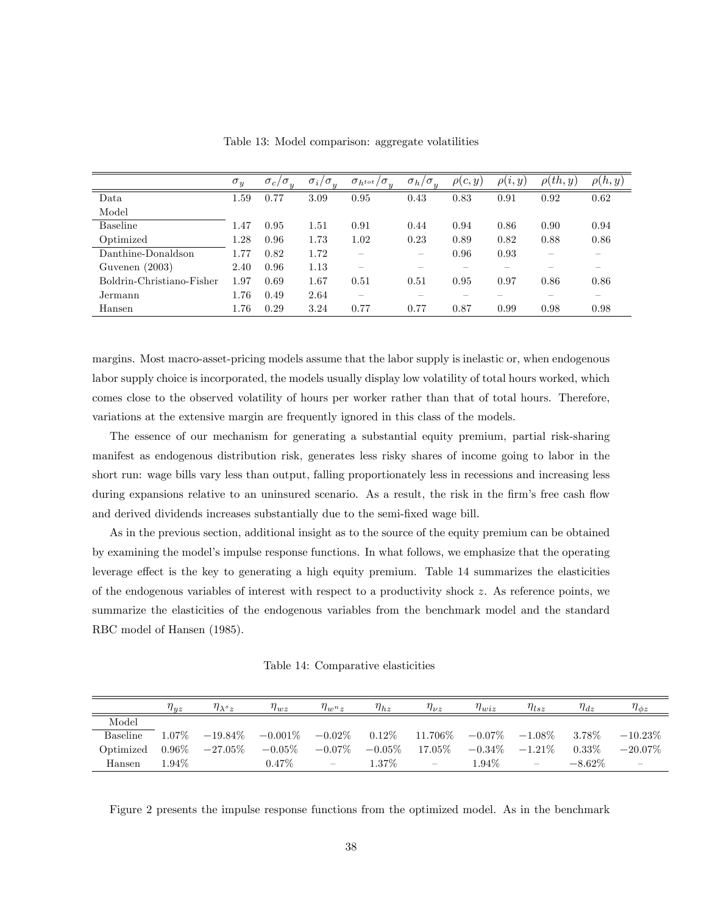Table 13: Model comparison: aggregate volatilities

| | $\sigma_y$ | $\sigma_c/\sigma_y$ | $\sigma_i/\sigma_y$ | $\sigma_{h^{tot}}/\sigma_y$ | $\sigma_h/\sigma_y$ | $\rho(c,y)$ | $\rho(i,y)$ | $\rho(th,y)$ | $\rho(h,y)$ |
|---|---|---|---|---|---|---|---|---|---|
| Data | 1.59 | 0.77 | 3.09 | 0.95 | 0.43 | 0.83 | 0.91 | 0.92 | 0.62 |
| Model | | | | | | | | | |
| Baseline | 1.47 | 0.95 | 1.51 | 0.91 | 0.44 | 0.94 | 0.86 | 0.90 | 0.94 |
| Optimized | 1.28 | 0.96 | 1.73 | 1.02 | 0.23 | 0.89 | 0.82 | 0.88 | 0.86 |
| Danthine-Donaldson | 1.77 | 0.82 | 1.72 | – | – | 0.96 | 0.93 | – | – |
| Guvenen (2003) | 2.40 | 0.96 | 1.13 | – | – | – | – | – | – |
| Boldrin-Christiano-Fisher | 1.97 | 0.69 | 1.67 | 0.51 | 0.51 | 0.95 | 0.97 | 0.86 | 0.86 |
| Jermann | 1.76 | 0.49 | 2.64 | – | – | – | – | – | – |
| Hansen | 1.76 | 0.29 | 3.24 | 0.77 | 0.77 | 0.87 | 0.99 | 0.98 | 0.98 |

margins. Most macro-asset-pricing models assume that the labor supply is inelastic or, when endogenous labor supply choice is incorporated, the models usually display low volatility of total hours worked, which comes close to the observed volatility of hours per worker rather than that of total hours. Therefore, variations at the extensive margin are frequently ignored in this class of the models.

The essence of our mechanism for generating a substantial equity premium, partial risk-sharing manifest as endogenous distribution risk, generates less risky shares of income going to labor in the short run: wage bills vary less than output, falling proportionately less in recessions and increasing less during expansions relative to an uninsured scenario. As a result, the risk in the firm's free cash flow and derived dividends increases substantially due to the semi-fixed wage bill.

As in the previous section, additional insight as to the source of the equity premium can be obtained by examining the model's impulse response functions. In what follows, we emphasize that the operating leverage effect is the key to generating a high equity premium. Table 14 summarizes the elasticities of the endogenous variables of interest with respect to a productivity shock $z$. As reference points, we summarize the elasticities of the endogenous variables from the benchmark model and the standard RBC model of Hansen (1985).

Table 14: Comparative elasticities

| | $\eta_{yz}$ | $\eta_{\lambda^s z}$ | $\eta_{wz}$ | $\eta_{w^n z}$ | $\eta_{hz}$ | $\eta_{\nu z}$ | $\eta_{wiz}$ | $\eta_{lsz}$ | $\eta_{dz}$ | $\eta_{\phi z}$ |
|---|---|---|---|---|---|---|---|---|---|---|
| Model | | | | | | | | | | |
| Baseline | 1.07% | −19.84% | −0.001% | −0.02% | 0.12% | 11.706% | −0.07% | −1.08% | 3.78% | −10.23% |
| Optimized | 0.96% | −27.05% | −0.05% | −0.07% | −0.05% | 17.05% | −0.34% | −1.21% | 0.33% | −20.07% |
| Hansen | 1.94% | | 0.47% | – | 1.37% | – | 1.94% | – | −8.62% | – |

Figure 2 presents the impulse response functions from the optimized model. As in the benchmark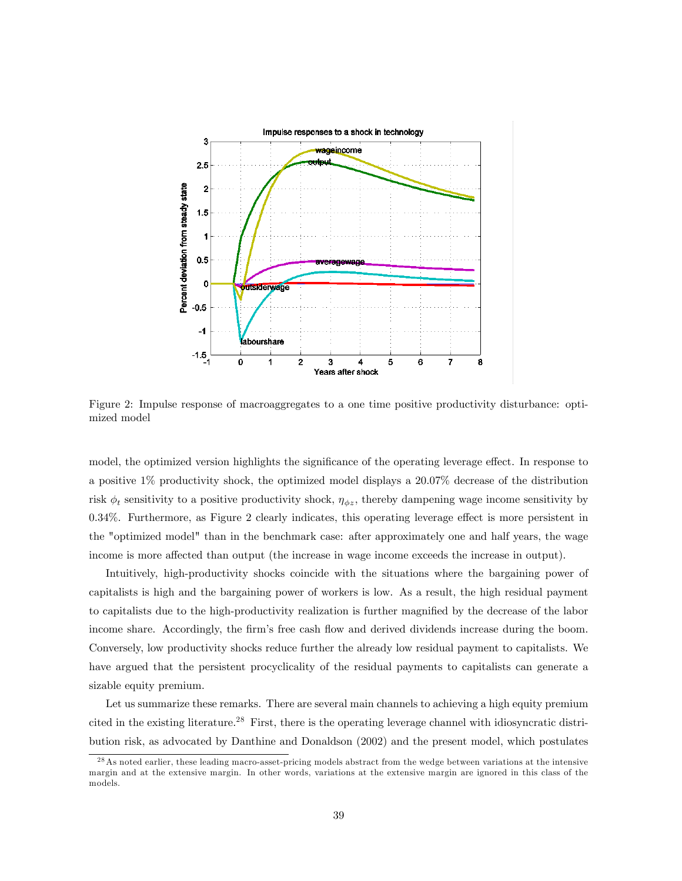Figure 2: Impulse response of macroaggregates to a one time positive productivity disturbance: optimized model

model, the optimized version highlights the significance of the operating leverage effect. In response to a positive 1% productivity shock, the optimized model displays a 20.07% decrease of the distribution risk $\phi_t$ sensitivity to a positive productivity shock, $\eta_{\phi z}$, thereby dampening wage income sensitivity by 0.34%. Furthermore, as Figure 2 clearly indicates, this operating leverage effect is more persistent in the "optimized model" than in the benchmark case: after approximately one and half years, the wage income is more affected than output (the increase in wage income exceeds the increase in output).

Intuitively, high-productivity shocks coincide with the situations where the bargaining power of capitalists is high and the bargaining power of workers is low. As a result, the high residual payment to capitalists due to the high-productivity realization is further magnified by the decrease of the labor income share. Accordingly, the firm's free cash flow and derived dividends increase during the boom. Conversely, low productivity shocks reduce further the already low residual payment to capitalists. We have argued that the persistent procyclicality of the residual payments to capitalists can generate a sizable equity premium.

Let us summarize these remarks. There are several main channels to achieving a high equity premium cited in the existing literature.[28] First, there is the operating leverage channel with idiosyncratic distribution risk, as advocated by Danthine and Donaldson (2002) and the present model, which postulates

[28] As noted earlier, these leading macro-asset-pricing models abstract from the wedge between variations at the intensive margin and at the extensive margin. In other words, variations at the extensive margin are ignored in this class of the models.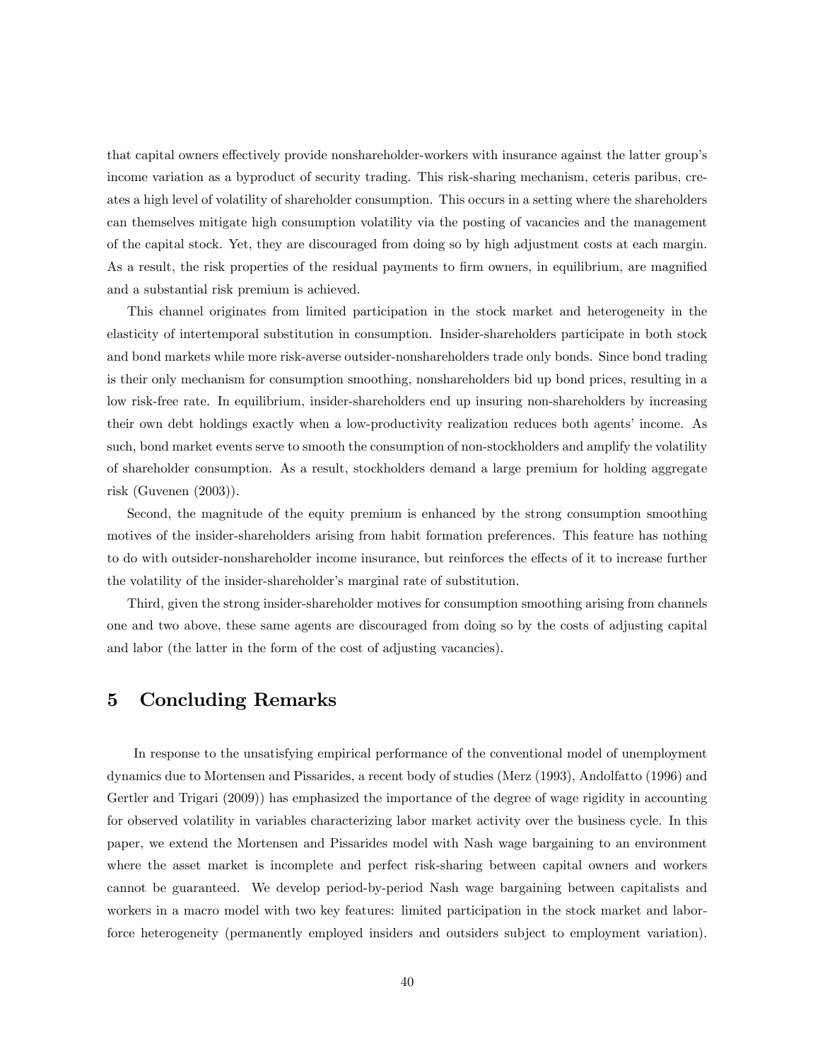that capital owners effectively provide nonshareholder-workers with insurance against the latter group's income variation as a byproduct of security trading. This risk-sharing mechanism, ceteris paribus, creates a high level of volatility of shareholder consumption. This occurs in a setting where the shareholders can themselves mitigate high consumption volatility via the posting of vacancies and the management of the capital stock. Yet, they are discouraged from doing so by high adjustment costs at each margin. As a result, the risk properties of the residual payments to firm owners, in equilibrium, are magnified and a substantial risk premium is achieved.

This channel originates from limited participation in the stock market and heterogeneity in the elasticity of intertemporal substitution in consumption. Insider-shareholders participate in both stock and bond markets while more risk-averse outsider-nonshareholders trade only bonds. Since bond trading is their only mechanism for consumption smoothing, nonshareholders bid up bond prices, resulting in a low risk-free rate. In equilibrium, insider-shareholders end up insuring non-shareholders by increasing their own debt holdings exactly when a low-productivity realization reduces both agents' income. As such, bond market events serve to smooth the consumption of non-stockholders and amplify the volatility of shareholder consumption. As a result, stockholders demand a large premium for holding aggregate risk (Guvenen (2003)).

Second, the magnitude of the equity premium is enhanced by the strong consumption smoothing motives of the insider-shareholders arising from habit formation preferences. This feature has nothing to do with outsider-nonshareholder income insurance, but reinforces the effects of it to increase further the volatility of the insider-shareholder's marginal rate of substitution.

Third, given the strong insider-shareholder motives for consumption smoothing arising from channels one and two above, these same agents are discouraged from doing so by the costs of adjusting capital and labor (the latter in the form of the cost of adjusting vacancies).

# 5 Concluding Remarks

In response to the unsatisfying empirical performance of the conventional model of unemployment dynamics due to Mortensen and Pissarides, a recent body of studies (Merz (1993), Andolfatto (1996) and Gertler and Trigari (2009)) has emphasized the importance of the degree of wage rigidity in accounting for observed volatility in variables characterizing labor market activity over the business cycle. In this paper, we extend the Mortensen and Pissarides model with Nash wage bargaining to an environment where the asset market is incomplete and perfect risk-sharing between capital owners and workers cannot be guaranteed. We develop period-by-period Nash wage bargaining between capitalists and workers in a macro model with two key features: limited participation in the stock market and labor-force heterogeneity (permanently employed insiders and outsiders subject to employment variation).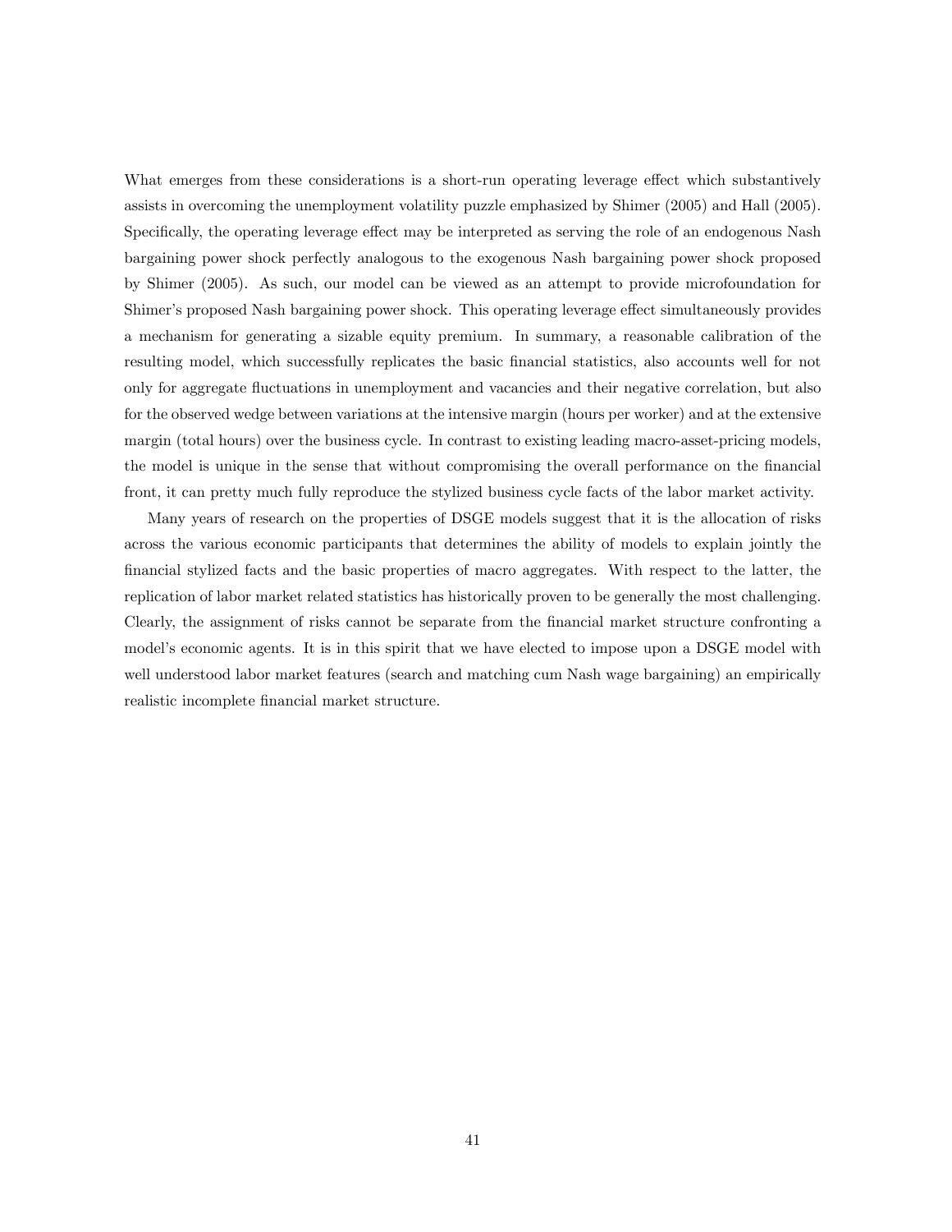What emerges from these considerations is a short-run operating leverage effect which substantively assists in overcoming the unemployment volatility puzzle emphasized by Shimer (2005) and Hall (2005). Specifically, the operating leverage effect may be interpreted as serving the role of an endogenous Nash bargaining power shock perfectly analogous to the exogenous Nash bargaining power shock proposed by Shimer (2005). As such, our model can be viewed as an attempt to provide microfoundation for Shimer's proposed Nash bargaining power shock. This operating leverage effect simultaneously provides a mechanism for generating a sizable equity premium. In summary, a reasonable calibration of the resulting model, which successfully replicates the basic financial statistics, also accounts well for not only for aggregate fluctuations in unemployment and vacancies and their negative correlation, but also for the observed wedge between variations at the intensive margin (hours per worker) and at the extensive margin (total hours) over the business cycle. In contrast to existing leading macro-asset-pricing models, the model is unique in the sense that without compromising the overall performance on the financial front, it can pretty much fully reproduce the stylized business cycle facts of the labor market activity.

Many years of research on the properties of DSGE models suggest that it is the allocation of risks across the various economic participants that determines the ability of models to explain jointly the financial stylized facts and the basic properties of macro aggregates. With respect to the latter, the replication of labor market related statistics has historically proven to be generally the most challenging. Clearly, the assignment of risks cannot be separate from the financial market structure confronting a model's economic agents. It is in this spirit that we have elected to impose upon a DSGE model with well understood labor market features (search and matching cum Nash wage bargaining) an empirically realistic incomplete financial market structure.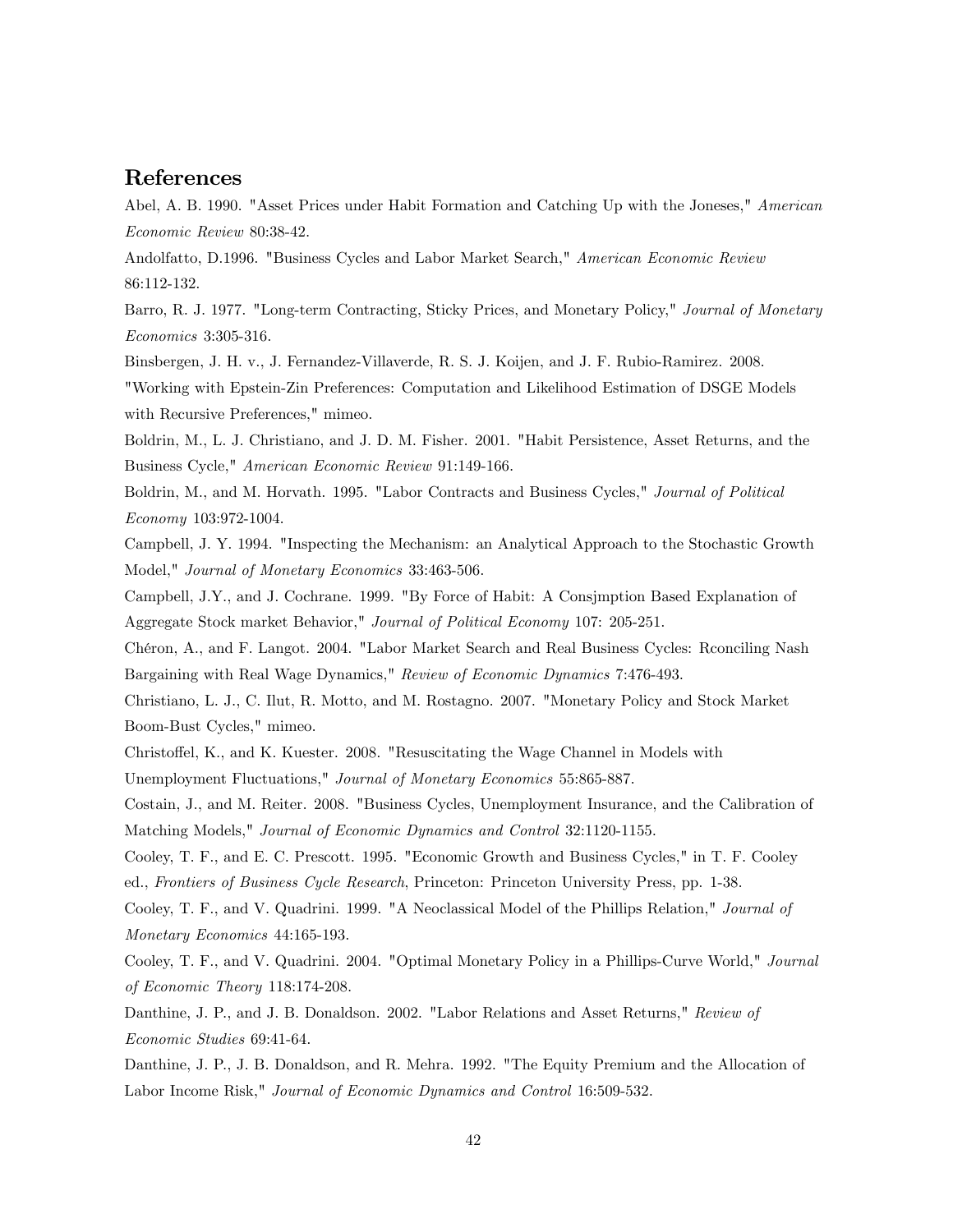## References

Abel, A. B. 1990. "Asset Prices under Habit Formation and Catching Up with the Joneses," *American Economic Review* 80:38-42.

Andolfatto, D.1996. "Business Cycles and Labor Market Search," *American Economic Review* 86:112-132.

Barro, R. J. 1977. "Long-term Contracting, Sticky Prices, and Monetary Policy," *Journal of Monetary Economics* 3:305-316.

Binsbergen, J. H. v., J. Fernandez-Villaverde, R. S. J. Koijen, and J. F. Rubio-Ramirez. 2008. "Working with Epstein-Zin Preferences: Computation and Likelihood Estimation of DSGE Models with Recursive Preferences," mimeo.

Boldrin, M., L. J. Christiano, and J. D. M. Fisher. 2001. "Habit Persistence, Asset Returns, and the Business Cycle," *American Economic Review* 91:149-166.

Boldrin, M., and M. Horvath. 1995. "Labor Contracts and Business Cycles," *Journal of Political Economy* 103:972-1004.

Campbell, J. Y. 1994. "Inspecting the Mechanism: an Analytical Approach to the Stochastic Growth Model," *Journal of Monetary Economics* 33:463-506.

Campbell, J.Y., and J. Cochrane. 1999. "By Force of Habit: A Consjmption Based Explanation of Aggregate Stock market Behavior," *Journal of Political Economy* 107: 205-251.

Chéron, A., and F. Langot. 2004. "Labor Market Search and Real Business Cycles: Rconciling Nash Bargaining with Real Wage Dynamics," *Review of Economic Dynamics* 7:476-493.

Christiano, L. J., C. Ilut, R. Motto, and M. Rostagno. 2007. "Monetary Policy and Stock Market Boom-Bust Cycles," mimeo.

Christoffel, K., and K. Kuester. 2008. "Resuscitating the Wage Channel in Models with Unemployment Fluctuations," *Journal of Monetary Economics* 55:865-887.

Costain, J., and M. Reiter. 2008. "Business Cycles, Unemployment Insurance, and the Calibration of Matching Models," *Journal of Economic Dynamics and Control* 32:1120-1155.

Cooley, T. F., and E. C. Prescott. 1995. "Economic Growth and Business Cycles," in T. F. Cooley ed., *Frontiers of Business Cycle Research*, Princeton: Princeton University Press, pp. 1-38.

Cooley, T. F., and V. Quadrini. 1999. "A Neoclassical Model of the Phillips Relation," *Journal of Monetary Economics* 44:165-193.

Cooley, T. F., and V. Quadrini. 2004. "Optimal Monetary Policy in a Phillips-Curve World," *Journal of Economic Theory* 118:174-208.

Danthine, J. P., and J. B. Donaldson. 2002. "Labor Relations and Asset Returns," *Review of Economic Studies* 69:41-64.

Danthine, J. P., J. B. Donaldson, and R. Mehra. 1992. "The Equity Premium and the Allocation of Labor Income Risk," *Journal of Economic Dynamics and Control* 16:509-532.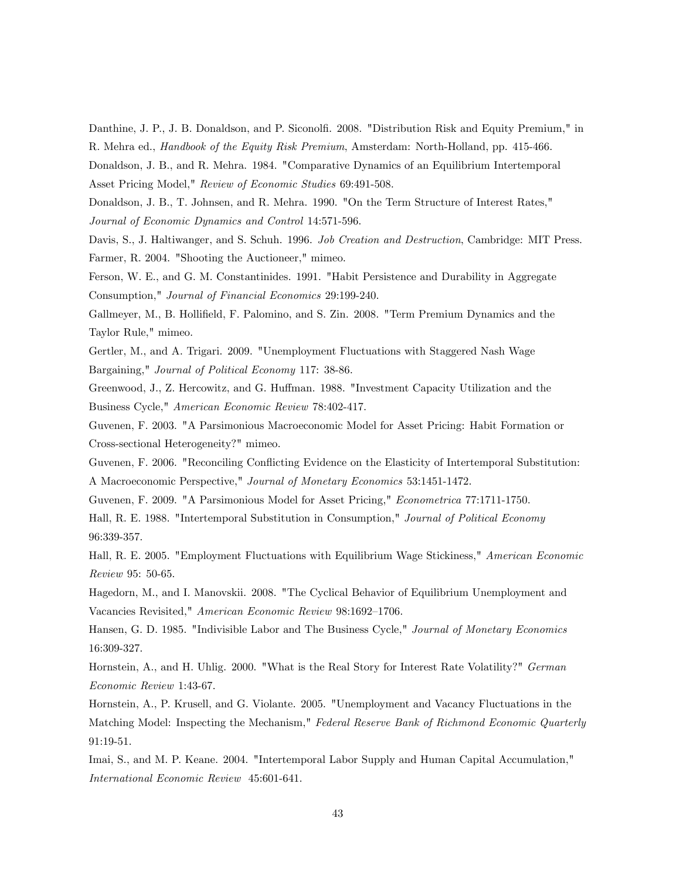Danthine, J. P., J. B. Donaldson, and P. Siconolfi. 2008. "Distribution Risk and Equity Premium," in R. Mehra ed., *Handbook of the Equity Risk Premium*, Amsterdam: North-Holland, pp. 415-466.

Donaldson, J. B., and R. Mehra. 1984. "Comparative Dynamics of an Equilibrium Intertemporal Asset Pricing Model," *Review of Economic Studies* 69:491-508.

Donaldson, J. B., T. Johnsen, and R. Mehra. 1990. "On the Term Structure of Interest Rates," *Journal of Economic Dynamics and Control* 14:571-596.

Davis, S., J. Haltiwanger, and S. Schuh. 1996. *Job Creation and Destruction*, Cambridge: MIT Press.

Farmer, R. 2004. "Shooting the Auctioneer," mimeo.

Ferson, W. E., and G. M. Constantinides. 1991. "Habit Persistence and Durability in Aggregate Consumption," *Journal of Financial Economics* 29:199-240.

Gallmeyer, M., B. Hollifield, F. Palomino, and S. Zin. 2008. "Term Premium Dynamics and the Taylor Rule," mimeo.

Gertler, M., and A. Trigari. 2009. "Unemployment Fluctuations with Staggered Nash Wage Bargaining," *Journal of Political Economy* 117: 38-86.

Greenwood, J., Z. Hercowitz, and G. Huffman. 1988. "Investment Capacity Utilization and the Business Cycle," *American Economic Review* 78:402-417.

Guvenen, F. 2003. "A Parsimonious Macroeconomic Model for Asset Pricing: Habit Formation or Cross-sectional Heterogeneity?" mimeo.

Guvenen, F. 2006. "Reconciling Conflicting Evidence on the Elasticity of Intertemporal Substitution: A Macroeconomic Perspective," *Journal of Monetary Economics* 53:1451-1472.

Guvenen, F. 2009. "A Parsimonious Model for Asset Pricing," *Econometrica* 77:1711-1750.

Hall, R. E. 1988. "Intertemporal Substitution in Consumption," *Journal of Political Economy* 96:339-357.

Hall, R. E. 2005. "Employment Fluctuations with Equilibrium Wage Stickiness," *American Economic Review* 95: 50-65.

Hagedorn, M., and I. Manovskii. 2008. "The Cyclical Behavior of Equilibrium Unemployment and Vacancies Revisited," *American Economic Review* 98:1692–1706.

Hansen, G. D. 1985. "Indivisible Labor and The Business Cycle," *Journal of Monetary Economics* 16:309-327.

Hornstein, A., and H. Uhlig. 2000. "What is the Real Story for Interest Rate Volatility?" *German Economic Review* 1:43-67.

Hornstein, A., P. Krusell, and G. Violante. 2005. "Unemployment and Vacancy Fluctuations in the Matching Model: Inspecting the Mechanism," *Federal Reserve Bank of Richmond Economic Quarterly* 91:19-51.

Imai, S., and M. P. Keane. 2004. "Intertemporal Labor Supply and Human Capital Accumulation," *International Economic Review* 45:601-641.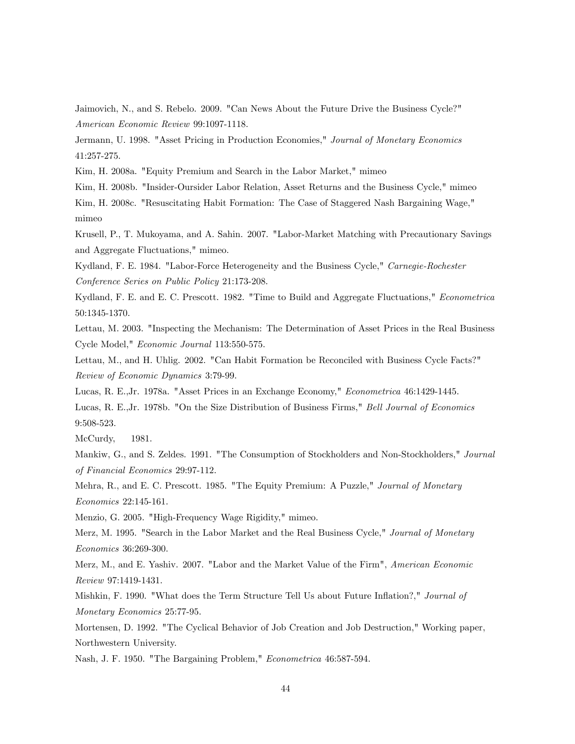Jaimovich, N., and S. Rebelo. 2009. "Can News About the Future Drive the Business Cycle?" *American Economic Review* 99:1097-1118.

Jermann, U. 1998. "Asset Pricing in Production Economies," *Journal of Monetary Economics* 41:257-275.

Kim, H. 2008a. "Equity Premium and Search in the Labor Market," mimeo

Kim, H. 2008b. "Insider-Oursider Labor Relation, Asset Returns and the Business Cycle," mimeo

Kim, H. 2008c. "Resuscitating Habit Formation: The Case of Staggered Nash Bargaining Wage," mimeo

Krusell, P., T. Mukoyama, and A. Sahin. 2007. "Labor-Market Matching with Precautionary Savings and Aggregate Fluctuations," mimeo.

Kydland, F. E. 1984. "Labor-Force Heterogeneity and the Business Cycle," *Carnegie-Rochester Conference Series on Public Policy* 21:173-208.

Kydland, F. E. and E. C. Prescott. 1982. "Time to Build and Aggregate Fluctuations," *Econometrica* 50:1345-1370.

Lettau, M. 2003. "Inspecting the Mechanism: The Determination of Asset Prices in the Real Business Cycle Model," *Economic Journal* 113:550-575.

Lettau, M., and H. Uhlig. 2002. "Can Habit Formation be Reconciled with Business Cycle Facts?" *Review of Economic Dynamics* 3:79-99.

Lucas, R. E.,Jr. 1978a. "Asset Prices in an Exchange Economy," *Econometrica* 46:1429-1445.

Lucas, R. E.,Jr. 1978b. "On the Size Distribution of Business Firms," *Bell Journal of Economics* 9:508-523.

McCurdy, 1981.

Mankiw, G., and S. Zeldes. 1991. "The Consumption of Stockholders and Non-Stockholders," *Journal of Financial Economics* 29:97-112.

Mehra, R., and E. C. Prescott. 1985. "The Equity Premium: A Puzzle," *Journal of Monetary Economics* 22:145-161.

Menzio, G. 2005. "High-Frequency Wage Rigidity," mimeo.

Merz, M. 1995. "Search in the Labor Market and the Real Business Cycle," *Journal of Monetary Economics* 36:269-300.

Merz, M., and E. Yashiv. 2007. "Labor and the Market Value of the Firm", *American Economic Review* 97:1419-1431.

Mishkin, F. 1990. "What does the Term Structure Tell Us about Future Inflation?," *Journal of Monetary Economics* 25:77-95.

Mortensen, D. 1992. "The Cyclical Behavior of Job Creation and Job Destruction," Working paper, Northwestern University.

Nash, J. F. 1950. "The Bargaining Problem," *Econometrica* 46:587-594.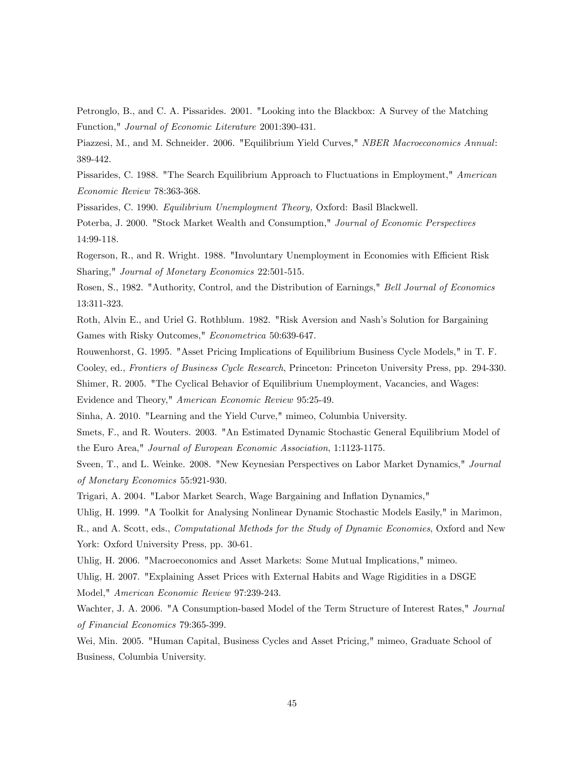Petronglo, B., and C. A. Pissarides. 2001. "Looking into the Blackbox: A Survey of the Matching Function," *Journal of Economic Literature* 2001:390-431.

Piazzesi, M., and M. Schneider. 2006. "Equilibrium Yield Curves," *NBER Macroeconomics Annual*: 389-442.

Pissarides, C. 1988. "The Search Equilibrium Approach to Fluctuations in Employment," *American Economic Review* 78:363-368.

Pissarides, C. 1990. *Equilibrium Unemployment Theory,* Oxford: Basil Blackwell.

Poterba, J. 2000. "Stock Market Wealth and Consumption," *Journal of Economic Perspectives* 14:99-118.

Rogerson, R., and R. Wright. 1988. "Involuntary Unemployment in Economies with Efficient Risk Sharing," *Journal of Monetary Economics* 22:501-515.

Rosen, S., 1982. "Authority, Control, and the Distribution of Earnings," *Bell Journal of Economics* 13:311-323.

Roth, Alvin E., and Uriel G. Rothblum. 1982. "Risk Aversion and Nash's Solution for Bargaining Games with Risky Outcomes," *Econometrica* 50:639-647.

Rouwenhorst, G. 1995. "Asset Pricing Implications of Equilibrium Business Cycle Models," in T. F. Cooley, ed., *Frontiers of Business Cycle Research*, Princeton: Princeton University Press, pp. 294-330.

Shimer, R. 2005. "The Cyclical Behavior of Equilibrium Unemployment, Vacancies, and Wages: Evidence and Theory," *American Economic Review* 95:25-49.

Sinha, A. 2010. "Learning and the Yield Curve," mimeo, Columbia University.

Smets, F., and R. Wouters. 2003. "An Estimated Dynamic Stochastic General Equilibrium Model of the Euro Area," *Journal of European Economic Association*, 1:1123-1175.

Sveen, T., and L. Weinke. 2008. "New Keynesian Perspectives on Labor Market Dynamics," *Journal of Monetary Economics* 55:921-930.

Trigari, A. 2004. "Labor Market Search, Wage Bargaining and Inflation Dynamics,"

Uhlig, H. 1999. "A Toolkit for Analysing Nonlinear Dynamic Stochastic Models Easily," in Marimon, R., and A. Scott, eds., *Computational Methods for the Study of Dynamic Economies*, Oxford and New York: Oxford University Press, pp. 30-61.

Uhlig, H. 2006. "Macroeconomics and Asset Markets: Some Mutual Implications," mimeo.

Uhlig, H. 2007. "Explaining Asset Prices with External Habits and Wage Rigidities in a DSGE Model," *American Economic Review* 97:239-243.

Wachter, J. A. 2006. "A Consumption-based Model of the Term Structure of Interest Rates," *Journal of Financial Economics* 79:365-399.

Wei, Min. 2005. "Human Capital, Business Cycles and Asset Pricing," mimeo, Graduate School of Business, Columbia University.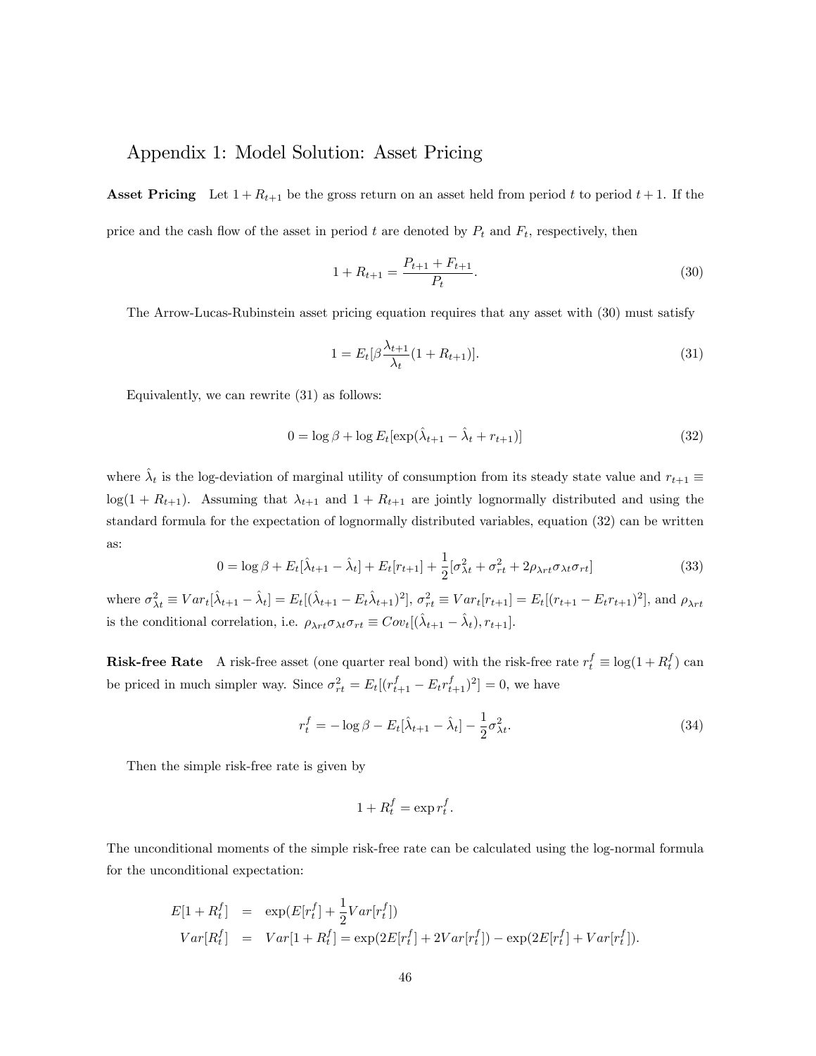# Appendix 1: Model Solution: Asset Pricing

**Asset Pricing** Let $1 + R_{t+1}$ be the gross return on an asset held from period $t$ to period $t+1$. If the price and the cash flow of the asset in period $t$ are denoted by $P_t$ and $F_t$, respectively, then

$$1 + R_{t+1} = \frac{P_{t+1} + F_{t+1}}{P_t}. \tag{30}$$

The Arrow-Lucas-Rubinstein asset pricing equation requires that any asset with (30) must satisfy

$$1 = E_t[\beta \frac{\lambda_{t+1}}{\lambda_t}(1 + R_{t+1})]. \tag{31}$$

Equivalently, we can rewrite (31) as follows:

$$0 = \log \beta + \log E_t[\exp(\hat{\lambda}_{t+1} - \hat{\lambda}_t + r_{t+1})] \tag{32}$$

where $\hat{\lambda}_t$ is the log-deviation of marginal utility of consumption from its steady state value and $r_{t+1} \equiv \log(1 + R_{t+1})$. Assuming that $\lambda_{t+1}$ and $1 + R_{t+1}$ are jointly lognormally distributed and using the standard formula for the expectation of lognormally distributed variables, equation (32) can be written as:

$$0 = \log \beta + E_t[\hat{\lambda}_{t+1} - \hat{\lambda}_t] + E_t[r_{t+1}] + \frac{1}{2}[\sigma_{\lambda t}^2 + \sigma_{rt}^2 + 2\rho_{\lambda rt}\sigma_{\lambda t}\sigma_{rt}] \tag{33}$$

where $\sigma_{\lambda t}^2 \equiv Var_t[\hat{\lambda}_{t+1} - \hat{\lambda}_t] = E_t[(\hat{\lambda}_{t+1} - E_t\hat{\lambda}_{t+1})^2]$, $\sigma_{rt}^2 \equiv Var_t[r_{t+1}] = E_t[(r_{t+1} - E_t r_{t+1})^2]$, and $\rho_{\lambda rt}$ is the conditional correlation, i.e. $\rho_{\lambda rt}\sigma_{\lambda t}\sigma_{rt} \equiv Cov_t[(\hat{\lambda}_{t+1} - \hat{\lambda}_t), r_{t+1}]$.

**Risk-free Rate** A risk-free asset (one quarter real bond) with the risk-free rate $r_t^f \equiv \log(1 + R_t^f)$ can be priced in much simpler way. Since $\sigma_{rt}^2 = E_t[(r_{t+1}^f - E_t r_{t+1}^f)^2] = 0$, we have

$$r_t^f = -\log \beta - E_t[\hat{\lambda}_{t+1} - \hat{\lambda}_t] - \frac{1}{2}\sigma_{\lambda t}^2. \tag{34}$$

Then the simple risk-free rate is given by

$$1 + R_t^f = \exp r_t^f.$$

The unconditional moments of the simple risk-free rate can be calculated using the log-normal formula for the unconditional expectation:

$$\begin{aligned} E[1 + R_t^f] &= \exp(E[r_t^f] + \frac{1}{2}Var[r_t^f]) \\ Var[R_t^f] &= Var[1 + R_t^f] = \exp(2E[r_t^f] + 2Var[r_t^f]) - \exp(2E[r_t^f] + Var[r_t^f]). \end{aligned}$$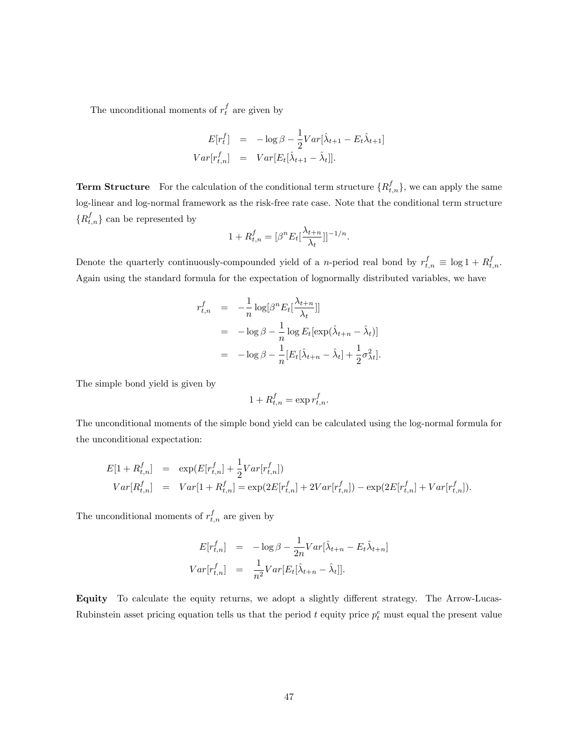The unconditional moments of $r_t^f$ are given by

$$
\begin{aligned}
E[r_t^f] &= -\log\beta - \frac{1}{2}Var[\hat{\lambda}_{t+1} - E_t\hat{\lambda}_{t+1}] \\
Var[r_{t,n}^f] &= Var[E_t[\hat{\lambda}_{t+1} - \hat{\lambda}_t]].
\end{aligned}
$$

**Term Structure** For the calculation of the conditional term structure $\{R_{t,n}^f\}$, we can apply the same log-linear and log-normal framework as the risk-free rate case. Note that the conditional term structure $\{R_{t,n}^f\}$ can be represented by

$$
1 + R_{t,n}^f = [\beta^n E_t[\frac{\lambda_{t+n}}{\lambda_t}]]^{-1/n}.
$$

Denote the quarterly continuously-compounded yield of a $n$-period real bond by $r_{t,n}^f \equiv \log 1 + R_{t,n}^f$. Again using the standard formula for the expectation of lognormally distributed variables, we have

$$
\begin{aligned}
r_{t,n}^f &= -\frac{1}{n}\log[\beta^n E_t[\frac{\lambda_{t+n}}{\lambda_t}]] \\
&= -\log\beta - \frac{1}{n}\log E_t[\exp(\hat{\lambda}_{t+n} - \hat{\lambda}_t)] \\
&= -\log\beta - \frac{1}{n}[E_t[\hat{\lambda}_{t+n} - \hat{\lambda}_t] + \frac{1}{2}\sigma_{\lambda t}^2].
\end{aligned}
$$

The simple bond yield is given by

$$
1 + R_{t,n}^f = \exp r_{t,n}^f.
$$

The unconditional moments of the simple bond yield can be calculated using the log-normal formula for the unconditional expectation:

$$
\begin{aligned}
E[1 + R_{t,n}^f] &= \exp(E[r_{t,n}^f] + \frac{1}{2}Var[r_{t,n}^f]) \\
Var[R_{t,n}^f] &= Var[1 + R_{t,n}^f] = \exp(2E[r_{t,n}^f] + 2Var[r_{t,n}^f]) - \exp(2E[r_{t,n}^f] + Var[r_{t,n}^f]).
\end{aligned}
$$

The unconditional moments of $r_{t,n}^f$ are given by

$$
\begin{aligned}
E[r_{t,n}^f] &= -\log\beta - \frac{1}{2n}Var[\hat{\lambda}_{t+n} - E_t\hat{\lambda}_{t+n}] \\
Var[r_{t,n}^f] &= \frac{1}{n^2}Var[E_t[\hat{\lambda}_{t+n} - \hat{\lambda}_t]].
\end{aligned}
$$

**Equity** To calculate the equity returns, we adopt a slightly different strategy. The Arrow-Lucas-Rubinstein asset pricing equation tells us that the period $t$ equity price $p_t^e$ must equal the present value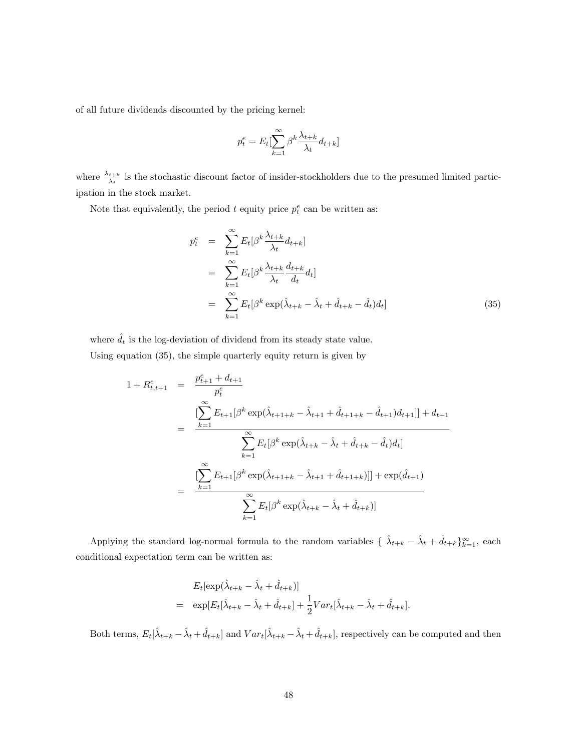of all future dividends discounted by the pricing kernel:

$$p_t^e = E_t[\sum_{k=1}^{\infty} \beta^k \frac{\lambda_{t+k}}{\lambda_t} d_{t+k}]$$

where $\frac{\lambda_{t+k}}{\lambda_t}$ is the stochastic discount factor of insider-stockholders due to the presumed limited participation in the stock market.

Note that equivalently, the period $t$ equity price $p_t^e$ can be written as:

$$\begin{aligned} p_t^e &= \sum_{k=1}^{\infty} E_t[\beta^k \frac{\lambda_{t+k}}{\lambda_t} d_{t+k}] \\ &= \sum_{k=1}^{\infty} E_t[\beta^k \frac{\lambda_{t+k}}{\lambda_t} \frac{d_{t+k}}{d_t} d_t] \\ &= \sum_{k=1}^{\infty} E_t[\beta^k \exp(\hat{\lambda}_{t+k} - \hat{\lambda}_t + \hat{d}_{t+k} - \hat{d}_t) d_t] \end{aligned} \quad (35)$$

where $\hat{d}_t$ is the log-deviation of dividend from its steady state value.

Using equation (35), the simple quarterly equity return is given by

$$\begin{aligned} 1 + R_{t,t+1}^e &= \frac{p_{t+1}^e + d_{t+1}}{p_t^e} \\ &= \frac{[\sum_{k=1}^{\infty} E_{t+1}[\beta^k \exp(\hat{\lambda}_{t+1+k} - \hat{\lambda}_{t+1} + \hat{d}_{t+1+k} - \hat{d}_{t+1}) d_{t+1}]] + d_{t+1}}{\sum_{k=1}^{\infty} E_t[\beta^k \exp(\hat{\lambda}_{t+k} - \hat{\lambda}_t + \hat{d}_{t+k} - \hat{d}_t) d_t]} \\ &= \frac{[\sum_{k=1}^{\infty} E_{t+1}[\beta^k \exp(\hat{\lambda}_{t+1+k} - \hat{\lambda}_{t+1} + \hat{d}_{t+1+k})]] + \exp(\hat{d}_{t+1})}{\sum_{k=1}^{\infty} E_t[\beta^k \exp(\hat{\lambda}_{t+k} - \hat{\lambda}_t + \hat{d}_{t+k})]} \end{aligned}$$

Applying the standard log-normal formula to the random variables $\{\hat{\lambda}_{t+k} - \hat{\lambda}_t + \hat{d}_{t+k}\}_{k=1}^{\infty}$, each conditional expectation term can be written as:

$$\begin{aligned} & E_t[\exp(\hat{\lambda}_{t+k} - \hat{\lambda}_t + \hat{d}_{t+k})] \\ = \; & \exp[E_t[\hat{\lambda}_{t+k} - \hat{\lambda}_t + \hat{d}_{t+k}] + \frac{1}{2} Var_t[\hat{\lambda}_{t+k} - \hat{\lambda}_t + \hat{d}_{t+k}]. \end{aligned}$$

Both terms, $E_t[\hat{\lambda}_{t+k} - \hat{\lambda}_t + \hat{d}_{t+k}]$ and $Var_t[\hat{\lambda}_{t+k} - \hat{\lambda}_t + \hat{d}_{t+k}]$, respectively can be computed and then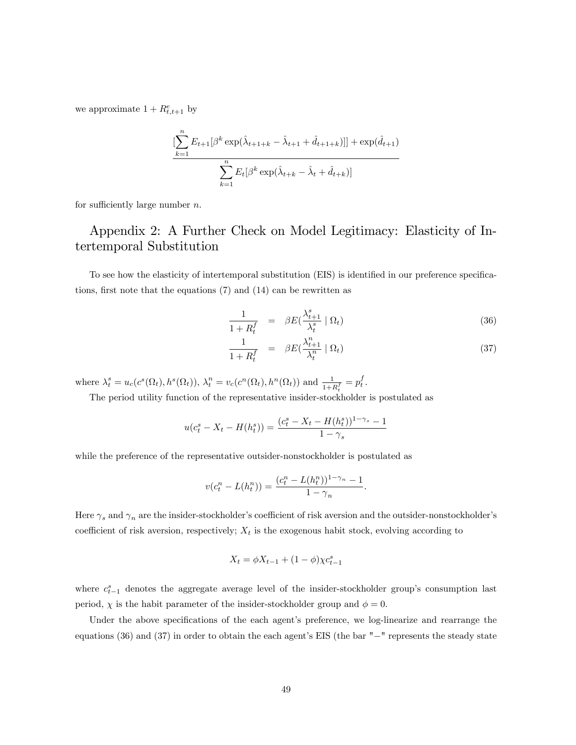we approximate $1 + R^e_{t,t+1}$ by

$$\frac{[\sum_{k=1}^{n} E_{t+1}[\beta^k \exp(\hat{\lambda}_{t+1+k} - \hat{\lambda}_{t+1} + \hat{d}_{t+1+k})]] + \exp(\hat{d}_{t+1})}{\sum_{k=1}^{n} E_t[\beta^k \exp(\hat{\lambda}_{t+k} - \hat{\lambda}_t + \hat{d}_{t+k})]}$$

for sufficiently large number $n$.

## Appendix 2: A Further Check on Model Legitimacy: Elasticity of Intertemporal Substitution

To see how the elasticity of intertemporal substitution (EIS) is identified in our preference specifications, first note that the equations (7) and (14) can be rewritten as

$$\frac{1}{1 + R^f_t} = \beta E(\frac{\lambda^s_{t+1}}{\lambda^s_t} \mid \Omega_t) \tag{36}$$

$$\frac{1}{1 + R^f_t} = \beta E(\frac{\lambda^n_{t+1}}{\lambda^n_t} \mid \Omega_t) \tag{37}$$

where $\lambda^s_t = u_c(c^s(\Omega_t), h^s(\Omega_t))$, $\lambda^n_t = v_c(c^n(\Omega_t), h^n(\Omega_t))$ and $\frac{1}{1+R^f_t} = p^f_t$.

The period utility function of the representative insider-stockholder is postulated as

$$u(c^s_t - X_t - H(h^s_t)) = \frac{(c^s_t - X_t - H(h^s_t))^{1-\gamma_s} - 1}{1 - \gamma_s}$$

while the preference of the representative outsider-nonstockholder is postulated as

$$v(c^n_t - L(h^n_t)) = \frac{(c^n_t - L(h^n_t))^{1-\gamma_n} - 1}{1 - \gamma_n}.$$

Here $\gamma_s$ and $\gamma_n$ are the insider-stockholder's coefficient of risk aversion and the outsider-nonstockholder's coefficient of risk aversion, respectively; $X_t$ is the exogenous habit stock, evolving according to

$$X_t = \phi X_{t-1} + (1 - \phi)\chi c^s_{t-1}$$

where $c^s_{t-1}$ denotes the aggregate average level of the insider-stockholder group's consumption last period, $\chi$ is the habit parameter of the insider-stockholder group and $\phi = 0$.

Under the above specifications of the each agent's preference, we log-linearize and rearrange the equations (36) and (37) in order to obtain the each agent's EIS (the bar "−" represents the steady state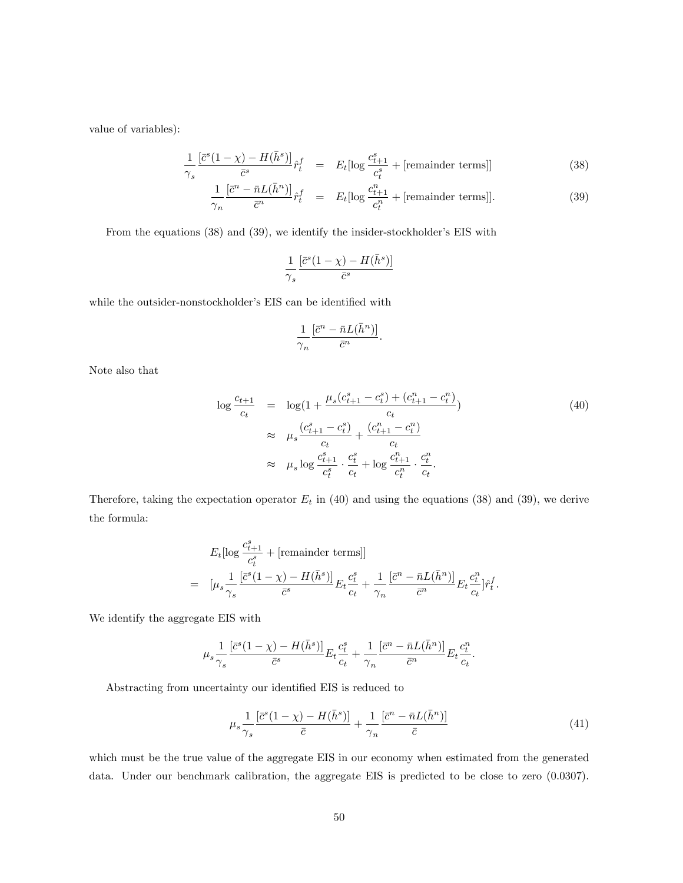value of variables):

$$\frac{1}{\gamma_s}\frac{[\bar{c}^s(1-\chi)-H(\bar{h}^s)]}{\bar{c}^s}\hat{r}_t^f = E_t[\log\frac{c_{t+1}^s}{c_t^s} + [\text{remainder terms}]] \tag{38}$$

$$\frac{1}{\gamma_n}\frac{[\bar{c}^n-\bar{n}L(\bar{h}^n)]}{\bar{c}^n}\hat{r}_t^f = E_t[\log\frac{c_{t+1}^n}{c_t^n} + [\text{remainder terms}]]. \tag{39}$$

From the equations (38) and (39), we identify the insider-stockholder's EIS with

$$\frac{1}{\gamma_s}\frac{[\bar{c}^s(1-\chi)-H(\bar{h}^s)]}{\bar{c}^s}$$

while the outsider-nonstockholder's EIS can be identified with

$$\frac{1}{\gamma_n}\frac{[\bar{c}^n-\bar{n}L(\bar{h}^n)]}{\bar{c}^n}.$$

Note also that

$$\begin{aligned}
\log\frac{c_{t+1}}{c_t} &= \log(1+\frac{\mu_s(c_{t+1}^s-c_t^s)+(c_{t+1}^n-c_t^n)}{c_t}) \\
&\approx \mu_s\frac{(c_{t+1}^s-c_t^s)}{c_t}+\frac{(c_{t+1}^n-c_t^n)}{c_t} \\
&\approx \mu_s\log\frac{c_{t+1}^s}{c_t^s}\cdot\frac{c_t^s}{c_t}+\log\frac{c_{t+1}^n}{c_t^n}\cdot\frac{c_t^n}{c_t}.
\end{aligned} \tag{40}$$

Therefore, taking the expectation operator $E_t$ in (40) and using the equations (38) and (39), we derive the formula:

$$\begin{aligned}
&E_t[\log\frac{c_{t+1}^s}{c_t^s} + [\text{remainder terms}]] \\
=\ &[\mu_s\frac{1}{\gamma_s}\frac{[\bar{c}^s(1-\chi)-H(\bar{h}^s)]}{\bar{c}^s}E_t\frac{c_t^s}{c_t}+\frac{1}{\gamma_n}\frac{[\bar{c}^n-\bar{n}L(\bar{h}^n)]}{\bar{c}^n}E_t\frac{c_t^n}{c_t}]\hat{r}_t^f.
\end{aligned}$$

We identify the aggregate EIS with

$$\mu_s\frac{1}{\gamma_s}\frac{[\bar{c}^s(1-\chi)-H(\bar{h}^s)]}{\bar{c}^s}E_t\frac{c_t^s}{c_t}+\frac{1}{\gamma_n}\frac{[\bar{c}^n-\bar{n}L(\bar{h}^n)]}{\bar{c}^n}E_t\frac{c_t^n}{c_t}.$$

Abstracting from uncertainty our identified EIS is reduced to

$$\mu_s\frac{1}{\gamma_s}\frac{[\bar{c}^s(1-\chi)-H(\bar{h}^s)]}{\bar{c}}+\frac{1}{\gamma_n}\frac{[\bar{c}^n-\bar{n}L(\bar{h}^n)]}{\bar{c}} \tag{41}$$

which must be the true value of the aggregate EIS in our economy when estimated from the generated data. Under our benchmark calibration, the aggregate EIS is predicted to be close to zero (0.0307).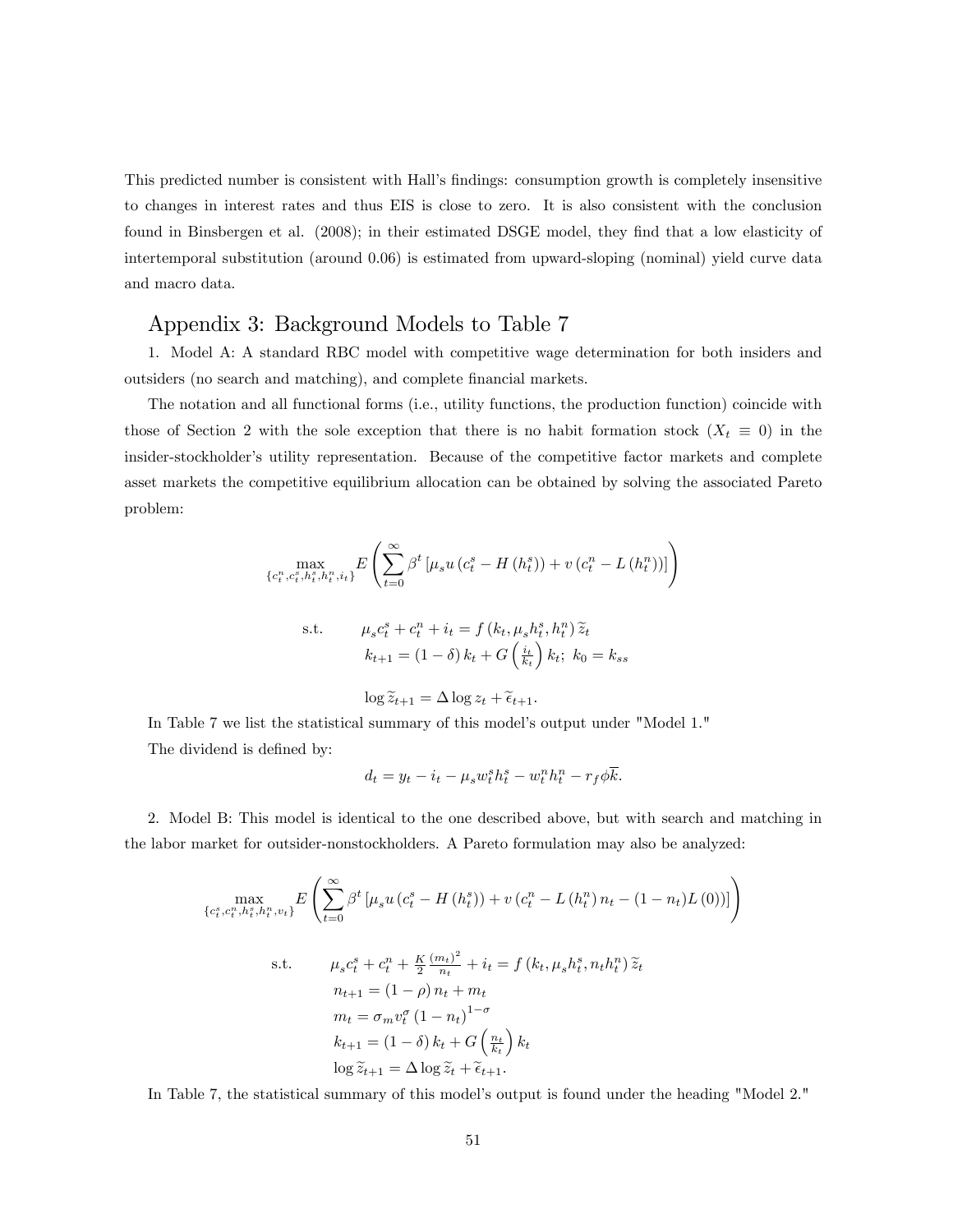This predicted number is consistent with Hall's findings: consumption growth is completely insensitive to changes in interest rates and thus EIS is close to zero. It is also consistent with the conclusion found in Binsbergen et al. (2008); in their estimated DSGE model, they find that a low elasticity of intertemporal substitution (around 0.06) is estimated from upward-sloping (nominal) yield curve data and macro data.

## Appendix 3: Background Models to Table 7

1. Model A: A standard RBC model with competitive wage determination for both insiders and outsiders (no search and matching), and complete financial markets.

The notation and all functional forms (i.e., utility functions, the production function) coincide with those of Section 2 with the sole exception that there is no habit formation stock ($X_t \equiv 0$) in the insider-stockholder's utility representation. Because of the competitive factor markets and complete asset markets the competitive equilibrium allocation can be obtained by solving the associated Pareto problem:

$$\max_{\{c_t^n, c_t^s, h_t^s, h_t^n, i_t\}} E\left(\sum_{t=0}^{\infty} \beta^t \left[\mu_s u\left(c_t^s - H\left(h_t^s\right)\right) + v\left(c_t^n - L\left(h_t^n\right)\right)\right]\right)$$

$$\text{s.t.} \qquad \mu_s c_t^s + c_t^n + i_t = f\left(k_t, \mu_s h_t^s, h_t^n\right) \widetilde{z}_t$$
$$k_{t+1} = (1-\delta) k_t + G\left(\frac{i_t}{k_t}\right) k_t; \; k_0 = k_{ss}$$

$$\log \widetilde{z}_{t+1} = \Delta \log z_t + \widetilde{\epsilon}_{t+1}.$$

In Table 7 we list the statistical summary of this model's output under "Model 1."

The dividend is defined by:

$$d_t = y_t - i_t - \mu_s w_t^s h_t^s - w_t^n h_t^n - r_f \phi \overline{k}.$$

2. Model B: This model is identical to the one described above, but with search and matching in the labor market for outsider-nonstockholders. A Pareto formulation may also be analyzed:

$$\max_{\{c_t^s, c_t^n, h_t^s, h_t^n, v_t\}} E\left(\sum_{t=0}^{\infty} \beta^t \left[\mu_s u\left(c_t^s - H\left(h_t^s\right)\right) + v\left(c_t^n - L\left(h_t^n\right) n_t - (1-n_t) L\left(0\right)\right)\right]\right)$$

$$\text{s.t.} \qquad \mu_s c_t^s + c_t^n + \frac{K}{2}\frac{(m_t)^2}{n_t} + i_t = f\left(k_t, \mu_s h_t^s, n_t h_t^n\right) \widetilde{z}_t$$
$$n_{t+1} = (1-\rho) n_t + m_t$$
$$m_t = \sigma_m v_t^{\sigma} \left(1-n_t\right)^{1-\sigma}$$
$$k_{t+1} = (1-\delta) k_t + G\left(\frac{n_t}{k_t}\right) k_t$$
$$\log \widetilde{z}_{t+1} = \Delta \log \widetilde{z}_t + \widetilde{\epsilon}_{t+1}.$$

In Table 7, the statistical summary of this model's output is found under the heading "Model 2."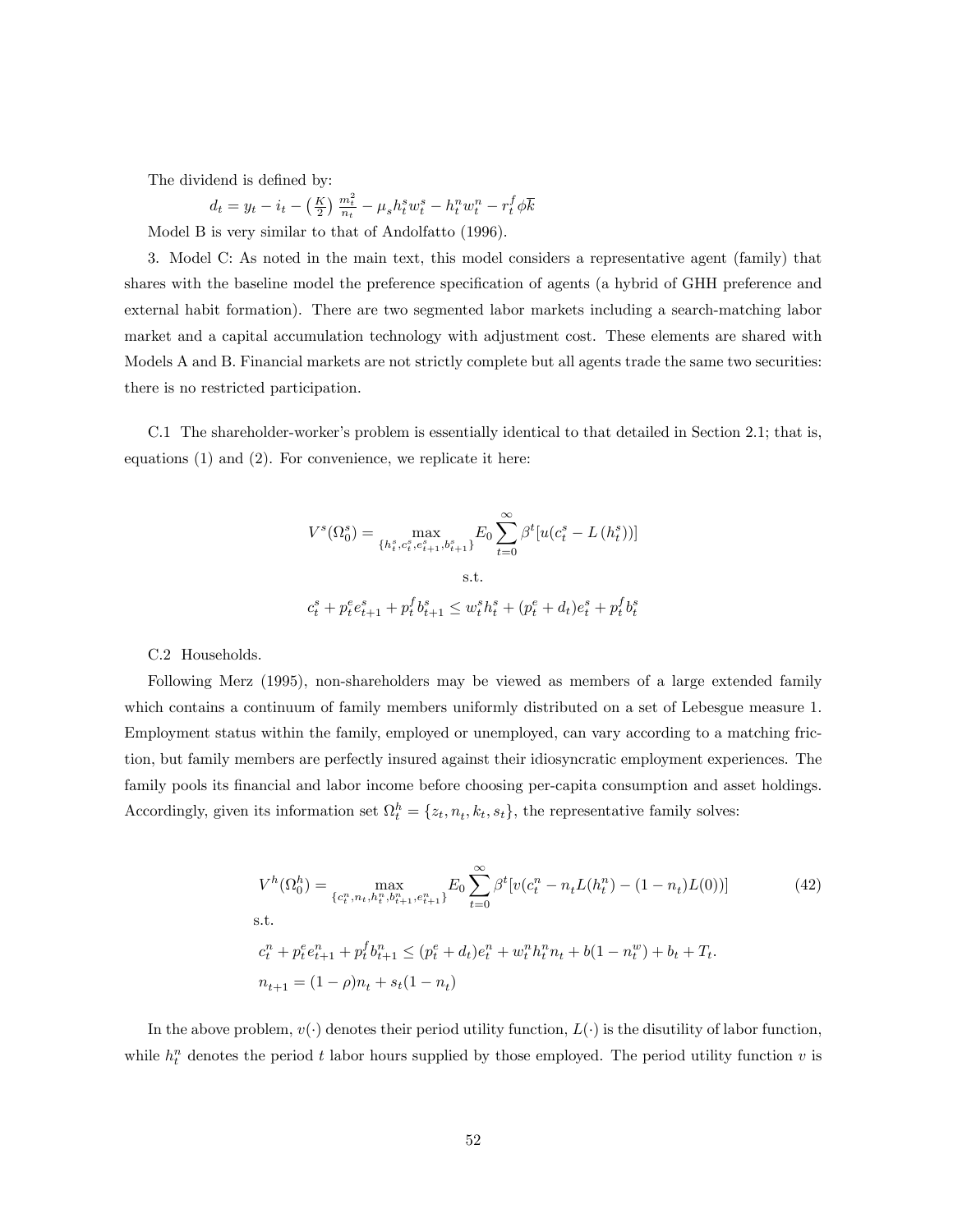The dividend is defined by:

$$d_t = y_t - i_t - \left(\frac{K}{2}\right)\frac{m_t^2}{n_t} - \mu_s h_t^s w_t^s - h_t^n w_t^n - r_t^f \phi \overline{k}$$

Model B is very similar to that of Andolfatto (1996).

3. Model C: As noted in the main text, this model considers a representative agent (family) that shares with the baseline model the preference specification of agents (a hybrid of GHH preference and external habit formation). There are two segmented labor markets including a search-matching labor market and a capital accumulation technology with adjustment cost. These elements are shared with Models A and B. Financial markets are not strictly complete but all agents trade the same two securities: there is no restricted participation.

C.1 The shareholder-worker's problem is essentially identical to that detailed in Section 2.1; that is, equations (1) and (2). For convenience, we replicate it here:

$$V^s(\Omega_0^s) = \max_{\{h_t^s, c_t^s, e_{t+1}^s, b_{t+1}^s\}} E_0 \sum_{t=0}^{\infty} \beta^t [u(c_t^s - L(h_t^s))]$$

s.t.

$$c_t^s + p_t^e e_{t+1}^s + p_t^f b_{t+1}^s \leq w_t^s h_t^s + (p_t^e + d_t) e_t^s + p_t^f b_t^s$$

C.2 Households.

Following Merz (1995), non-shareholders may be viewed as members of a large extended family which contains a continuum of family members uniformly distributed on a set of Lebesgue measure 1. Employment status within the family, employed or unemployed, can vary according to a matching friction, but family members are perfectly insured against their idiosyncratic employment experiences. The family pools its financial and labor income before choosing per-capita consumption and asset holdings. Accordingly, given its information set $\Omega_t^h = \{z_t, n_t, k_t, s_t\}$, the representative family solves:

$$V^h(\Omega_0^h) = \max_{\{c_t^n, n_t, h_t^n, b_{t+1}^n, e_{t+1}^n\}} E_0 \sum_{t=0}^{\infty} \beta^t [v(c_t^n - n_t L(h_t^n) - (1 - n_t) L(0))] \tag{42}$$

s.t.

$$c_t^n + p_t^e e_{t+1}^n + p_t^f b_{t+1}^n \leq (p_t^e + d_t) e_t^n + w_t^n h_t^n n_t + b(1 - n_t^w) + b_t + T_t.$$

$$n_{t+1} = (1 - \rho) n_t + s_t (1 - n_t)$$

In the above problem, $v(\cdot)$ denotes their period utility function, $L(\cdot)$ is the disutility of labor function, while $h_t^n$ denotes the period $t$ labor hours supplied by those employed. The period utility function $v$ is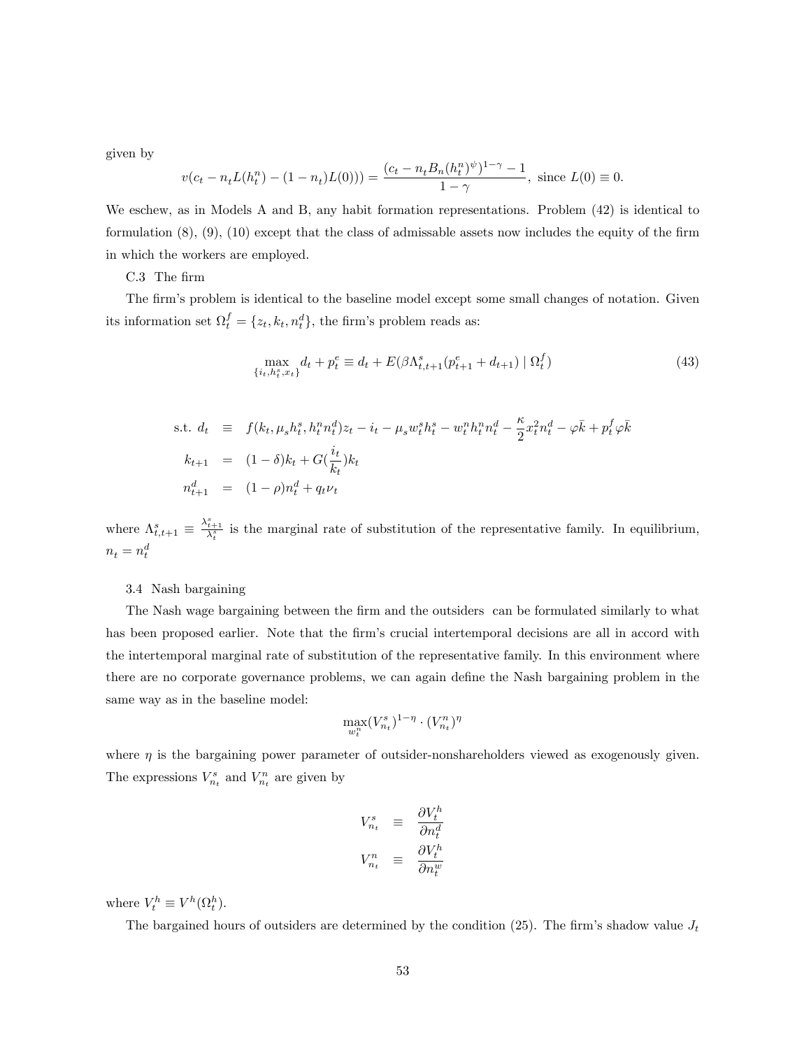given by

$$v(c_t - n_t L(h_t^n) - (1-n_t)L(0))) = \frac{(c_t - n_t B_n (h_t^n)^{\psi})^{1-\gamma} - 1}{1-\gamma}, \text{ since } L(0) \equiv 0.$$

We eschew, as in Models A and B, any habit formation representations. Problem (42) is identical to formulation (8), (9), (10) except that the class of admissable assets now includes the equity of the firm in which the workers are employed.

C.3 The firm

The firm's problem is identical to the baseline model except some small changes of notation. Given its information set $\Omega_t^f = \{z_t, k_t, n_t^d\}$, the firm's problem reads as:

$$\max_{\{i_t, h_t^s, x_t\}} d_t + p_t^e \equiv d_t + E(\beta \Lambda_{t,t+1}^s (p_{t+1}^e + d_{t+1}) \mid \Omega_t^f) \tag{43}$$

$$\begin{aligned}
\text{s.t. } d_t &\equiv f(k_t, \mu_s h_t^s, h_t^n n_t^d) z_t - i_t - \mu_s w_t^s h_t^s - w_t^n h_t^n n_t^d - \frac{\kappa}{2} x_t^2 n_t^d - \varphi \bar{k} + p_t^f \varphi \bar{k} \\
k_{t+1} &= (1-\delta) k_t + G(\frac{i_t}{k_t}) k_t \\
n_{t+1}^d &= (1-\rho) n_t^d + q_t \nu_t
\end{aligned}$$

where $\Lambda_{t,t+1}^s \equiv \frac{\lambda_{t+1}^s}{\lambda_t^s}$ is the marginal rate of substitution of the representative family. In equilibrium, $n_t = n_t^d$

3.4 Nash bargaining

The Nash wage bargaining between the firm and the outsiders can be formulated similarly to what has been proposed earlier. Note that the firm's crucial intertemporal decisions are all in accord with the intertemporal marginal rate of substitution of the representative family. In this environment where there are no corporate governance problems, we can again define the Nash bargaining problem in the same way as in the baseline model:

$$\max_{w_t^n} (V_{n_t}^s)^{1-\eta} \cdot (V_{n_t}^n)^{\eta}$$

where $\eta$ is the bargaining power parameter of outsider-nonshareholders viewed as exogenously given. The expressions $V_{n_t}^s$ and $V_{n_t}^n$ are given by

$$\begin{aligned}
V_{n_t}^s &\equiv \frac{\partial V_t^h}{\partial n_t^d} \\
V_{n_t}^n &\equiv \frac{\partial V_t^h}{\partial n_t^w}
\end{aligned}$$

where $V_t^h \equiv V^h(\Omega_t^h)$.

The bargained hours of outsiders are determined by the condition (25). The firm's shadow value $J_t$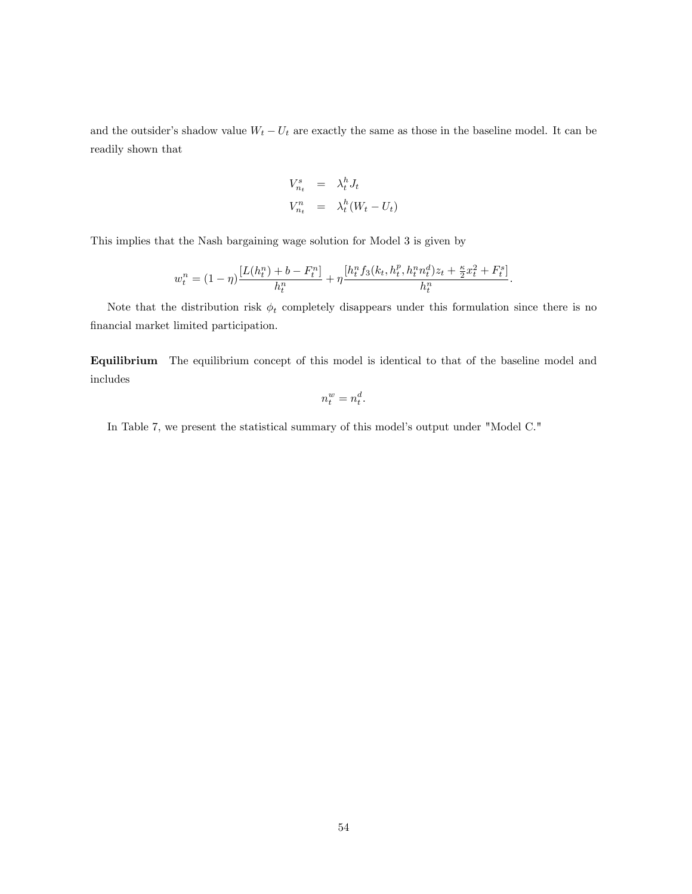and the outsider's shadow value $W_t - U_t$ are exactly the same as those in the baseline model. It can be readily shown that

$$
\begin{aligned}
V^s_{n_t} &= \lambda^h_t J_t \\
V^n_{n_t} &= \lambda^h_t (W_t - U_t)
\end{aligned}
$$

This implies that the Nash bargaining wage solution for Model 3 is given by

$$
w^n_t = (1-\eta)\frac{[L(h^n_t) + b - F^n_t]}{h^n_t} + \eta \frac{[h^n_t f_3(k_t, h^p_t, h^n_t n^d_t) z_t + \frac{\kappa}{2} x^2_t + F^s_t]}{h^n_t}.
$$

Note that the distribution risk $\phi_t$ completely disappears under this formulation since there is no financial market limited participation.

**Equilibrium** The equilibrium concept of this model is identical to that of the baseline model and includes

$$
n^w_t = n^d_t.
$$

In Table 7, we present the statistical summary of this model's output under "Model C."